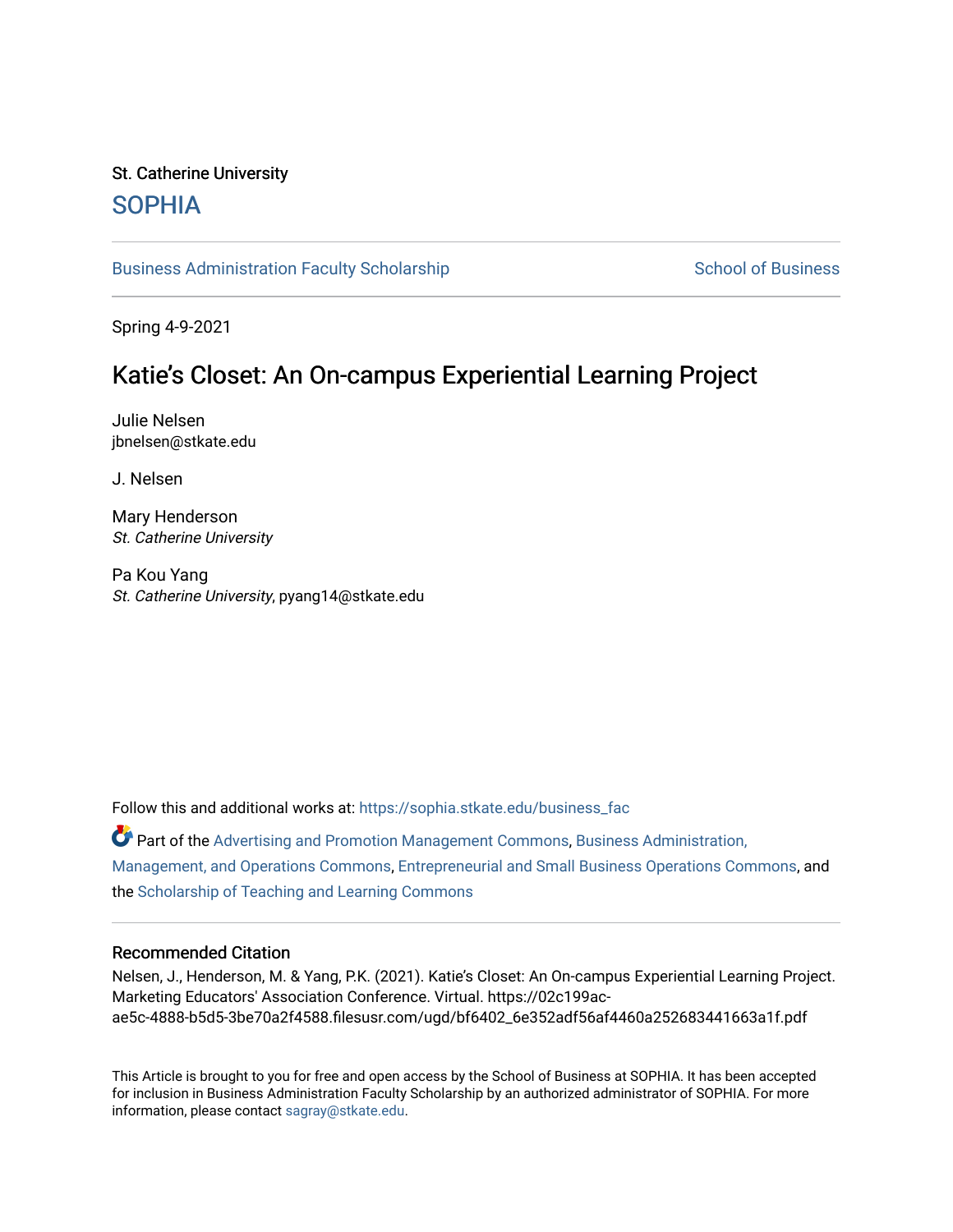St. Catherine University

# SOPHIA

Business Administration Faculty Scholarship | School of Business

Spring 4-9-2021

## Katie's Closet: An On-campus Experiential Learning Project

Julie Nelsen
jbnelsen@stkate.edu

J. Nelsen

Mary Henderson
*St. Catherine University*

Pa Kou Yang
*St. Catherine University*, pyang14@stkate.edu

Follow this and additional works at: https://sophia.stkate.edu/business_fac

Part of the Advertising and Promotion Management Commons, Business Administration, Management, and Operations Commons, Entrepreneurial and Small Business Operations Commons, and the Scholarship of Teaching and Learning Commons

### Recommended Citation

Nelsen, J., Henderson, M. & Yang, P.K. (2021). Katie's Closet: An On-campus Experiential Learning Project. Marketing Educators' Association Conference. Virtual. https://02c199ac-ae5c-4888-b5d5-3be70a2f4588.filesusr.com/ugd/bf6402_6e352adf56af4460a252683441663a1f.pdf

This Article is brought to you for free and open access by the School of Business at SOPHIA. It has been accepted for inclusion in Business Administration Faculty Scholarship by an authorized administrator of SOPHIA. For more information, please contact sagray@stkate.edu.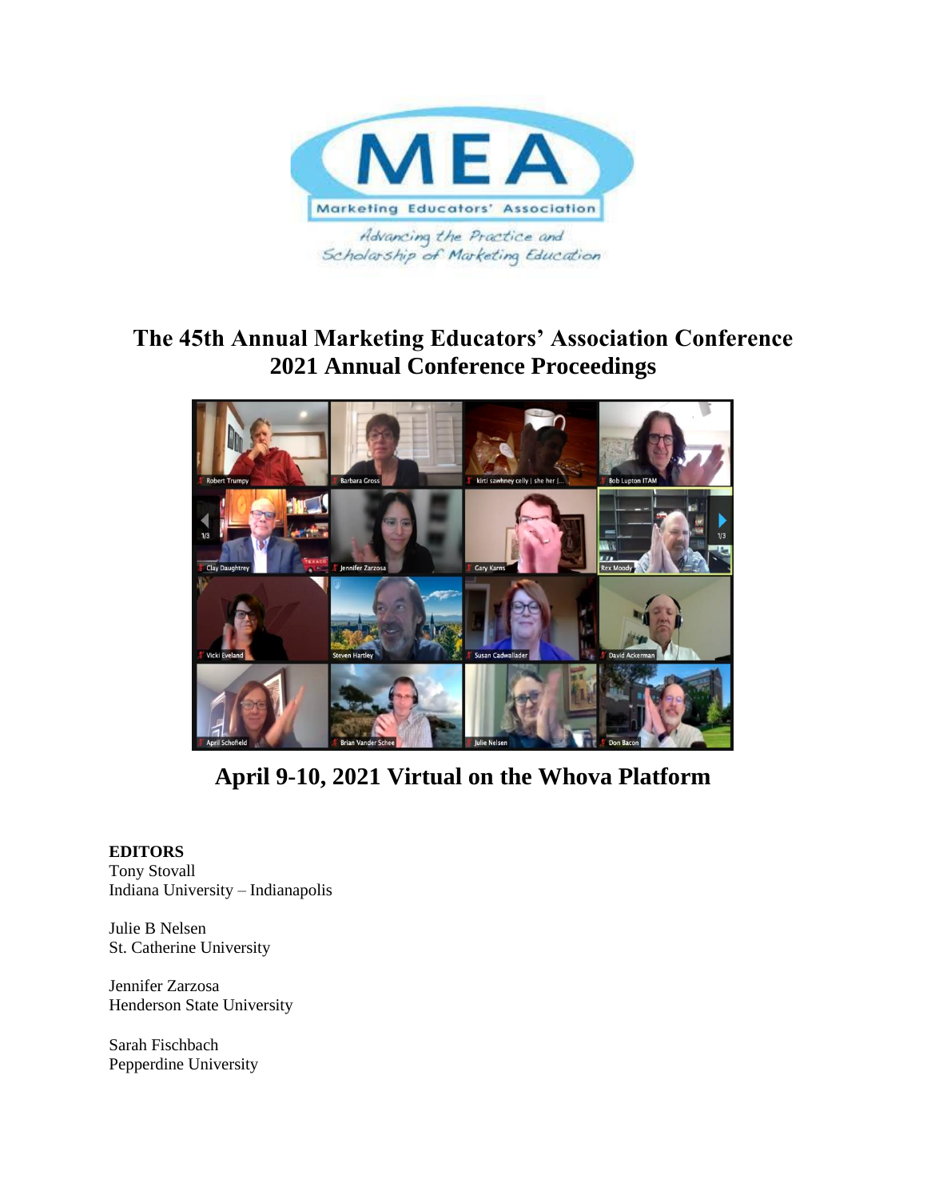# The 45th Annual Marketing Educators' Association Conference
# 2021 Annual Conference Proceedings

## April 9-10, 2021 Virtual on the Whova Platform

**EDITORS**

Tony Stovall
Indiana University – Indianapolis

Julie B Nelsen
St. Catherine University

Jennifer Zarzosa
Henderson State University

Sarah Fischbach
Pepperdine University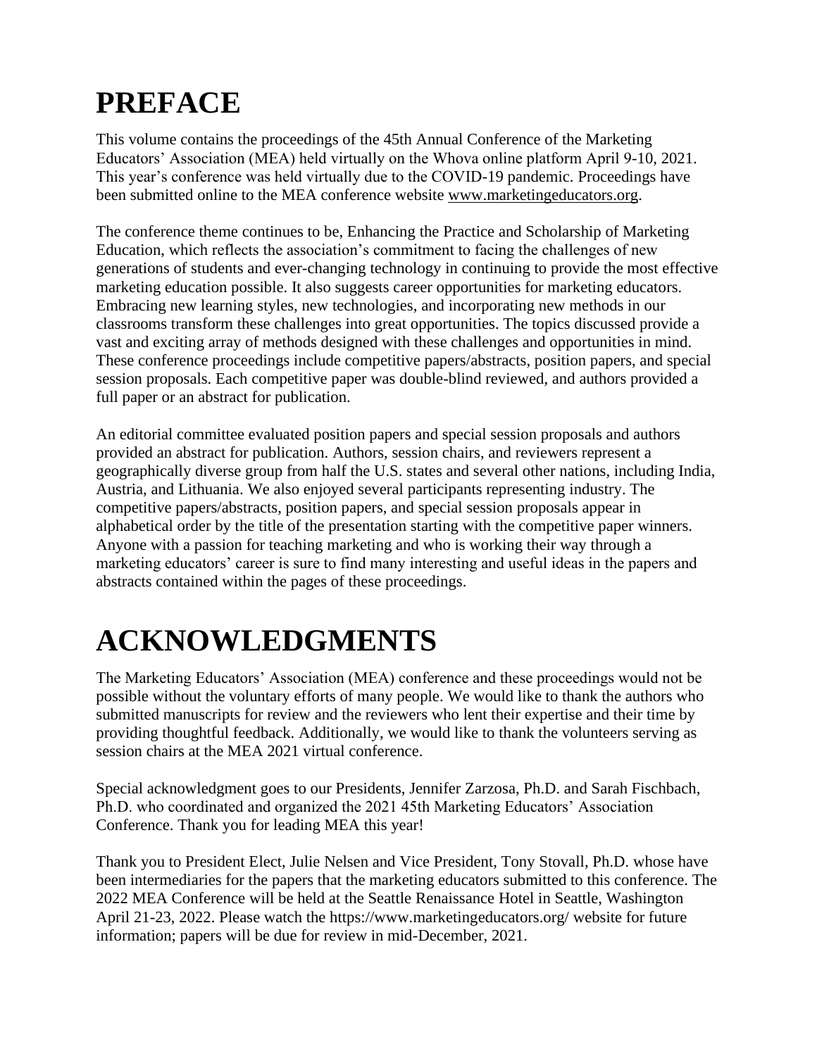# PREFACE

This volume contains the proceedings of the 45th Annual Conference of the Marketing Educators' Association (MEA) held virtually on the Whova online platform April 9-10, 2021. This year's conference was held virtually due to the COVID-19 pandemic. Proceedings have been submitted online to the MEA conference website www.marketingeducators.org.

The conference theme continues to be, Enhancing the Practice and Scholarship of Marketing Education, which reflects the association's commitment to facing the challenges of new generations of students and ever-changing technology in continuing to provide the most effective marketing education possible. It also suggests career opportunities for marketing educators. Embracing new learning styles, new technologies, and incorporating new methods in our classrooms transform these challenges into great opportunities. The topics discussed provide a vast and exciting array of methods designed with these challenges and opportunities in mind. These conference proceedings include competitive papers/abstracts, position papers, and special session proposals. Each competitive paper was double-blind reviewed, and authors provided a full paper or an abstract for publication.

An editorial committee evaluated position papers and special session proposals and authors provided an abstract for publication. Authors, session chairs, and reviewers represent a geographically diverse group from half the U.S. states and several other nations, including India, Austria, and Lithuania. We also enjoyed several participants representing industry. The competitive papers/abstracts, position papers, and special session proposals appear in alphabetical order by the title of the presentation starting with the competitive paper winners. Anyone with a passion for teaching marketing and who is working their way through a marketing educators' career is sure to find many interesting and useful ideas in the papers and abstracts contained within the pages of these proceedings.

# ACKNOWLEDGMENTS

The Marketing Educators' Association (MEA) conference and these proceedings would not be possible without the voluntary efforts of many people. We would like to thank the authors who submitted manuscripts for review and the reviewers who lent their expertise and their time by providing thoughtful feedback. Additionally, we would like to thank the volunteers serving as session chairs at the MEA 2021 virtual conference.

Special acknowledgment goes to our Presidents, Jennifer Zarzosa, Ph.D. and Sarah Fischbach, Ph.D. who coordinated and organized the 2021 45th Marketing Educators' Association Conference. Thank you for leading MEA this year!

Thank you to President Elect, Julie Nelsen and Vice President, Tony Stovall, Ph.D. whose have been intermediaries for the papers that the marketing educators submitted to this conference. The 2022 MEA Conference will be held at the Seattle Renaissance Hotel in Seattle, Washington April 21-23, 2022. Please watch the https://www.marketingeducators.org/ website for future information; papers will be due for review in mid-December, 2021.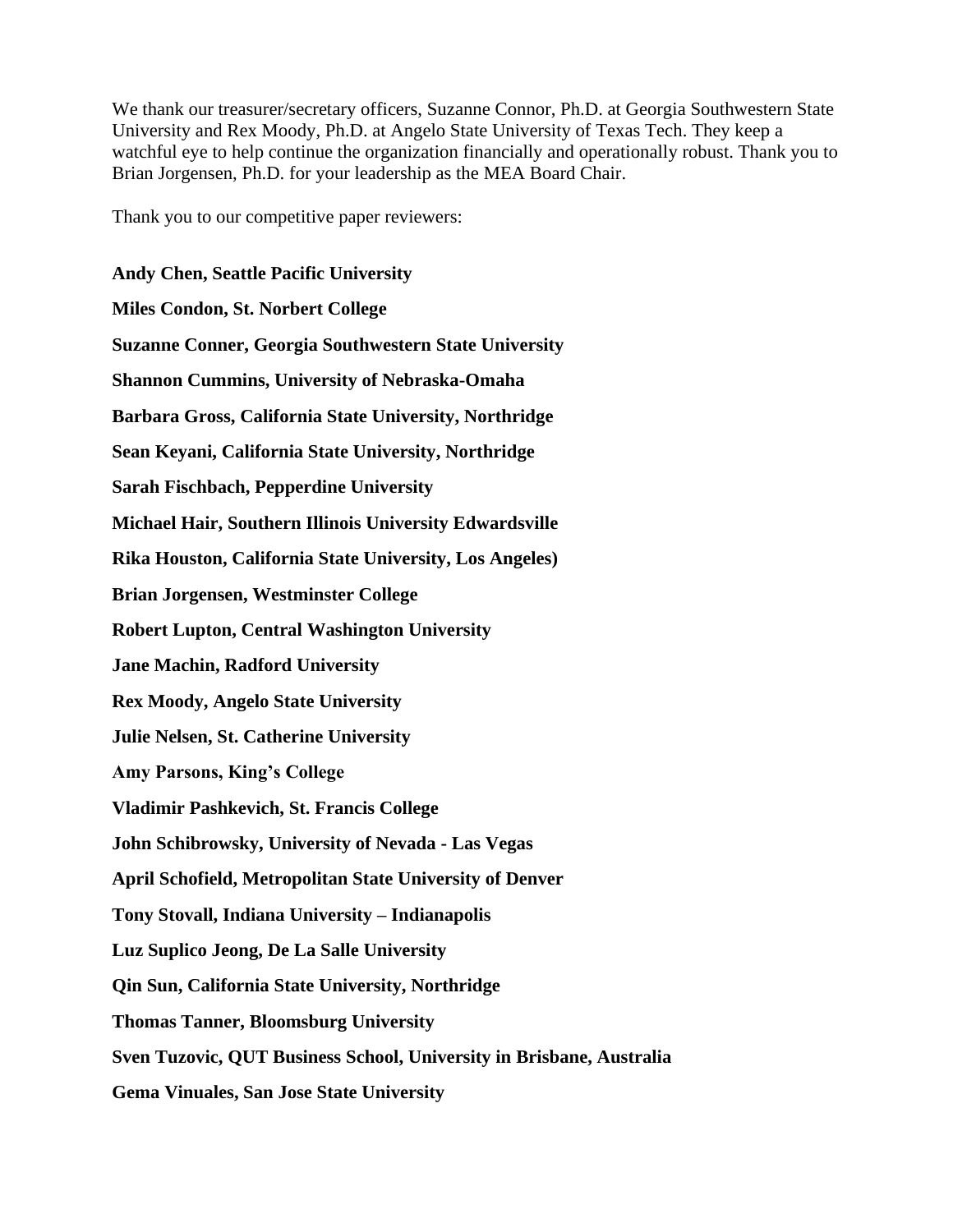We thank our treasurer/secretary officers, Suzanne Connor, Ph.D. at Georgia Southwestern State University and Rex Moody, Ph.D. at Angelo State University of Texas Tech. They keep a watchful eye to help continue the organization financially and operationally robust. Thank you to Brian Jorgensen, Ph.D. for your leadership as the MEA Board Chair.

Thank you to our competitive paper reviewers:

**Andy Chen, Seattle Pacific University**

**Miles Condon, St. Norbert College**

**Suzanne Conner, Georgia Southwestern State University**

**Shannon Cummins, University of Nebraska-Omaha**

**Barbara Gross, California State University, Northridge**

**Sean Keyani, California State University, Northridge**

**Sarah Fischbach, Pepperdine University**

**Michael Hair, Southern Illinois University Edwardsville**

**Rika Houston, California State University, Los Angeles)**

**Brian Jorgensen, Westminster College**

**Robert Lupton, Central Washington University**

**Jane Machin, Radford University**

**Rex Moody, Angelo State University**

**Julie Nelsen, St. Catherine University**

**Amy Parsons, King's College**

**Vladimir Pashkevich, St. Francis College**

**John Schibrowsky, University of Nevada - Las Vegas**

**April Schofield, Metropolitan State University of Denver**

**Tony Stovall, Indiana University – Indianapolis**

**Luz Suplico Jeong, De La Salle University**

**Qin Sun, California State University, Northridge**

**Thomas Tanner, Bloomsburg University**

**Sven Tuzovic, QUT Business School, University in Brisbane, Australia**

**Gema Vinuales, San Jose State University**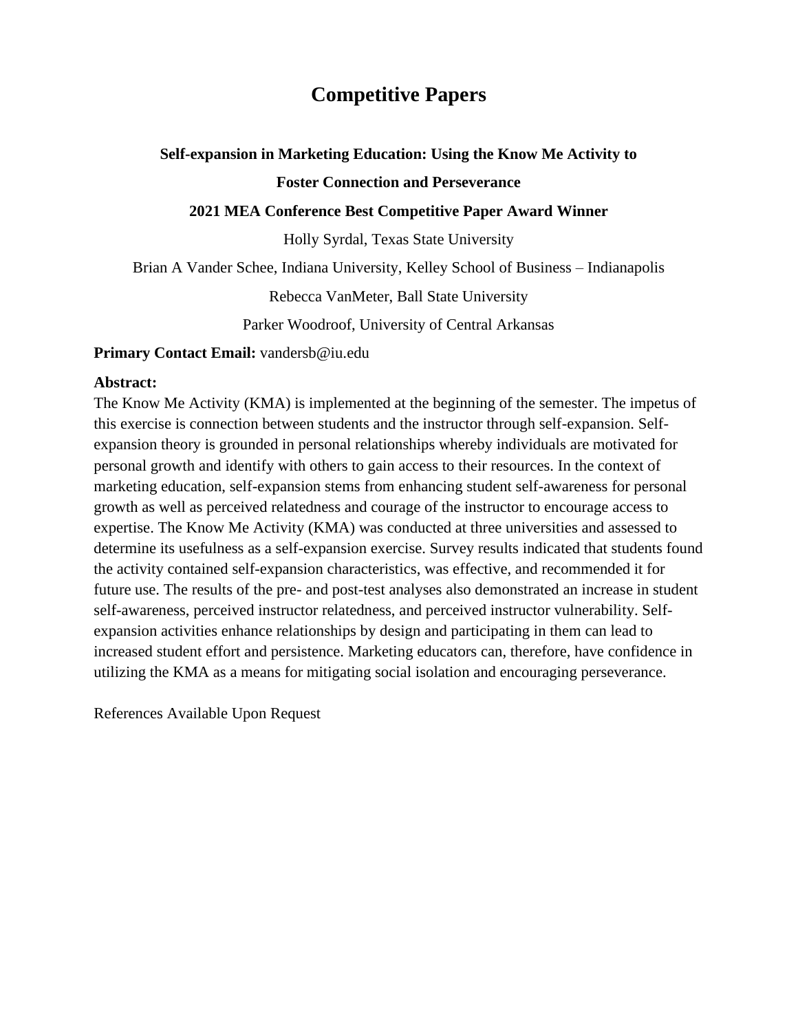# Competitive Papers

## Self-expansion in Marketing Education: Using the Know Me Activity to Foster Connection and Perseverance

**2021 MEA Conference Best Competitive Paper Award Winner**

Holly Syrdal, Texas State University

Brian A Vander Schee, Indiana University, Kelley School of Business – Indianapolis

Rebecca VanMeter, Ball State University

Parker Woodroof, University of Central Arkansas

**Primary Contact Email:** vandersb@iu.edu

**Abstract:**

The Know Me Activity (KMA) is implemented at the beginning of the semester. The impetus of this exercise is connection between students and the instructor through self-expansion. Self-expansion theory is grounded in personal relationships whereby individuals are motivated for personal growth and identify with others to gain access to their resources. In the context of marketing education, self-expansion stems from enhancing student self-awareness for personal growth as well as perceived relatedness and courage of the instructor to encourage access to expertise. The Know Me Activity (KMA) was conducted at three universities and assessed to determine its usefulness as a self-expansion exercise. Survey results indicated that students found the activity contained self-expansion characteristics, was effective, and recommended it for future use. The results of the pre- and post-test analyses also demonstrated an increase in student self-awareness, perceived instructor relatedness, and perceived instructor vulnerability. Self-expansion activities enhance relationships by design and participating in them can lead to increased student effort and persistence. Marketing educators can, therefore, have confidence in utilizing the KMA as a means for mitigating social isolation and encouraging perseverance.

References Available Upon Request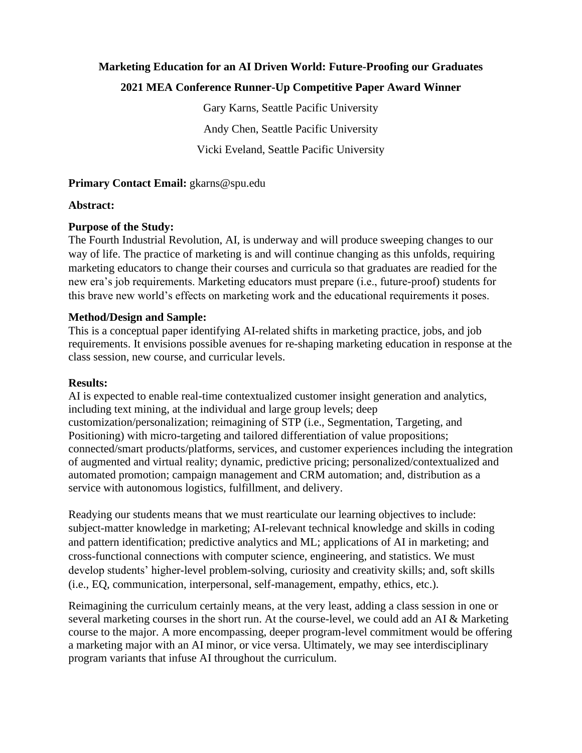**Marketing Education for an AI Driven World: Future-Proofing our Graduates**

**2021 MEA Conference Runner-Up Competitive Paper Award Winner**

Gary Karns, Seattle Pacific University

Andy Chen, Seattle Pacific University

Vicki Eveland, Seattle Pacific University

**Primary Contact Email:** gkarns@spu.edu

**Abstract:**

**Purpose of the Study:**
The Fourth Industrial Revolution, AI, is underway and will produce sweeping changes to our way of life. The practice of marketing is and will continue changing as this unfolds, requiring marketing educators to change their courses and curricula so that graduates are readied for the new era's job requirements. Marketing educators must prepare (i.e., future-proof) students for this brave new world's effects on marketing work and the educational requirements it poses.

**Method/Design and Sample:**
This is a conceptual paper identifying AI-related shifts in marketing practice, jobs, and job requirements. It envisions possible avenues for re-shaping marketing education in response at the class session, new course, and curricular levels.

**Results:**
AI is expected to enable real-time contextualized customer insight generation and analytics, including text mining, at the individual and large group levels; deep customization/personalization; reimagining of STP (i.e., Segmentation, Targeting, and Positioning) with micro-targeting and tailored differentiation of value propositions; connected/smart products/platforms, services, and customer experiences including the integration of augmented and virtual reality; dynamic, predictive pricing; personalized/contextualized and automated promotion; campaign management and CRM automation; and, distribution as a service with autonomous logistics, fulfillment, and delivery.

Readying our students means that we must rearticulate our learning objectives to include: subject-matter knowledge in marketing; AI-relevant technical knowledge and skills in coding and pattern identification; predictive analytics and ML; applications of AI in marketing; and cross-functional connections with computer science, engineering, and statistics. We must develop students' higher-level problem-solving, curiosity and creativity skills; and, soft skills (i.e., EQ, communication, interpersonal, self-management, empathy, ethics, etc.).

Reimagining the curriculum certainly means, at the very least, adding a class session in one or several marketing courses in the short run. At the course-level, we could add an AI & Marketing course to the major. A more encompassing, deeper program-level commitment would be offering a marketing major with an AI minor, or vice versa. Ultimately, we may see interdisciplinary program variants that infuse AI throughout the curriculum.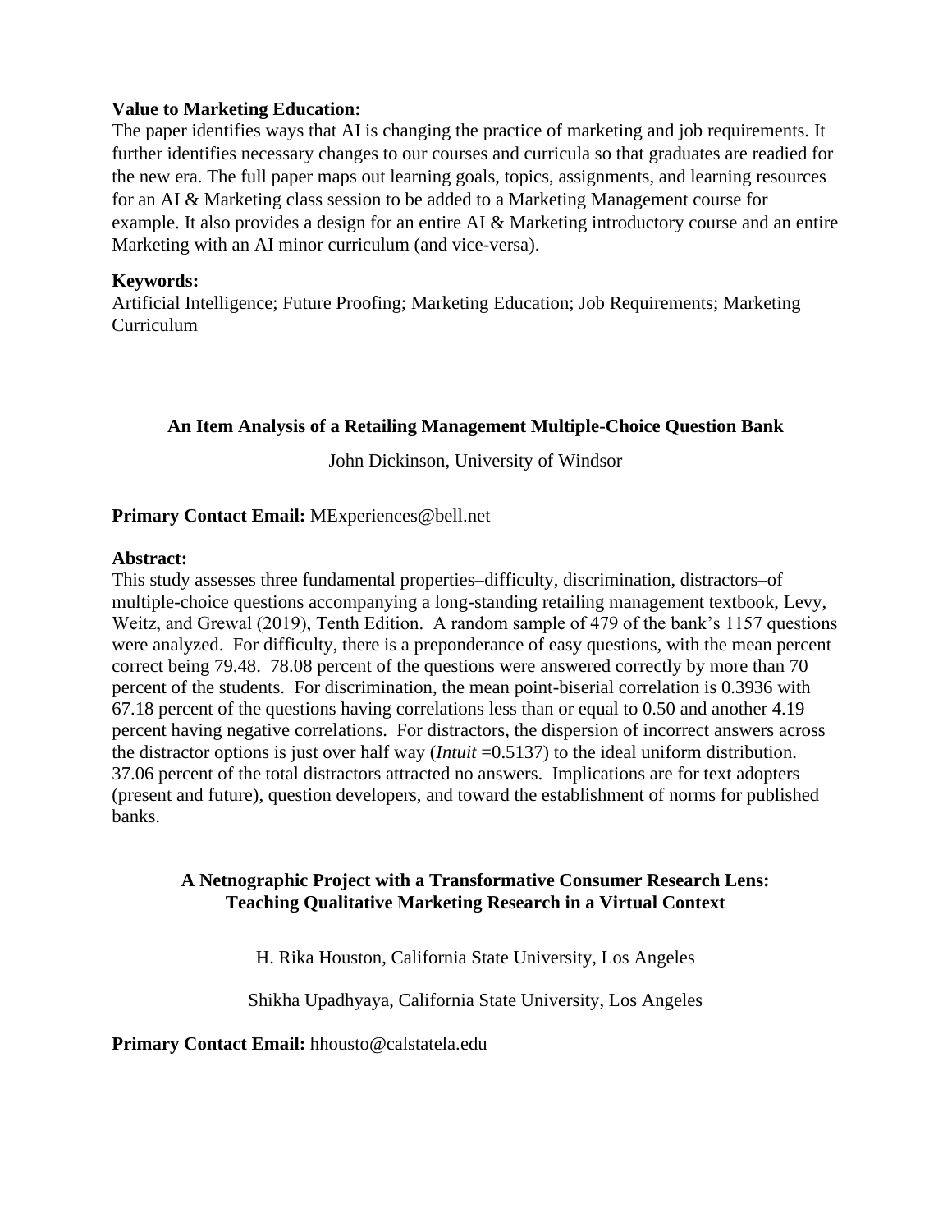**Value to Marketing Education:**
The paper identifies ways that AI is changing the practice of marketing and job requirements. It further identifies necessary changes to our courses and curricula so that graduates are readied for the new era. The full paper maps out learning goals, topics, assignments, and learning resources for an AI & Marketing class session to be added to a Marketing Management course for example. It also provides a design for an entire AI & Marketing introductory course and an entire Marketing with an AI minor curriculum (and vice-versa).

**Keywords:**
Artificial Intelligence; Future Proofing; Marketing Education; Job Requirements; Marketing Curriculum

## An Item Analysis of a Retailing Management Multiple-Choice Question Bank

John Dickinson, University of Windsor

**Primary Contact Email:** MExperiences@bell.net

**Abstract:**
This study assesses three fundamental properties–difficulty, discrimination, distractors–of multiple-choice questions accompanying a long-standing retailing management textbook, Levy, Weitz, and Grewal (2019), Tenth Edition. A random sample of 479 of the bank's 1157 questions were analyzed. For difficulty, there is a preponderance of easy questions, with the mean percent correct being 79.48. 78.08 percent of the questions were answered correctly by more than 70 percent of the students. For discrimination, the mean point-biserial correlation is 0.3936 with 67.18 percent of the questions having correlations less than or equal to 0.50 and another 4.19 percent having negative correlations. For distractors, the dispersion of incorrect answers across the distractor options is just over half way (*Intuit* =0.5137) to the ideal uniform distribution. 37.06 percent of the total distractors attracted no answers. Implications are for text adopters (present and future), question developers, and toward the establishment of norms for published banks.

## A Netnographic Project with a Transformative Consumer Research Lens: Teaching Qualitative Marketing Research in a Virtual Context

H. Rika Houston, California State University, Los Angeles

Shikha Upadhyaya, California State University, Los Angeles

**Primary Contact Email:** hhousto@calstatela.edu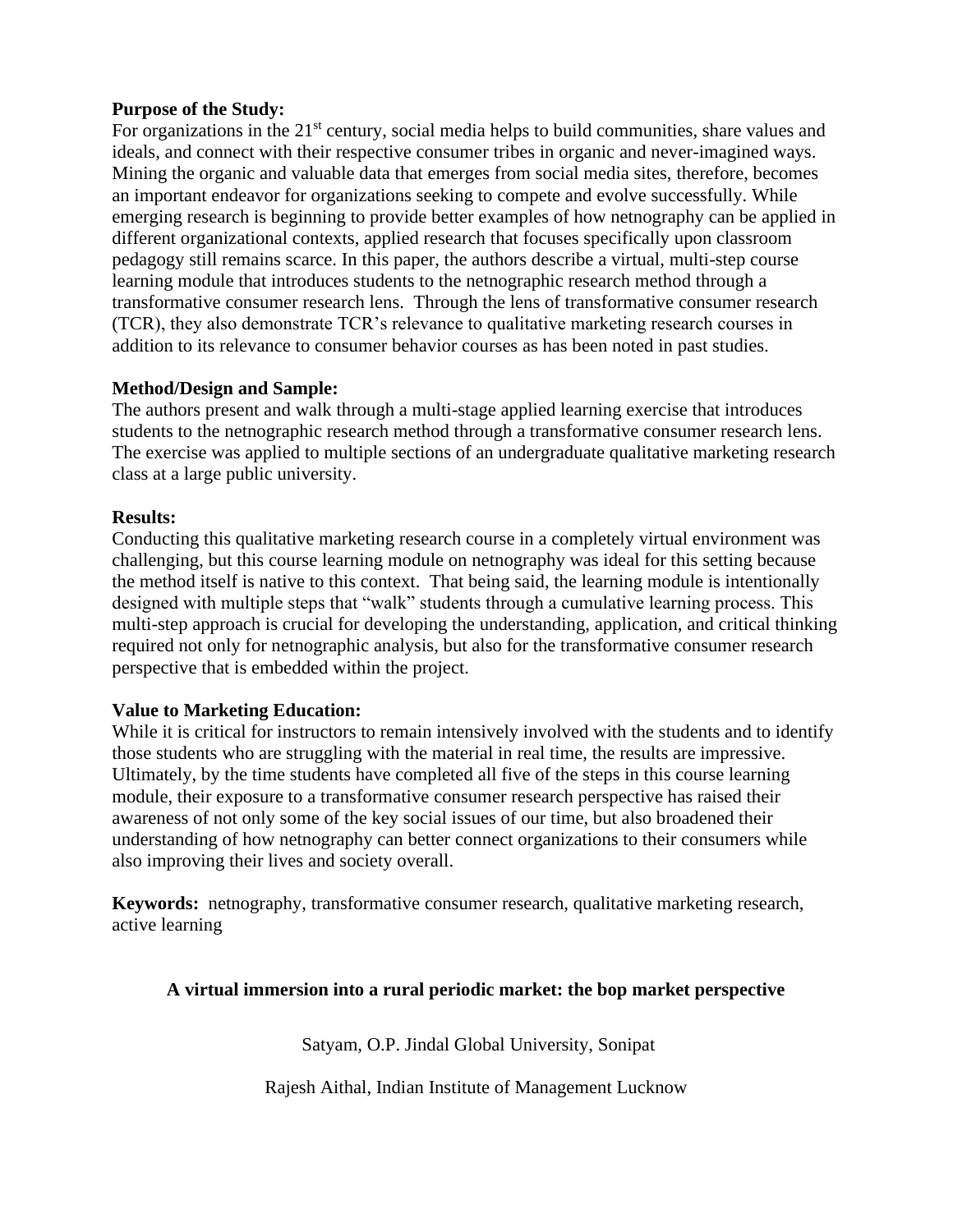**Purpose of the Study:**
For organizations in the 21st century, social media helps to build communities, share values and ideals, and connect with their respective consumer tribes in organic and never-imagined ways. Mining the organic and valuable data that emerges from social media sites, therefore, becomes an important endeavor for organizations seeking to compete and evolve successfully. While emerging research is beginning to provide better examples of how netnography can be applied in different organizational contexts, applied research that focuses specifically upon classroom pedagogy still remains scarce. In this paper, the authors describe a virtual, multi-step course learning module that introduces students to the netnographic research method through a transformative consumer research lens. Through the lens of transformative consumer research (TCR), they also demonstrate TCR's relevance to qualitative marketing research courses in addition to its relevance to consumer behavior courses as has been noted in past studies.

**Method/Design and Sample:**
The authors present and walk through a multi-stage applied learning exercise that introduces students to the netnographic research method through a transformative consumer research lens. The exercise was applied to multiple sections of an undergraduate qualitative marketing research class at a large public university.

**Results:**
Conducting this qualitative marketing research course in a completely virtual environment was challenging, but this course learning module on netnography was ideal for this setting because the method itself is native to this context. That being said, the learning module is intentionally designed with multiple steps that "walk" students through a cumulative learning process. This multi-step approach is crucial for developing the understanding, application, and critical thinking required not only for netnographic analysis, but also for the transformative consumer research perspective that is embedded within the project.

**Value to Marketing Education:**
While it is critical for instructors to remain intensively involved with the students and to identify those students who are struggling with the material in real time, the results are impressive. Ultimately, by the time students have completed all five of the steps in this course learning module, their exposure to a transformative consumer research perspective has raised their awareness of not only some of the key social issues of our time, but also broadened their understanding of how netnography can better connect organizations to their consumers while also improving their lives and society overall.

**Keywords:** netnography, transformative consumer research, qualitative marketing research, active learning

## A virtual immersion into a rural periodic market: the bop market perspective

Satyam, O.P. Jindal Global University, Sonipat

Rajesh Aithal, Indian Institute of Management Lucknow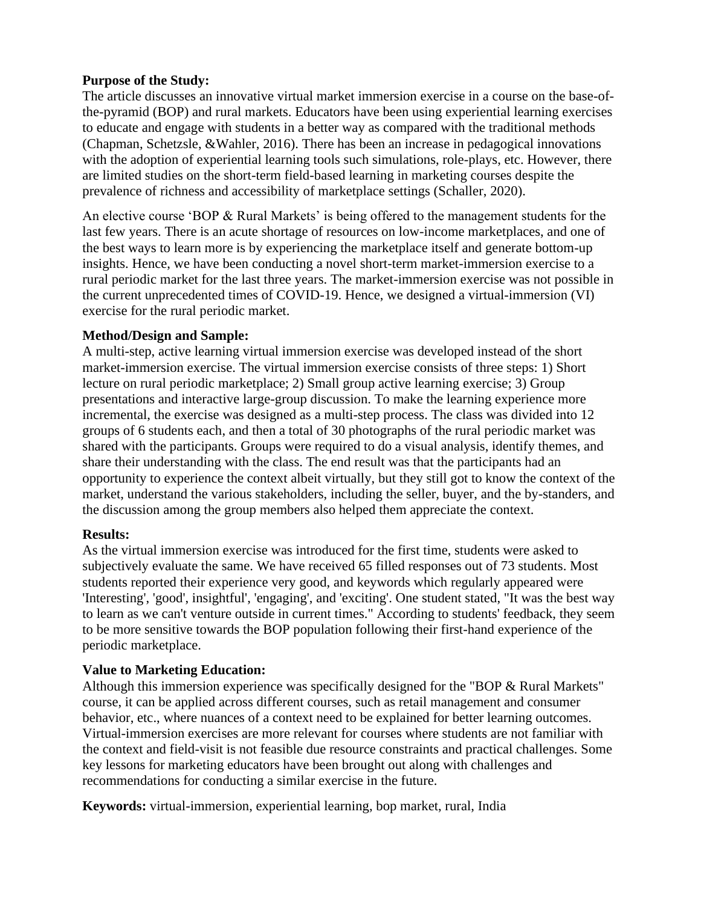**Purpose of the Study:**
The article discusses an innovative virtual market immersion exercise in a course on the base-of-the-pyramid (BOP) and rural markets. Educators have been using experiential learning exercises to educate and engage with students in a better way as compared with the traditional methods (Chapman, Schetzsle, &Wahler, 2016). There has been an increase in pedagogical innovations with the adoption of experiential learning tools such simulations, role-plays, etc. However, there are limited studies on the short-term field-based learning in marketing courses despite the prevalence of richness and accessibility of marketplace settings (Schaller, 2020).

An elective course 'BOP & Rural Markets' is being offered to the management students for the last few years. There is an acute shortage of resources on low-income marketplaces, and one of the best ways to learn more is by experiencing the marketplace itself and generate bottom-up insights. Hence, we have been conducting a novel short-term market-immersion exercise to a rural periodic market for the last three years. The market-immersion exercise was not possible in the current unprecedented times of COVID-19. Hence, we designed a virtual-immersion (VI) exercise for the rural periodic market.

**Method/Design and Sample:**
A multi-step, active learning virtual immersion exercise was developed instead of the short market-immersion exercise. The virtual immersion exercise consists of three steps: 1) Short lecture on rural periodic marketplace; 2) Small group active learning exercise; 3) Group presentations and interactive large-group discussion. To make the learning experience more incremental, the exercise was designed as a multi-step process. The class was divided into 12 groups of 6 students each, and then a total of 30 photographs of the rural periodic market was shared with the participants. Groups were required to do a visual analysis, identify themes, and share their understanding with the class. The end result was that the participants had an opportunity to experience the context albeit virtually, but they still got to know the context of the market, understand the various stakeholders, including the seller, buyer, and the by-standers, and the discussion among the group members also helped them appreciate the context.

**Results:**
As the virtual immersion exercise was introduced for the first time, students were asked to subjectively evaluate the same. We have received 65 filled responses out of 73 students. Most students reported their experience very good, and keywords which regularly appeared were 'Interesting', 'good', insightful', 'engaging', and 'exciting'. One student stated, "It was the best way to learn as we can't venture outside in current times." According to students' feedback, they seem to be more sensitive towards the BOP population following their first-hand experience of the periodic marketplace.

**Value to Marketing Education:**
Although this immersion experience was specifically designed for the "BOP & Rural Markets" course, it can be applied across different courses, such as retail management and consumer behavior, etc., where nuances of a context need to be explained for better learning outcomes. Virtual-immersion exercises are more relevant for courses where students are not familiar with the context and field-visit is not feasible due resource constraints and practical challenges. Some key lessons for marketing educators have been brought out along with challenges and recommendations for conducting a similar exercise in the future.

**Keywords:** virtual-immersion, experiential learning, bop market, rural, India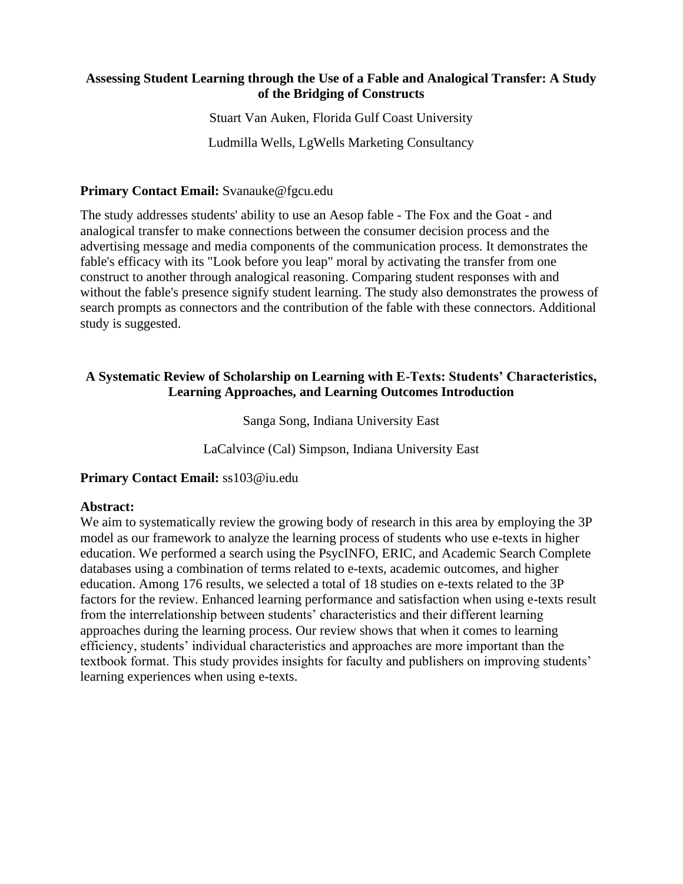### Assessing Student Learning through the Use of a Fable and Analogical Transfer: A Study of the Bridging of Constructs

Stuart Van Auken, Florida Gulf Coast University

Ludmilla Wells, LgWells Marketing Consultancy

**Primary Contact Email:** Svanauke@fgcu.edu

The study addresses students' ability to use an Aesop fable - The Fox and the Goat - and analogical transfer to make connections between the consumer decision process and the advertising message and media components of the communication process. It demonstrates the fable's efficacy with its "Look before you leap" moral by activating the transfer from one construct to another through analogical reasoning. Comparing student responses with and without the fable's presence signify student learning. The study also demonstrates the prowess of search prompts as connectors and the contribution of the fable with these connectors. Additional study is suggested.

### A Systematic Review of Scholarship on Learning with E-Texts: Students' Characteristics, Learning Approaches, and Learning Outcomes Introduction

Sanga Song, Indiana University East

LaCalvince (Cal) Simpson, Indiana University East

**Primary Contact Email:** ss103@iu.edu

**Abstract:**

We aim to systematically review the growing body of research in this area by employing the 3P model as our framework to analyze the learning process of students who use e-texts in higher education. We performed a search using the PsycINFO, ERIC, and Academic Search Complete databases using a combination of terms related to e-texts, academic outcomes, and higher education. Among 176 results, we selected a total of 18 studies on e-texts related to the 3P factors for the review. Enhanced learning performance and satisfaction when using e-texts result from the interrelationship between students' characteristics and their different learning approaches during the learning process. Our review shows that when it comes to learning efficiency, students' individual characteristics and approaches are more important than the textbook format. This study provides insights for faculty and publishers on improving students' learning experiences when using e-texts.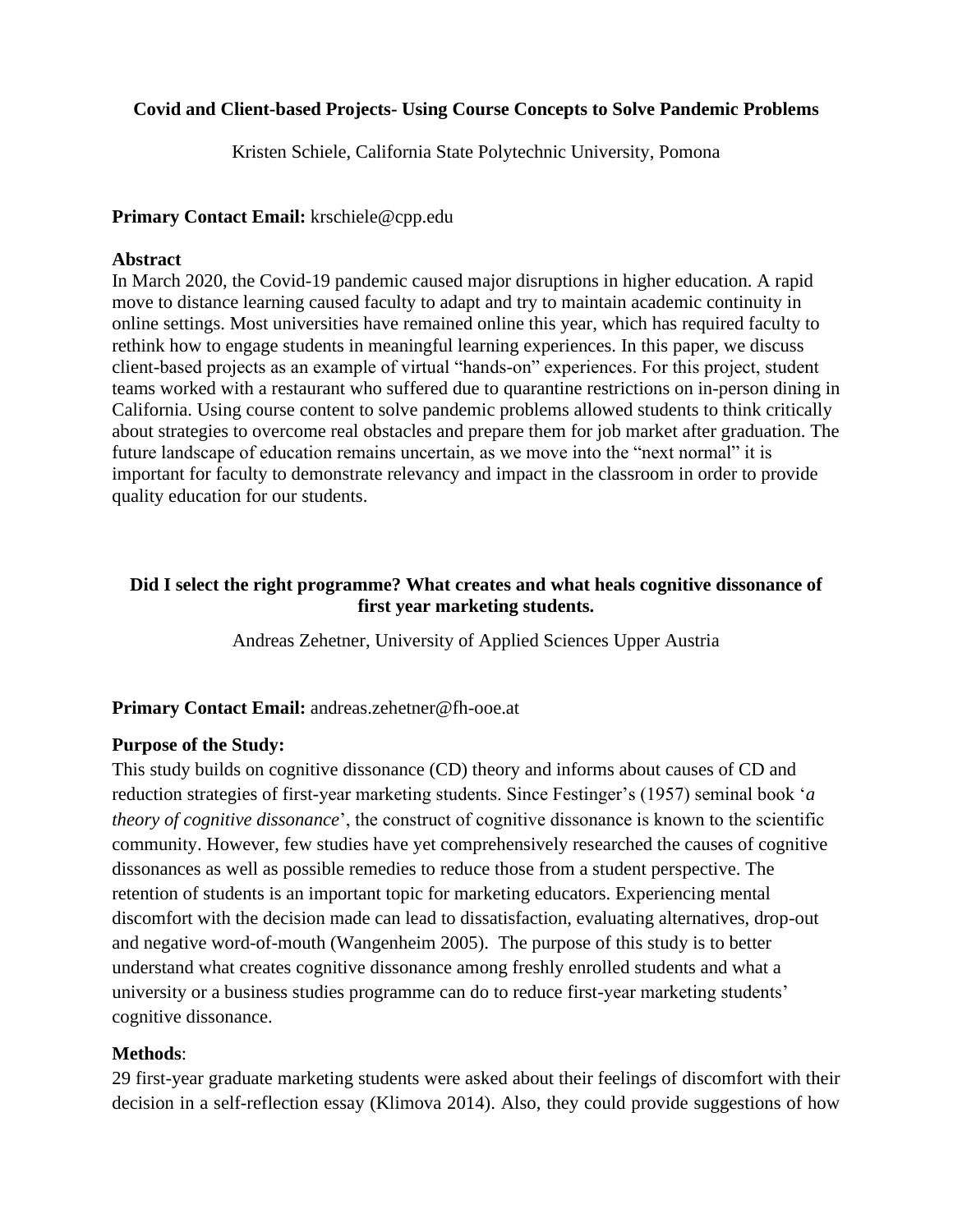### Covid and Client-based Projects- Using Course Concepts to Solve Pandemic Problems

Kristen Schiele, California State Polytechnic University, Pomona

**Primary Contact Email:** krschiele@cpp.edu

**Abstract**

In March 2020, the Covid-19 pandemic caused major disruptions in higher education. A rapid move to distance learning caused faculty to adapt and try to maintain academic continuity in online settings. Most universities have remained online this year, which has required faculty to rethink how to engage students in meaningful learning experiences. In this paper, we discuss client-based projects as an example of virtual "hands-on" experiences. For this project, student teams worked with a restaurant who suffered due to quarantine restrictions on in-person dining in California. Using course content to solve pandemic problems allowed students to think critically about strategies to overcome real obstacles and prepare them for job market after graduation. The future landscape of education remains uncertain, as we move into the "next normal" it is important for faculty to demonstrate relevancy and impact in the classroom in order to provide quality education for our students.

### Did I select the right programme? What creates and what heals cognitive dissonance of first year marketing students.

Andreas Zehetner, University of Applied Sciences Upper Austria

**Primary Contact Email:** andreas.zehetner@fh-ooe.at

**Purpose of the Study:**

This study builds on cognitive dissonance (CD) theory and informs about causes of CD and reduction strategies of first-year marketing students. Since Festinger's (1957) seminal book '*a theory of cognitive dissonance*', the construct of cognitive dissonance is known to the scientific community. However, few studies have yet comprehensively researched the causes of cognitive dissonances as well as possible remedies to reduce those from a student perspective. The retention of students is an important topic for marketing educators. Experiencing mental discomfort with the decision made can lead to dissatisfaction, evaluating alternatives, drop-out and negative word-of-mouth (Wangenheim 2005). The purpose of this study is to better understand what creates cognitive dissonance among freshly enrolled students and what a university or a business studies programme can do to reduce first-year marketing students' cognitive dissonance.

**Methods**:

29 first-year graduate marketing students were asked about their feelings of discomfort with their decision in a self-reflection essay (Klimova 2014). Also, they could provide suggestions of how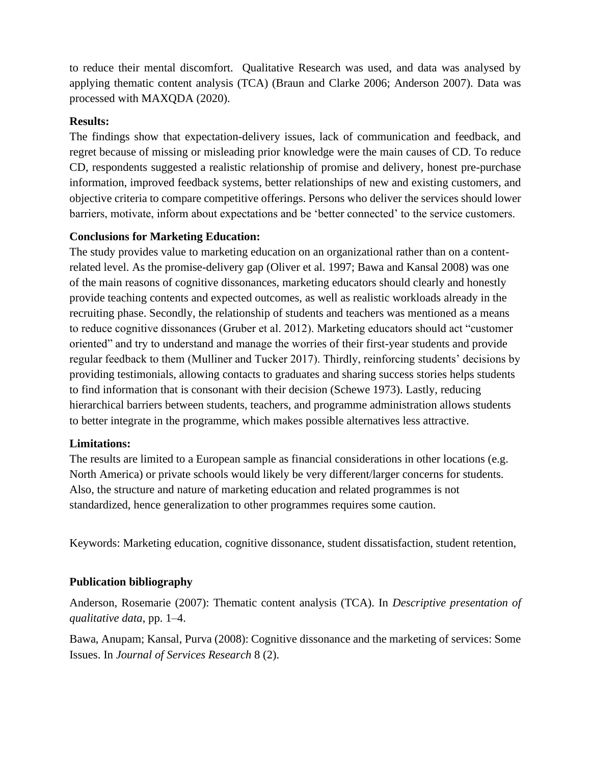to reduce their mental discomfort. Qualitative Research was used, and data was analysed by applying thematic content analysis (TCA) (Braun and Clarke 2006; Anderson 2007). Data was processed with MAXQDA (2020).

**Results:**

The findings show that expectation-delivery issues, lack of communication and feedback, and regret because of missing or misleading prior knowledge were the main causes of CD. To reduce CD, respondents suggested a realistic relationship of promise and delivery, honest pre-purchase information, improved feedback systems, better relationships of new and existing customers, and objective criteria to compare competitive offerings. Persons who deliver the services should lower barriers, motivate, inform about expectations and be 'better connected' to the service customers.

**Conclusions for Marketing Education:**

The study provides value to marketing education on an organizational rather than on a content-related level. As the promise-delivery gap (Oliver et al. 1997; Bawa and Kansal 2008) was one of the main reasons of cognitive dissonances, marketing educators should clearly and honestly provide teaching contents and expected outcomes, as well as realistic workloads already in the recruiting phase. Secondly, the relationship of students and teachers was mentioned as a means to reduce cognitive dissonances (Gruber et al. 2012). Marketing educators should act "customer oriented" and try to understand and manage the worries of their first-year students and provide regular feedback to them (Mulliner and Tucker 2017). Thirdly, reinforcing students' decisions by providing testimonials, allowing contacts to graduates and sharing success stories helps students to find information that is consonant with their decision (Schewe 1973). Lastly, reducing hierarchical barriers between students, teachers, and programme administration allows students to better integrate in the programme, which makes possible alternatives less attractive.

**Limitations:**

The results are limited to a European sample as financial considerations in other locations (e.g. North America) or private schools would likely be very different/larger concerns for students. Also, the structure and nature of marketing education and related programmes is not standardized, hence generalization to other programmes requires some caution.

Keywords: Marketing education, cognitive dissonance, student dissatisfaction, student retention,

**Publication bibliography**

Anderson, Rosemarie (2007): Thematic content analysis (TCA). In *Descriptive presentation of qualitative data*, pp. 1–4.

Bawa, Anupam; Kansal, Purva (2008): Cognitive dissonance and the marketing of services: Some Issues. In *Journal of Services Research* 8 (2).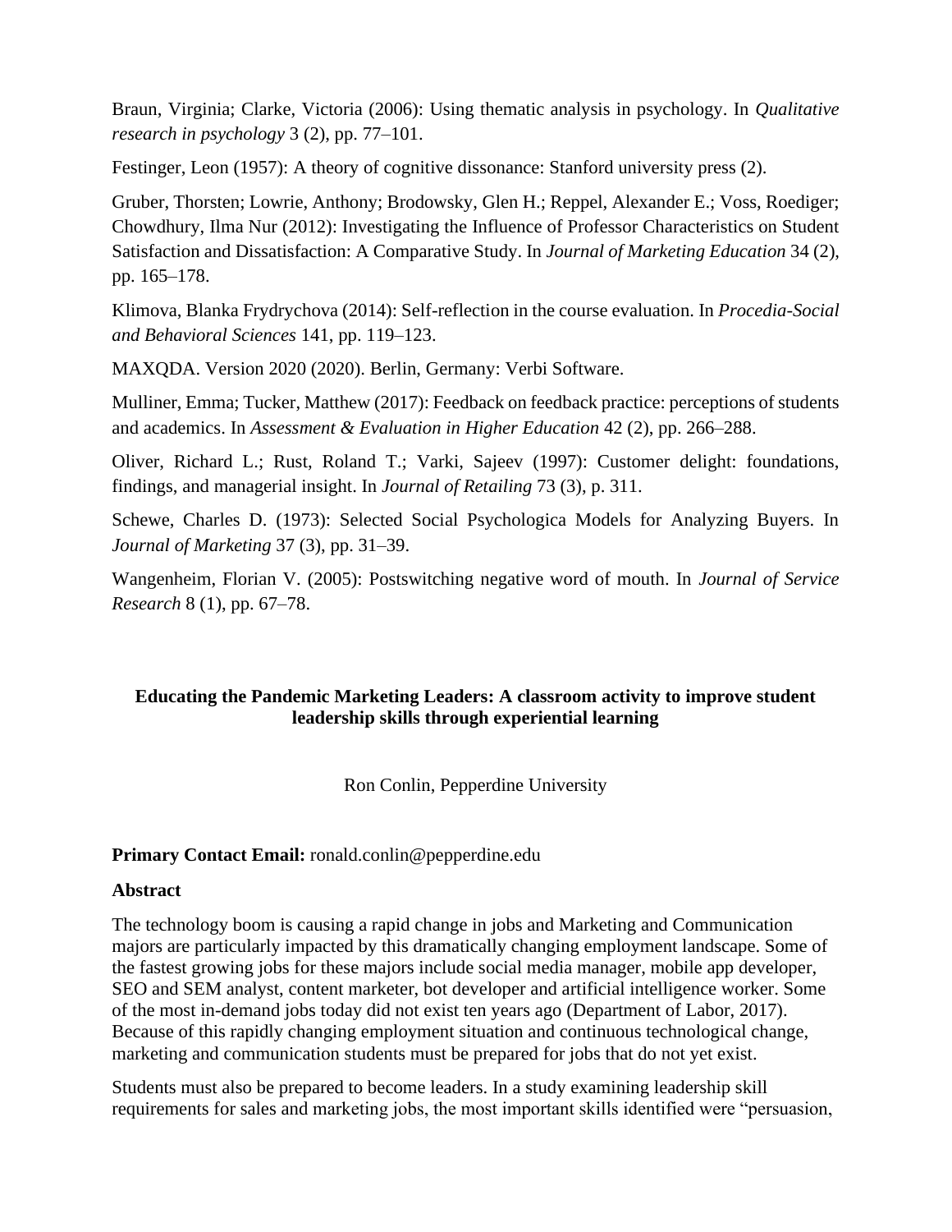Braun, Virginia; Clarke, Victoria (2006): Using thematic analysis in psychology. In *Qualitative research in psychology* 3 (2), pp. 77–101.

Festinger, Leon (1957): A theory of cognitive dissonance: Stanford university press (2).

Gruber, Thorsten; Lowrie, Anthony; Brodowsky, Glen H.; Reppel, Alexander E.; Voss, Roediger; Chowdhury, Ilma Nur (2012): Investigating the Influence of Professor Characteristics on Student Satisfaction and Dissatisfaction: A Comparative Study. In *Journal of Marketing Education* 34 (2), pp. 165–178.

Klimova, Blanka Frydrychova (2014): Self-reflection in the course evaluation. In *Procedia-Social and Behavioral Sciences* 141, pp. 119–123.

MAXQDA. Version 2020 (2020). Berlin, Germany: Verbi Software.

Mulliner, Emma; Tucker, Matthew (2017): Feedback on feedback practice: perceptions of students and academics. In *Assessment & Evaluation in Higher Education* 42 (2), pp. 266–288.

Oliver, Richard L.; Rust, Roland T.; Varki, Sajeev (1997): Customer delight: foundations, findings, and managerial insight. In *Journal of Retailing* 73 (3), p. 311.

Schewe, Charles D. (1973): Selected Social Psychologica Models for Analyzing Buyers. In *Journal of Marketing* 37 (3), pp. 31–39.

Wangenheim, Florian V. (2005): Postswitching negative word of mouth. In *Journal of Service Research* 8 (1), pp. 67–78.

## Educating the Pandemic Marketing Leaders: A classroom activity to improve student leadership skills through experiential learning

Ron Conlin, Pepperdine University

**Primary Contact Email:** ronald.conlin@pepperdine.edu

### Abstract

The technology boom is causing a rapid change in jobs and Marketing and Communication majors are particularly impacted by this dramatically changing employment landscape. Some of the fastest growing jobs for these majors include social media manager, mobile app developer, SEO and SEM analyst, content marketer, bot developer and artificial intelligence worker. Some of the most in-demand jobs today did not exist ten years ago (Department of Labor, 2017). Because of this rapidly changing employment situation and continuous technological change, marketing and communication students must be prepared for jobs that do not yet exist.

Students must also be prepared to become leaders. In a study examining leadership skill requirements for sales and marketing jobs, the most important skills identified were "persuasion,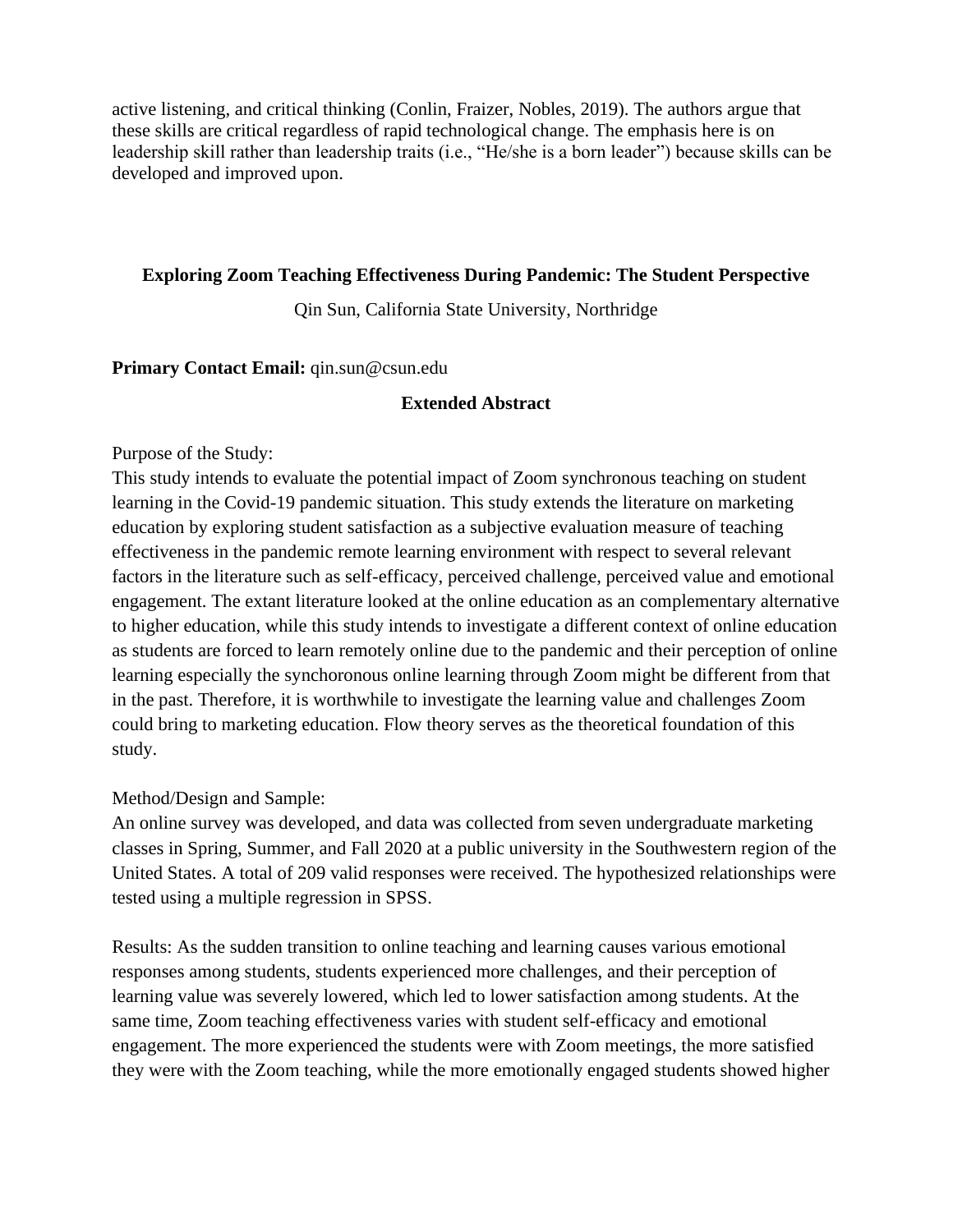active listening, and critical thinking (Conlin, Fraizer, Nobles, 2019). The authors argue that these skills are critical regardless of rapid technological change. The emphasis here is on leadership skill rather than leadership traits (i.e., "He/she is a born leader") because skills can be developed and improved upon.

## Exploring Zoom Teaching Effectiveness During Pandemic: The Student Perspective

Qin Sun, California State University, Northridge

**Primary Contact Email:** qin.sun@csun.edu

### Extended Abstract

Purpose of the Study:
This study intends to evaluate the potential impact of Zoom synchronous teaching on student learning in the Covid-19 pandemic situation. This study extends the literature on marketing education by exploring student satisfaction as a subjective evaluation measure of teaching effectiveness in the pandemic remote learning environment with respect to several relevant factors in the literature such as self-efficacy, perceived challenge, perceived value and emotional engagement. The extant literature looked at the online education as an complementary alternative to higher education, while this study intends to investigate a different context of online education as students are forced to learn remotely online due to the pandemic and their perception of online learning especially the synchoronous online learning through Zoom might be different from that in the past. Therefore, it is worthwhile to investigate the learning value and challenges Zoom could bring to marketing education. Flow theory serves as the theoretical foundation of this study.

Method/Design and Sample:
An online survey was developed, and data was collected from seven undergraduate marketing classes in Spring, Summer, and Fall 2020 at a public university in the Southwestern region of the United States. A total of 209 valid responses were received. The hypothesized relationships were tested using a multiple regression in SPSS.

Results: As the sudden transition to online teaching and learning causes various emotional responses among students, students experienced more challenges, and their perception of learning value was severely lowered, which led to lower satisfaction among students. At the same time, Zoom teaching effectiveness varies with student self-efficacy and emotional engagement. The more experienced the students were with Zoom meetings, the more satisfied they were with the Zoom teaching, while the more emotionally engaged students showed higher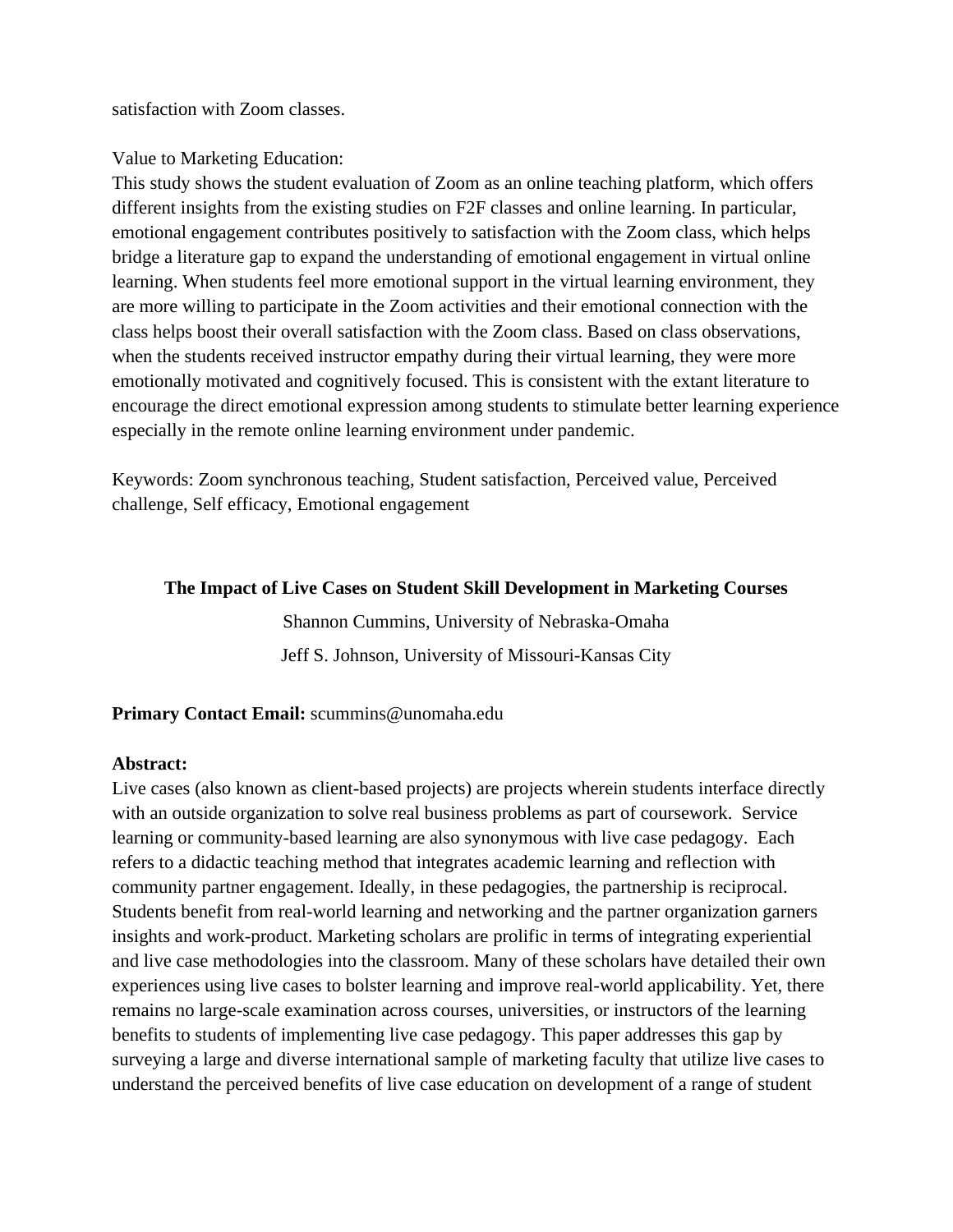satisfaction with Zoom classes.

Value to Marketing Education:
This study shows the student evaluation of Zoom as an online teaching platform, which offers different insights from the existing studies on F2F classes and online learning. In particular, emotional engagement contributes positively to satisfaction with the Zoom class, which helps bridge a literature gap to expand the understanding of emotional engagement in virtual online learning. When students feel more emotional support in the virtual learning environment, they are more willing to participate in the Zoom activities and their emotional connection with the class helps boost their overall satisfaction with the Zoom class. Based on class observations, when the students received instructor empathy during their virtual learning, they were more emotionally motivated and cognitively focused. This is consistent with the extant literature to encourage the direct emotional expression among students to stimulate better learning experience especially in the remote online learning environment under pandemic.

Keywords: Zoom synchronous teaching, Student satisfaction, Perceived value, Perceived challenge, Self efficacy, Emotional engagement

## The Impact of Live Cases on Student Skill Development in Marketing Courses

Shannon Cummins, University of Nebraska-Omaha

Jeff S. Johnson, University of Missouri-Kansas City

**Primary Contact Email:** scummins@unomaha.edu

**Abstract:**
Live cases (also known as client-based projects) are projects wherein students interface directly with an outside organization to solve real business problems as part of coursework. Service learning or community-based learning are also synonymous with live case pedagogy. Each refers to a didactic teaching method that integrates academic learning and reflection with community partner engagement. Ideally, in these pedagogies, the partnership is reciprocal. Students benefit from real-world learning and networking and the partner organization garners insights and work-product. Marketing scholars are prolific in terms of integrating experiential and live case methodologies into the classroom. Many of these scholars have detailed their own experiences using live cases to bolster learning and improve real-world applicability. Yet, there remains no large-scale examination across courses, universities, or instructors of the learning benefits to students of implementing live case pedagogy. This paper addresses this gap by surveying a large and diverse international sample of marketing faculty that utilize live cases to understand the perceived benefits of live case education on development of a range of student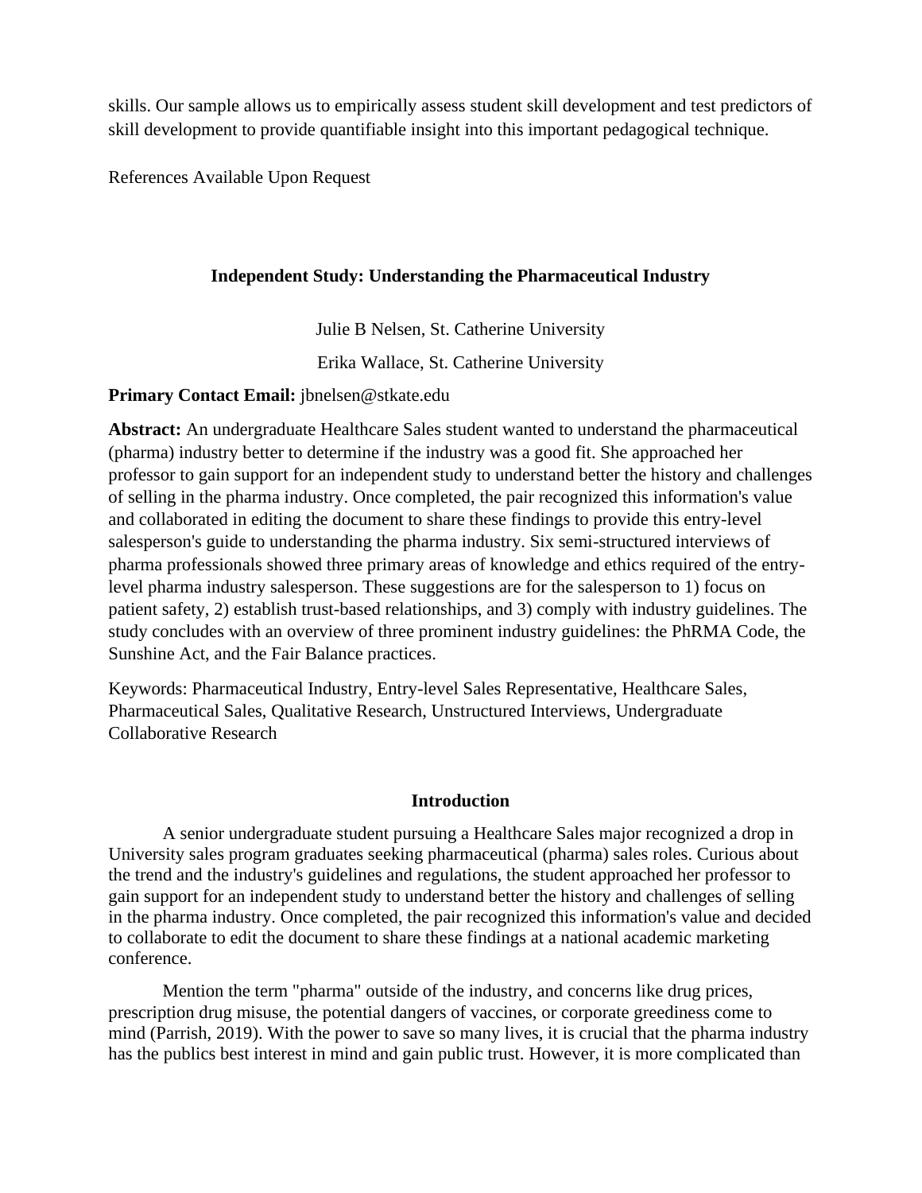skills. Our sample allows us to empirically assess student skill development and test predictors of skill development to provide quantifiable insight into this important pedagogical technique.

References Available Upon Request

## Independent Study: Understanding the Pharmaceutical Industry

Julie B Nelsen, St. Catherine University

Erika Wallace, St. Catherine University

**Primary Contact Email:** jbnelsen@stkate.edu

**Abstract:** An undergraduate Healthcare Sales student wanted to understand the pharmaceutical (pharma) industry better to determine if the industry was a good fit. She approached her professor to gain support for an independent study to understand better the history and challenges of selling in the pharma industry. Once completed, the pair recognized this information's value and collaborated in editing the document to share these findings to provide this entry-level salesperson's guide to understanding the pharma industry. Six semi-structured interviews of pharma professionals showed three primary areas of knowledge and ethics required of the entry-level pharma industry salesperson. These suggestions are for the salesperson to 1) focus on patient safety, 2) establish trust-based relationships, and 3) comply with industry guidelines. The study concludes with an overview of three prominent industry guidelines: the PhRMA Code, the Sunshine Act, and the Fair Balance practices.

Keywords: Pharmaceutical Industry, Entry-level Sales Representative, Healthcare Sales, Pharmaceutical Sales, Qualitative Research, Unstructured Interviews, Undergraduate Collaborative Research

### Introduction

A senior undergraduate student pursuing a Healthcare Sales major recognized a drop in University sales program graduates seeking pharmaceutical (pharma) sales roles. Curious about the trend and the industry's guidelines and regulations, the student approached her professor to gain support for an independent study to understand better the history and challenges of selling in the pharma industry. Once completed, the pair recognized this information's value and decided to collaborate to edit the document to share these findings at a national academic marketing conference.

Mention the term "pharma" outside of the industry, and concerns like drug prices, prescription drug misuse, the potential dangers of vaccines, or corporate greediness come to mind (Parrish, 2019). With the power to save so many lives, it is crucial that the pharma industry has the publics best interest in mind and gain public trust. However, it is more complicated than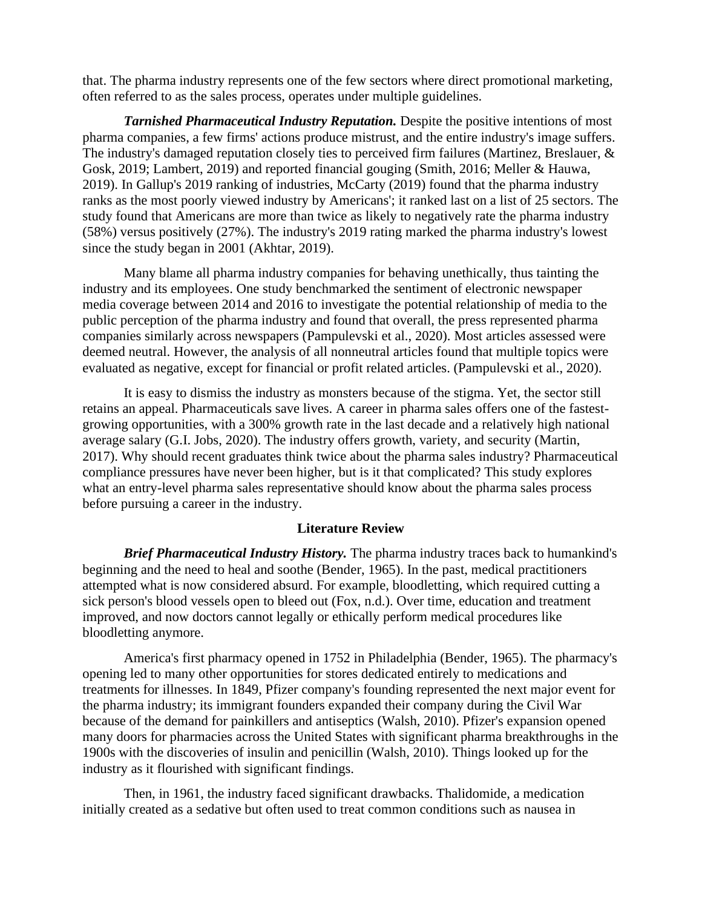that. The pharma industry represents one of the few sectors where direct promotional marketing, often referred to as the sales process, operates under multiple guidelines.

***Tarnished Pharmaceutical Industry Reputation.*** Despite the positive intentions of most pharma companies, a few firms' actions produce mistrust, and the entire industry's image suffers. The industry's damaged reputation closely ties to perceived firm failures (Martinez, Breslauer, & Gosk, 2019; Lambert, 2019) and reported financial gouging (Smith, 2016; Meller & Hauwa, 2019). In Gallup's 2019 ranking of industries, McCarty (2019) found that the pharma industry ranks as the most poorly viewed industry by Americans'; it ranked last on a list of 25 sectors. The study found that Americans are more than twice as likely to negatively rate the pharma industry (58%) versus positively (27%). The industry's 2019 rating marked the pharma industry's lowest since the study began in 2001 (Akhtar, 2019).

Many blame all pharma industry companies for behaving unethically, thus tainting the industry and its employees. One study benchmarked the sentiment of electronic newspaper media coverage between 2014 and 2016 to investigate the potential relationship of media to the public perception of the pharma industry and found that overall, the press represented pharma companies similarly across newspapers (Pampulevski et al., 2020). Most articles assessed were deemed neutral. However, the analysis of all nonneutral articles found that multiple topics were evaluated as negative, except for financial or profit related articles. (Pampulevski et al., 2020).

It is easy to dismiss the industry as monsters because of the stigma. Yet, the sector still retains an appeal. Pharmaceuticals save lives. A career in pharma sales offers one of the fastest-growing opportunities, with a 300% growth rate in the last decade and a relatively high national average salary (G.I. Jobs, 2020). The industry offers growth, variety, and security (Martin, 2017). Why should recent graduates think twice about the pharma sales industry? Pharmaceutical compliance pressures have never been higher, but is it that complicated? This study explores what an entry-level pharma sales representative should know about the pharma sales process before pursuing a career in the industry.

## Literature Review

***Brief Pharmaceutical Industry History.*** The pharma industry traces back to humankind's beginning and the need to heal and soothe (Bender, 1965). In the past, medical practitioners attempted what is now considered absurd. For example, bloodletting, which required cutting a sick person's blood vessels open to bleed out (Fox, n.d.). Over time, education and treatment improved, and now doctors cannot legally or ethically perform medical procedures like bloodletting anymore.

America's first pharmacy opened in 1752 in Philadelphia (Bender, 1965). The pharmacy's opening led to many other opportunities for stores dedicated entirely to medications and treatments for illnesses. In 1849, Pfizer company's founding represented the next major event for the pharma industry; its immigrant founders expanded their company during the Civil War because of the demand for painkillers and antiseptics (Walsh, 2010). Pfizer's expansion opened many doors for pharmacies across the United States with significant pharma breakthroughs in the 1900s with the discoveries of insulin and penicillin (Walsh, 2010). Things looked up for the industry as it flourished with significant findings.

Then, in 1961, the industry faced significant drawbacks. Thalidomide, a medication initially created as a sedative but often used to treat common conditions such as nausea in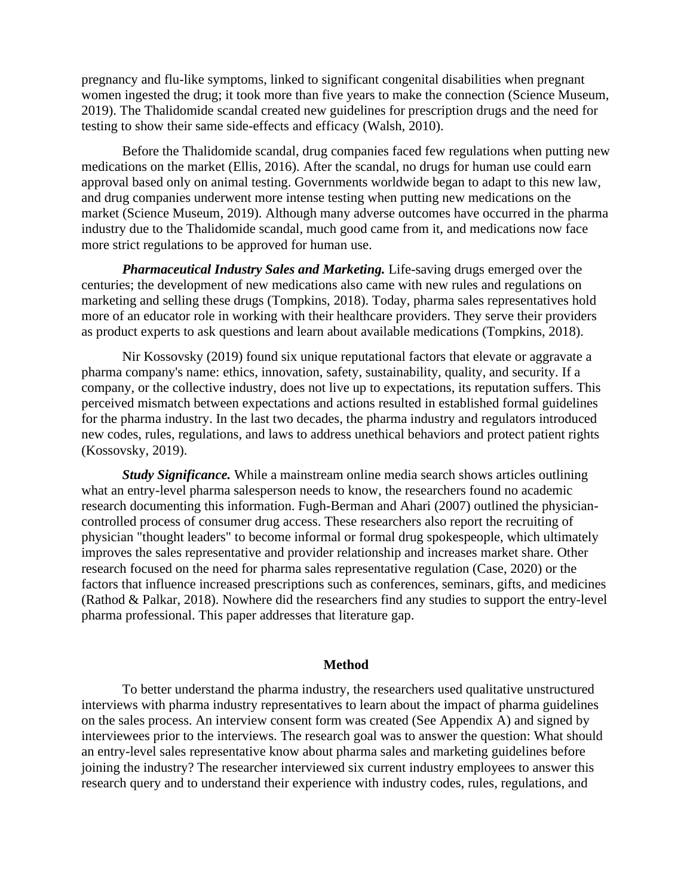pregnancy and flu-like symptoms, linked to significant congenital disabilities when pregnant women ingested the drug; it took more than five years to make the connection (Science Museum, 2019). The Thalidomide scandal created new guidelines for prescription drugs and the need for testing to show their same side-effects and efficacy (Walsh, 2010).

Before the Thalidomide scandal, drug companies faced few regulations when putting new medications on the market (Ellis, 2016). After the scandal, no drugs for human use could earn approval based only on animal testing. Governments worldwide began to adapt to this new law, and drug companies underwent more intense testing when putting new medications on the market (Science Museum, 2019). Although many adverse outcomes have occurred in the pharma industry due to the Thalidomide scandal, much good came from it, and medications now face more strict regulations to be approved for human use.

***Pharmaceutical Industry Sales and Marketing.*** Life-saving drugs emerged over the centuries; the development of new medications also came with new rules and regulations on marketing and selling these drugs (Tompkins, 2018). Today, pharma sales representatives hold more of an educator role in working with their healthcare providers. They serve their providers as product experts to ask questions and learn about available medications (Tompkins, 2018).

Nir Kossovsky (2019) found six unique reputational factors that elevate or aggravate a pharma company's name: ethics, innovation, safety, sustainability, quality, and security. If a company, or the collective industry, does not live up to expectations, its reputation suffers. This perceived mismatch between expectations and actions resulted in established formal guidelines for the pharma industry. In the last two decades, the pharma industry and regulators introduced new codes, rules, regulations, and laws to address unethical behaviors and protect patient rights (Kossovsky, 2019).

***Study Significance.*** While a mainstream online media search shows articles outlining what an entry-level pharma salesperson needs to know, the researchers found no academic research documenting this information. Fugh-Berman and Ahari (2007) outlined the physician-controlled process of consumer drug access. These researchers also report the recruiting of physician "thought leaders" to become informal or formal drug spokespeople, which ultimately improves the sales representative and provider relationship and increases market share. Other research focused on the need for pharma sales representative regulation (Case, 2020) or the factors that influence increased prescriptions such as conferences, seminars, gifts, and medicines (Rathod & Palkar, 2018). Nowhere did the researchers find any studies to support the entry-level pharma professional. This paper addresses that literature gap.

## Method

To better understand the pharma industry, the researchers used qualitative unstructured interviews with pharma industry representatives to learn about the impact of pharma guidelines on the sales process. An interview consent form was created (See Appendix A) and signed by interviewees prior to the interviews. The research goal was to answer the question: What should an entry-level sales representative know about pharma sales and marketing guidelines before joining the industry? The researcher interviewed six current industry employees to answer this research query and to understand their experience with industry codes, rules, regulations, and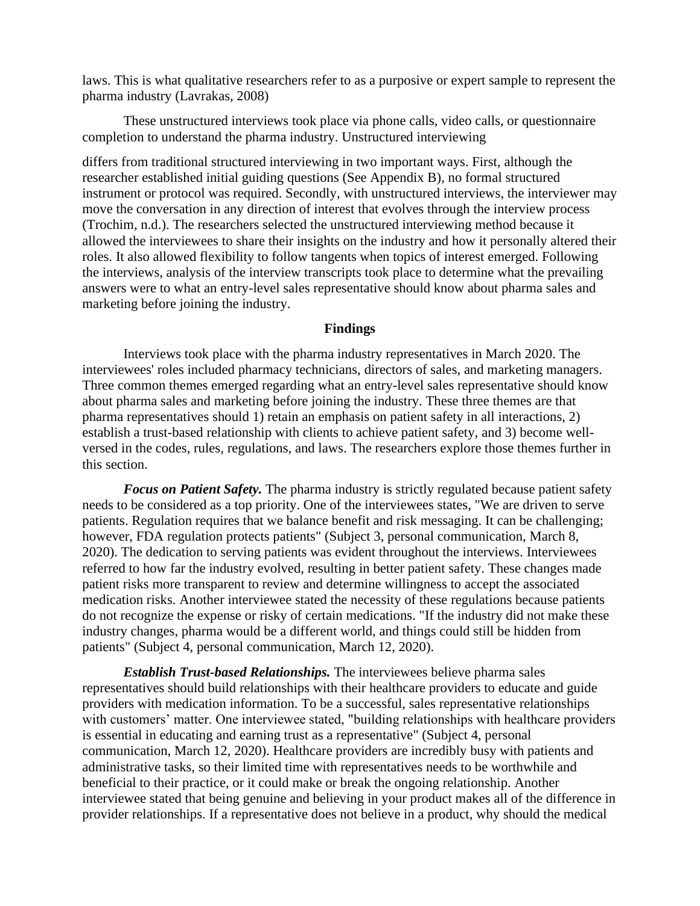laws. This is what qualitative researchers refer to as a purposive or expert sample to represent the pharma industry (Lavrakas, 2008)

These unstructured interviews took place via phone calls, video calls, or questionnaire completion to understand the pharma industry. Unstructured interviewing

differs from traditional structured interviewing in two important ways. First, although the researcher established initial guiding questions (See Appendix B), no formal structured instrument or protocol was required. Secondly, with unstructured interviews, the interviewer may move the conversation in any direction of interest that evolves through the interview process (Trochim, n.d.). The researchers selected the unstructured interviewing method because it allowed the interviewees to share their insights on the industry and how it personally altered their roles. It also allowed flexibility to follow tangents when topics of interest emerged. Following the interviews, analysis of the interview transcripts took place to determine what the prevailing answers were to what an entry-level sales representative should know about pharma sales and marketing before joining the industry.

## Findings

Interviews took place with the pharma industry representatives in March 2020. The interviewees' roles included pharmacy technicians, directors of sales, and marketing managers. Three common themes emerged regarding what an entry-level sales representative should know about pharma sales and marketing before joining the industry. These three themes are that pharma representatives should 1) retain an emphasis on patient safety in all interactions, 2) establish a trust-based relationship with clients to achieve patient safety, and 3) become well-versed in the codes, rules, regulations, and laws. The researchers explore those themes further in this section.

***Focus on Patient Safety.*** The pharma industry is strictly regulated because patient safety needs to be considered as a top priority. One of the interviewees states, "We are driven to serve patients. Regulation requires that we balance benefit and risk messaging. It can be challenging; however, FDA regulation protects patients" (Subject 3, personal communication, March 8, 2020). The dedication to serving patients was evident throughout the interviews. Interviewees referred to how far the industry evolved, resulting in better patient safety. These changes made patient risks more transparent to review and determine willingness to accept the associated medication risks. Another interviewee stated the necessity of these regulations because patients do not recognize the expense or risky of certain medications. "If the industry did not make these industry changes, pharma would be a different world, and things could still be hidden from patients" (Subject 4, personal communication, March 12, 2020).

***Establish Trust-based Relationships.*** The interviewees believe pharma sales representatives should build relationships with their healthcare providers to educate and guide providers with medication information. To be a successful, sales representative relationships with customers' matter. One interviewee stated, "building relationships with healthcare providers is essential in educating and earning trust as a representative" (Subject 4, personal communication, March 12, 2020). Healthcare providers are incredibly busy with patients and administrative tasks, so their limited time with representatives needs to be worthwhile and beneficial to their practice, or it could make or break the ongoing relationship. Another interviewee stated that being genuine and believing in your product makes all of the difference in provider relationships. If a representative does not believe in a product, why should the medical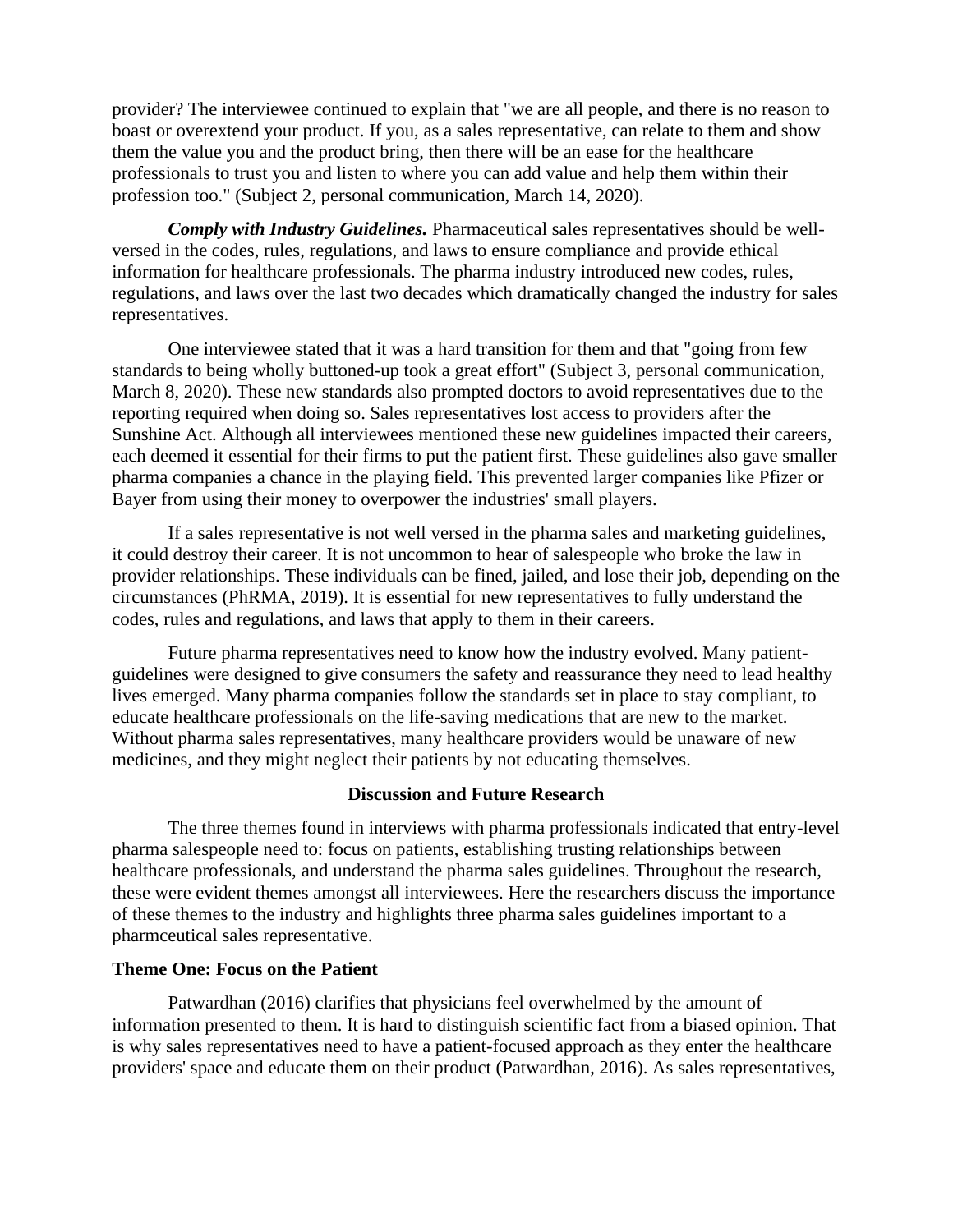provider? The interviewee continued to explain that "we are all people, and there is no reason to boast or overextend your product. If you, as a sales representative, can relate to them and show them the value you and the product bring, then there will be an ease for the healthcare professionals to trust you and listen to where you can add value and help them within their profession too." (Subject 2, personal communication, March 14, 2020).

***Comply with Industry Guidelines.*** Pharmaceutical sales representatives should be well-versed in the codes, rules, regulations, and laws to ensure compliance and provide ethical information for healthcare professionals. The pharma industry introduced new codes, rules, regulations, and laws over the last two decades which dramatically changed the industry for sales representatives.

One interviewee stated that it was a hard transition for them and that "going from few standards to being wholly buttoned-up took a great effort" (Subject 3, personal communication, March 8, 2020). These new standards also prompted doctors to avoid representatives due to the reporting required when doing so. Sales representatives lost access to providers after the Sunshine Act. Although all interviewees mentioned these new guidelines impacted their careers, each deemed it essential for their firms to put the patient first. These guidelines also gave smaller pharma companies a chance in the playing field. This prevented larger companies like Pfizer or Bayer from using their money to overpower the industries' small players.

If a sales representative is not well versed in the pharma sales and marketing guidelines, it could destroy their career. It is not uncommon to hear of salespeople who broke the law in provider relationships. These individuals can be fined, jailed, and lose their job, depending on the circumstances (PhRMA, 2019). It is essential for new representatives to fully understand the codes, rules and regulations, and laws that apply to them in their careers.

Future pharma representatives need to know how the industry evolved. Many patient-guidelines were designed to give consumers the safety and reassurance they need to lead healthy lives emerged. Many pharma companies follow the standards set in place to stay compliant, to educate healthcare professionals on the life-saving medications that are new to the market. Without pharma sales representatives, many healthcare providers would be unaware of new medicines, and they might neglect their patients by not educating themselves.

## Discussion and Future Research

The three themes found in interviews with pharma professionals indicated that entry-level pharma salespeople need to: focus on patients, establishing trusting relationships between healthcare professionals, and understand the pharma sales guidelines. Throughout the research, these were evident themes amongst all interviewees. Here the researchers discuss the importance of these themes to the industry and highlights three pharma sales guidelines important to a pharmceutical sales representative.

### Theme One: Focus on the Patient

Patwardhan (2016) clarifies that physicians feel overwhelmed by the amount of information presented to them. It is hard to distinguish scientific fact from a biased opinion. That is why sales representatives need to have a patient-focused approach as they enter the healthcare providers' space and educate them on their product (Patwardhan, 2016). As sales representatives,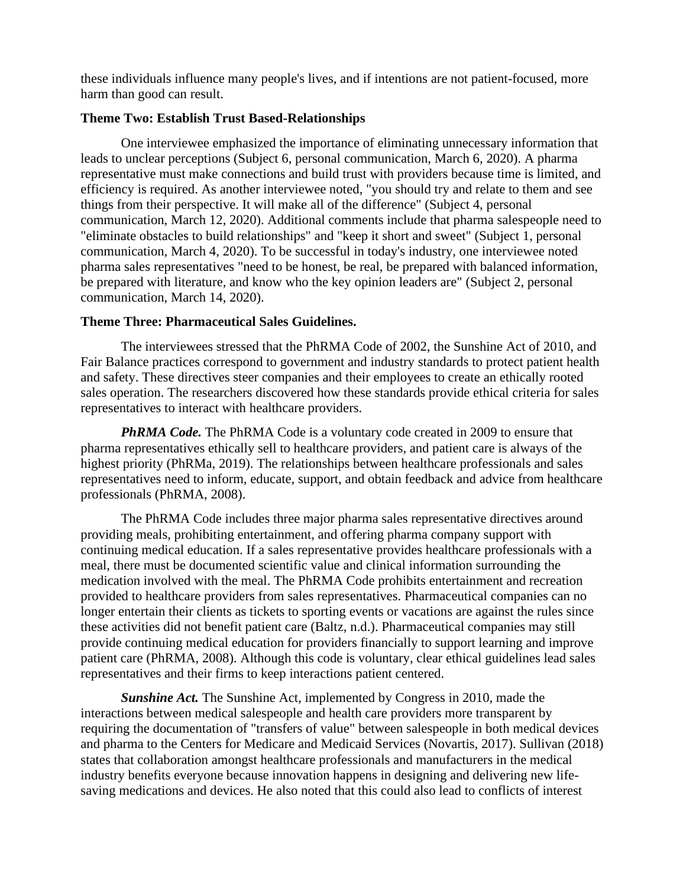these individuals influence many people's lives, and if intentions are not patient-focused, more harm than good can result.

### Theme Two: Establish Trust Based-Relationships

One interviewee emphasized the importance of eliminating unnecessary information that leads to unclear perceptions (Subject 6, personal communication, March 6, 2020). A pharma representative must make connections and build trust with providers because time is limited, and efficiency is required. As another interviewee noted, "you should try and relate to them and see things from their perspective. It will make all of the difference" (Subject 4, personal communication, March 12, 2020). Additional comments include that pharma salespeople need to "eliminate obstacles to build relationships" and "keep it short and sweet" (Subject 1, personal communication, March 4, 2020). To be successful in today's industry, one interviewee noted pharma sales representatives "need to be honest, be real, be prepared with balanced information, be prepared with literature, and know who the key opinion leaders are" (Subject 2, personal communication, March 14, 2020).

### Theme Three: Pharmaceutical Sales Guidelines.

The interviewees stressed that the PhRMA Code of 2002, the Sunshine Act of 2010, and Fair Balance practices correspond to government and industry standards to protect patient health and safety. These directives steer companies and their employees to create an ethically rooted sales operation. The researchers discovered how these standards provide ethical criteria for sales representatives to interact with healthcare providers.

***PhRMA Code.*** The PhRMA Code is a voluntary code created in 2009 to ensure that pharma representatives ethically sell to healthcare providers, and patient care is always of the highest priority (PhRMa, 2019). The relationships between healthcare professionals and sales representatives need to inform, educate, support, and obtain feedback and advice from healthcare professionals (PhRMA, 2008).

The PhRMA Code includes three major pharma sales representative directives around providing meals, prohibiting entertainment, and offering pharma company support with continuing medical education. If a sales representative provides healthcare professionals with a meal, there must be documented scientific value and clinical information surrounding the medication involved with the meal. The PhRMA Code prohibits entertainment and recreation provided to healthcare providers from sales representatives. Pharmaceutical companies can no longer entertain their clients as tickets to sporting events or vacations are against the rules since these activities did not benefit patient care (Baltz, n.d.). Pharmaceutical companies may still provide continuing medical education for providers financially to support learning and improve patient care (PhRMA, 2008). Although this code is voluntary, clear ethical guidelines lead sales representatives and their firms to keep interactions patient centered.

***Sunshine Act.*** The Sunshine Act, implemented by Congress in 2010, made the interactions between medical salespeople and health care providers more transparent by requiring the documentation of "transfers of value" between salespeople in both medical devices and pharma to the Centers for Medicare and Medicaid Services (Novartis, 2017). Sullivan (2018) states that collaboration amongst healthcare professionals and manufacturers in the medical industry benefits everyone because innovation happens in designing and delivering new life-saving medications and devices. He also noted that this could also lead to conflicts of interest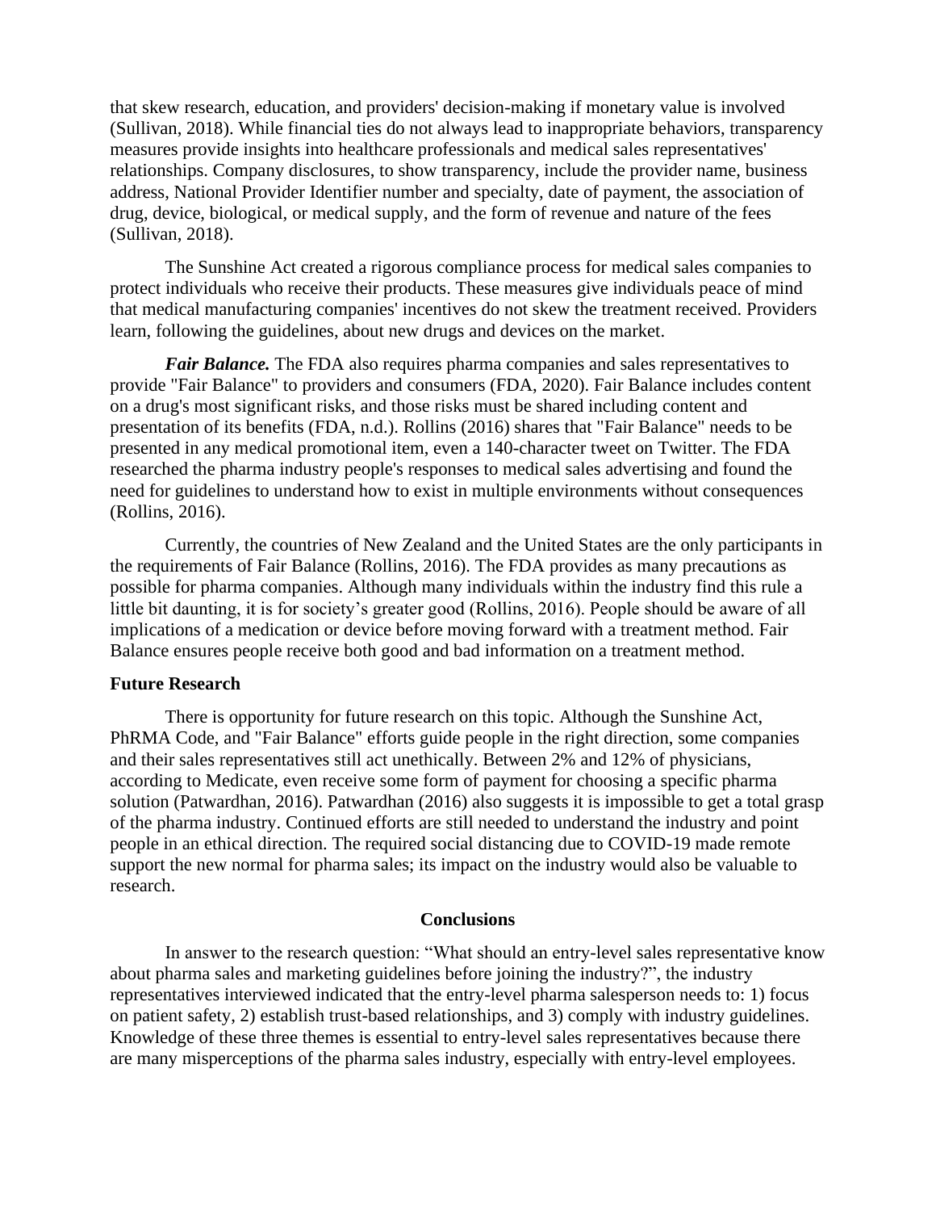that skew research, education, and providers' decision-making if monetary value is involved (Sullivan, 2018). While financial ties do not always lead to inappropriate behaviors, transparency measures provide insights into healthcare professionals and medical sales representatives' relationships. Company disclosures, to show transparency, include the provider name, business address, National Provider Identifier number and specialty, date of payment, the association of drug, device, biological, or medical supply, and the form of revenue and nature of the fees (Sullivan, 2018).

The Sunshine Act created a rigorous compliance process for medical sales companies to protect individuals who receive their products. These measures give individuals peace of mind that medical manufacturing companies' incentives do not skew the treatment received. Providers learn, following the guidelines, about new drugs and devices on the market.

***Fair Balance.*** The FDA also requires pharma companies and sales representatives to provide "Fair Balance" to providers and consumers (FDA, 2020). Fair Balance includes content on a drug's most significant risks, and those risks must be shared including content and presentation of its benefits (FDA, n.d.). Rollins (2016) shares that "Fair Balance" needs to be presented in any medical promotional item, even a 140-character tweet on Twitter. The FDA researched the pharma industry people's responses to medical sales advertising and found the need for guidelines to understand how to exist in multiple environments without consequences (Rollins, 2016).

Currently, the countries of New Zealand and the United States are the only participants in the requirements of Fair Balance (Rollins, 2016). The FDA provides as many precautions as possible for pharma companies. Although many individuals within the industry find this rule a little bit daunting, it is for society's greater good (Rollins, 2016). People should be aware of all implications of a medication or device before moving forward with a treatment method. Fair Balance ensures people receive both good and bad information on a treatment method.

### Future Research

There is opportunity for future research on this topic. Although the Sunshine Act, PhRMA Code, and "Fair Balance" efforts guide people in the right direction, some companies and their sales representatives still act unethically. Between 2% and 12% of physicians, according to Medicate, even receive some form of payment for choosing a specific pharma solution (Patwardhan, 2016). Patwardhan (2016) also suggests it is impossible to get a total grasp of the pharma industry. Continued efforts are still needed to understand the industry and point people in an ethical direction. The required social distancing due to COVID-19 made remote support the new normal for pharma sales; its impact on the industry would also be valuable to research.

## Conclusions

In answer to the research question: "What should an entry-level sales representative know about pharma sales and marketing guidelines before joining the industry?", the industry representatives interviewed indicated that the entry-level pharma salesperson needs to: 1) focus on patient safety, 2) establish trust-based relationships, and 3) comply with industry guidelines. Knowledge of these three themes is essential to entry-level sales representatives because there are many misperceptions of the pharma sales industry, especially with entry-level employees.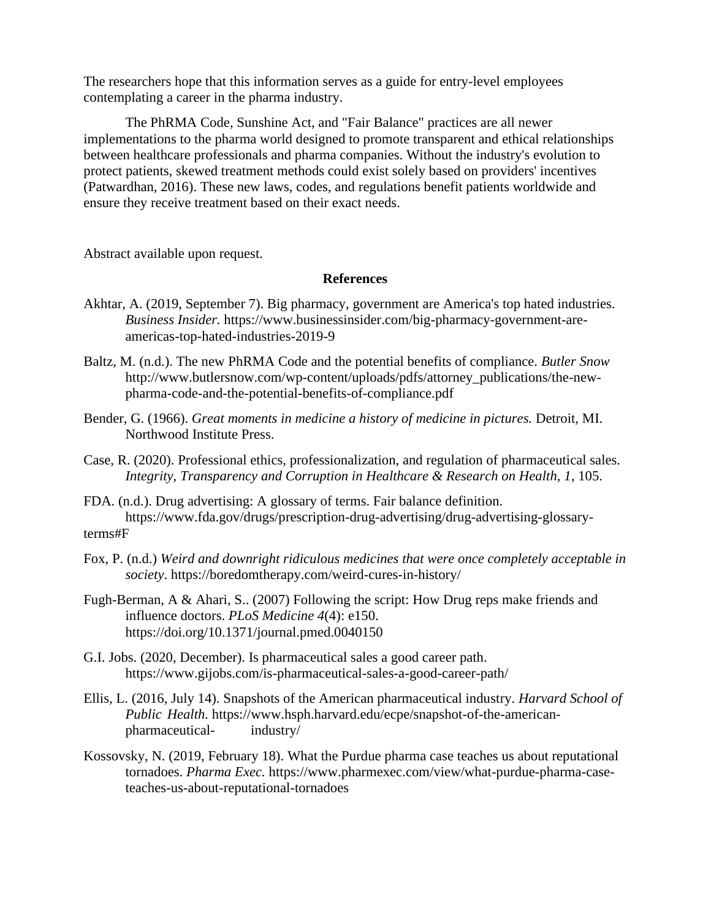The researchers hope that this information serves as a guide for entry-level employees contemplating a career in the pharma industry.

The PhRMA Code, Sunshine Act, and "Fair Balance" practices are all newer implementations to the pharma world designed to promote transparent and ethical relationships between healthcare professionals and pharma companies. Without the industry's evolution to protect patients, skewed treatment methods could exist solely based on providers' incentives (Patwardhan, 2016). These new laws, codes, and regulations benefit patients worldwide and ensure they receive treatment based on their exact needs.

Abstract available upon request.

## References

Akhtar, A. (2019, September 7). Big pharmacy, government are America's top hated industries. *Business Insider.* https://www.businessinsider.com/big-pharmacy-government-are-americas-top-hated-industries-2019-9

Baltz, M. (n.d.). The new PhRMA Code and the potential benefits of compliance. *Butler Snow* http://www.butlersnow.com/wp-content/uploads/pdfs/attorney_publications/the-new-pharma-code-and-the-potential-benefits-of-compliance.pdf

Bender, G. (1966). *Great moments in medicine a history of medicine in pictures.* Detroit, MI. Northwood Institute Press.

Case, R. (2020). Professional ethics, professionalization, and regulation of pharmaceutical sales. *Integrity, Transparency and Corruption in Healthcare & Research on Health, 1*, 105.

FDA. (n.d.). Drug advertising: A glossary of terms. Fair balance definition. https://www.fda.gov/drugs/prescription-drug-advertising/drug-advertising-glossary-terms#F

Fox, P. (n.d.) *Weird and downright ridiculous medicines that were once completely acceptable in society*. https://boredomtherapy.com/weird-cures-in-history/

Fugh-Berman, A & Ahari, S.. (2007) Following the script: How Drug reps make friends and influence doctors. *PLoS Medicine 4*(4): e150. https://doi.org/10.1371/journal.pmed.0040150

G.I. Jobs. (2020, December). Is pharmaceutical sales a good career path. https://www.gijobs.com/is-pharmaceutical-sales-a-good-career-path/

Ellis, L. (2016, July 14). Snapshots of the American pharmaceutical industry. *Harvard School of Public Health.* https://www.hsph.harvard.edu/ecpe/snapshot-of-the-american-pharmaceutical- industry/

Kossovsky, N. (2019, February 18). What the Purdue pharma case teaches us about reputational tornadoes. *Pharma Exec.* https://www.pharmexec.com/view/what-purdue-pharma-case-teaches-us-about-reputational-tornadoes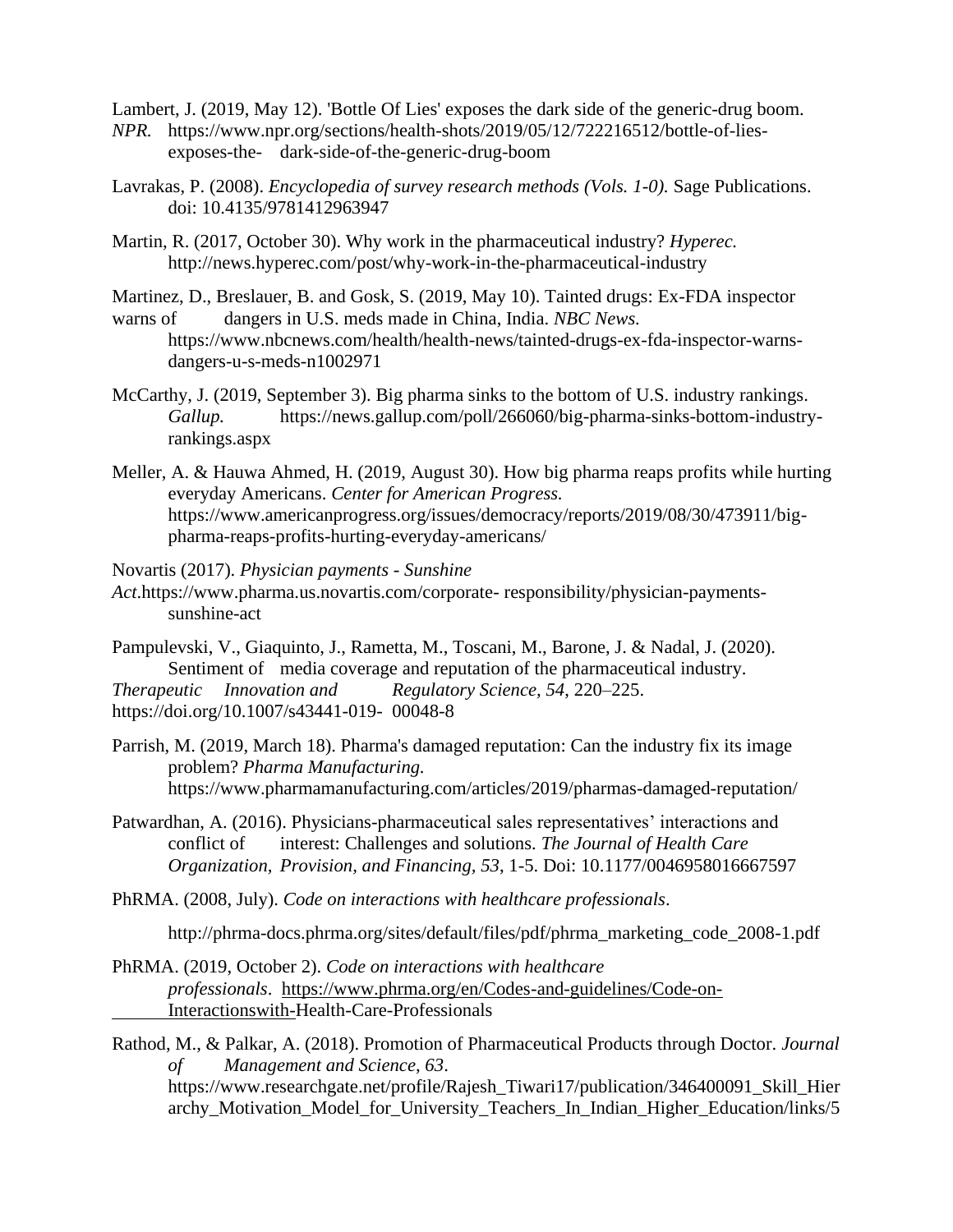Lambert, J. (2019, May 12). 'Bottle Of Lies' exposes the dark side of the generic-drug boom. *NPR.* https://www.npr.org/sections/health-shots/2019/05/12/722216512/bottle-of-lies-exposes-the- dark-side-of-the-generic-drug-boom

Lavrakas, P. (2008). *Encyclopedia of survey research methods (Vols. 1-0).* Sage Publications. doi: 10.4135/9781412963947

Martin, R. (2017, October 30). Why work in the pharmaceutical industry? *Hyperec.* http://news.hyperec.com/post/why-work-in-the-pharmaceutical-industry

Martinez, D., Breslauer, B. and Gosk, S. (2019, May 10). Tainted drugs: Ex-FDA inspector warns of dangers in U.S. meds made in China, India. *NBC News.* https://www.nbcnews.com/health/health-news/tainted-drugs-ex-fda-inspector-warns-dangers-u-s-meds-n1002971

McCarthy, J. (2019, September 3). Big pharma sinks to the bottom of U.S. industry rankings. *Gallup.* https://news.gallup.com/poll/266060/big-pharma-sinks-bottom-industry-rankings.aspx

Meller, A. & Hauwa Ahmed, H. (2019, August 30). How big pharma reaps profits while hurting everyday Americans. *Center for American Progress.* https://www.americanprogress.org/issues/democracy/reports/2019/08/30/473911/big-pharma-reaps-profits-hurting-everyday-americans/

Novartis (2017). *Physician payments - Sunshine Act*.https://www.pharma.us.novartis.com/corporate- responsibility/physician-payments-sunshine-act

Pampulevski, V., Giaquinto, J., Rametta, M., Toscani, M., Barone, J. & Nadal, J. (2020). Sentiment of media coverage and reputation of the pharmaceutical industry. *Therapeutic Innovation and Regulatory Science, 54*, 220–225. https://doi.org/10.1007/s43441-019- 00048-8

Parrish, M. (2019, March 18). Pharma's damaged reputation: Can the industry fix its image problem? *Pharma Manufacturing.* https://www.pharmamanufacturing.com/articles/2019/pharmas-damaged-reputation/

Patwardhan, A. (2016). Physicians-pharmaceutical sales representatives' interactions and conflict of interest: Challenges and solutions. *The Journal of Health Care Organization, Provision, and Financing, 53*, 1-5. Doi: 10.1177/0046958016667597

PhRMA. (2008, July). *Code on interactions with healthcare professionals*.

http://phrma-docs.phrma.org/sites/default/files/pdf/phrma_marketing_code_2008-1.pdf

PhRMA. (2019, October 2). *Code on interactions with healthcare professionals*. https://www.phrma.org/en/Codes-and-guidelines/Code-on-Interactionswith-Health-Care-Professionals

Rathod, M., & Palkar, A. (2018). Promotion of Pharmaceutical Products through Doctor. *Journal of Management and Science, 63*. https://www.researchgate.net/profile/Rajesh_Tiwari17/publication/346400091_Skill_Hierarchy_Motivation_Model_for_University_Teachers_In_Indian_Higher_Education/links/5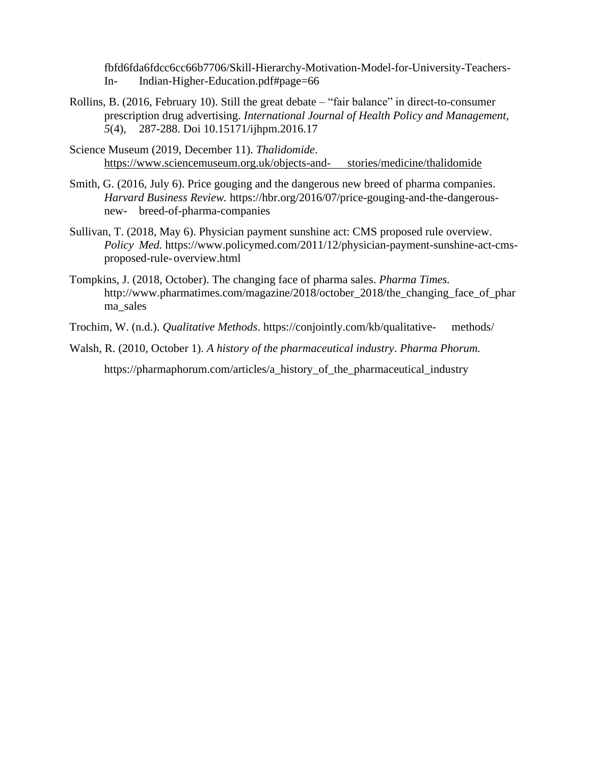fbfd6fda6fdcc6cc66b7706/Skill-Hierarchy-Motivation-Model-for-University-Teachers-In- Indian-Higher-Education.pdf#page=66

Rollins, B. (2016, February 10). Still the great debate – “fair balance” in direct-to-consumer prescription drug advertising. *International Journal of Health Policy and Management, 5*(4), 287-288. Doi 10.15171/ijhpm.2016.17

Science Museum (2019, December 11). *Thalidomide*. https://www.sciencemuseum.org.uk/objects-and- stories/medicine/thalidomide

Smith, G. (2016, July 6). Price gouging and the dangerous new breed of pharma companies. *Harvard Business Review.* https://hbr.org/2016/07/price-gouging-and-the-dangerous-new- breed-of-pharma-companies

Sullivan, T. (2018, May 6). Physician payment sunshine act: CMS proposed rule overview. *Policy Med.* https://www.policymed.com/2011/12/physician-payment-sunshine-act-cms-proposed-rule- overview.html

Tompkins, J. (2018, October). The changing face of pharma sales. *Pharma Times.* http://www.pharmatimes.com/magazine/2018/october_2018/the_changing_face_of_pharma_sales

Trochim, W. (n.d.). *Qualitative Methods*. https://conjointly.com/kb/qualitative- methods/

Walsh, R. (2010, October 1). *A history of the pharmaceutical industry*. *Pharma Phorum.*

https://pharmaphorum.com/articles/a_history_of_the_pharmaceutical_industry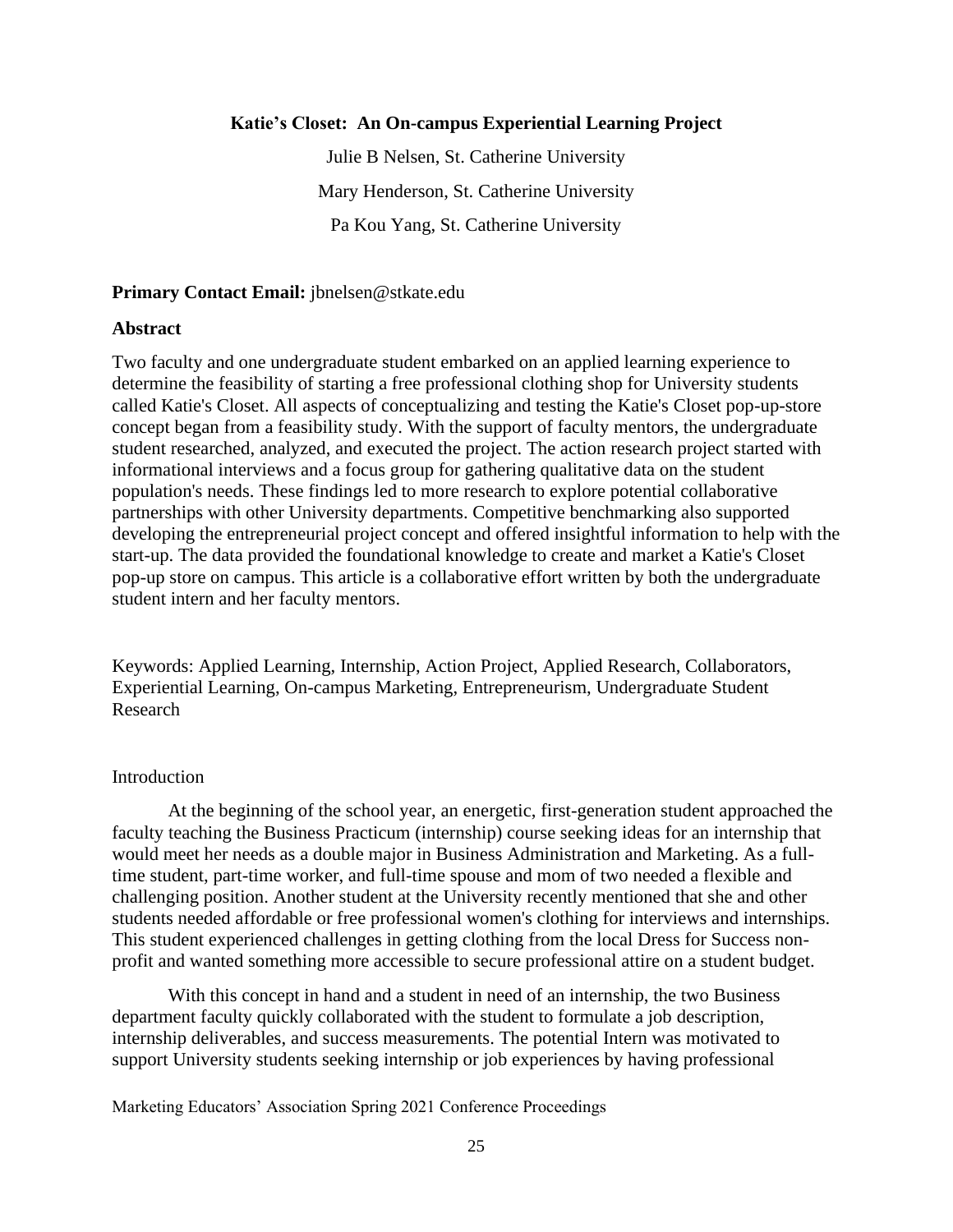# Katie's Closet: An On-campus Experiential Learning Project

Julie B Nelsen, St. Catherine University

Mary Henderson, St. Catherine University

Pa Kou Yang, St. Catherine University

**Primary Contact Email:** jbnelsen@stkate.edu

## Abstract

Two faculty and one undergraduate student embarked on an applied learning experience to determine the feasibility of starting a free professional clothing shop for University students called Katie's Closet. All aspects of conceptualizing and testing the Katie's Closet pop-up-store concept began from a feasibility study. With the support of faculty mentors, the undergraduate student researched, analyzed, and executed the project. The action research project started with informational interviews and a focus group for gathering qualitative data on the student population's needs. These findings led to more research to explore potential collaborative partnerships with other University departments. Competitive benchmarking also supported developing the entrepreneurial project concept and offered insightful information to help with the start-up. The data provided the foundational knowledge to create and market a Katie's Closet pop-up store on campus. This article is a collaborative effort written by both the undergraduate student intern and her faculty mentors.

Keywords: Applied Learning, Internship, Action Project, Applied Research, Collaborators, Experiential Learning, On-campus Marketing, Entrepreneurism, Undergraduate Student Research

## Introduction

At the beginning of the school year, an energetic, first-generation student approached the faculty teaching the Business Practicum (internship) course seeking ideas for an internship that would meet her needs as a double major in Business Administration and Marketing. As a full-time student, part-time worker, and full-time spouse and mom of two needed a flexible and challenging position. Another student at the University recently mentioned that she and other students needed affordable or free professional women's clothing for interviews and internships. This student experienced challenges in getting clothing from the local Dress for Success non-profit and wanted something more accessible to secure professional attire on a student budget.

With this concept in hand and a student in need of an internship, the two Business department faculty quickly collaborated with the student to formulate a job description, internship deliverables, and success measurements. The potential Intern was motivated to support University students seeking internship or job experiences by having professional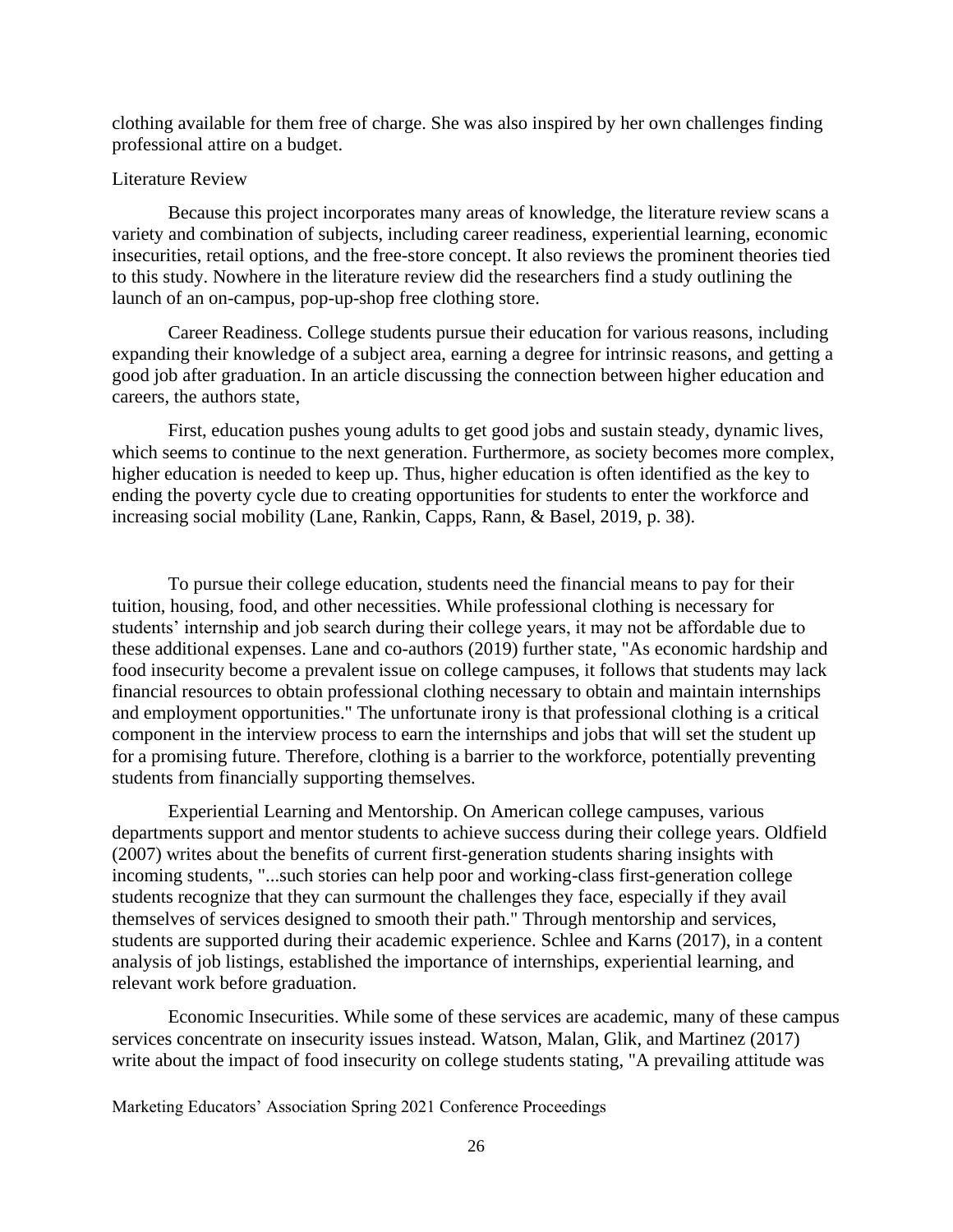clothing available for them free of charge. She was also inspired by her own challenges finding professional attire on a budget.

## Literature Review

Because this project incorporates many areas of knowledge, the literature review scans a variety and combination of subjects, including career readiness, experiential learning, economic insecurities, retail options, and the free-store concept. It also reviews the prominent theories tied to this study. Nowhere in the literature review did the researchers find a study outlining the launch of an on-campus, pop-up-shop free clothing store.

Career Readiness. College students pursue their education for various reasons, including expanding their knowledge of a subject area, earning a degree for intrinsic reasons, and getting a good job after graduation. In an article discussing the connection between higher education and careers, the authors state,

> First, education pushes young adults to get good jobs and sustain steady, dynamic lives, which seems to continue to the next generation. Furthermore, as society becomes more complex, higher education is needed to keep up. Thus, higher education is often identified as the key to ending the poverty cycle due to creating opportunities for students to enter the workforce and increasing social mobility (Lane, Rankin, Capps, Rann, & Basel, 2019, p. 38).

To pursue their college education, students need the financial means to pay for their tuition, housing, food, and other necessities. While professional clothing is necessary for students' internship and job search during their college years, it may not be affordable due to these additional expenses. Lane and co-authors (2019) further state, "As economic hardship and food insecurity become a prevalent issue on college campuses, it follows that students may lack financial resources to obtain professional clothing necessary to obtain and maintain internships and employment opportunities." The unfortunate irony is that professional clothing is a critical component in the interview process to earn the internships and jobs that will set the student up for a promising future. Therefore, clothing is a barrier to the workforce, potentially preventing students from financially supporting themselves.

Experiential Learning and Mentorship. On American college campuses, various departments support and mentor students to achieve success during their college years. Oldfield (2007) writes about the benefits of current first-generation students sharing insights with incoming students, "...such stories can help poor and working-class first-generation college students recognize that they can surmount the challenges they face, especially if they avail themselves of services designed to smooth their path." Through mentorship and services, students are supported during their academic experience. Schlee and Karns (2017), in a content analysis of job listings, established the importance of internships, experiential learning, and relevant work before graduation.

Economic Insecurities. While some of these services are academic, many of these campus services concentrate on insecurity issues instead. Watson, Malan, Glik, and Martinez (2017) write about the impact of food insecurity on college students stating, "A prevailing attitude was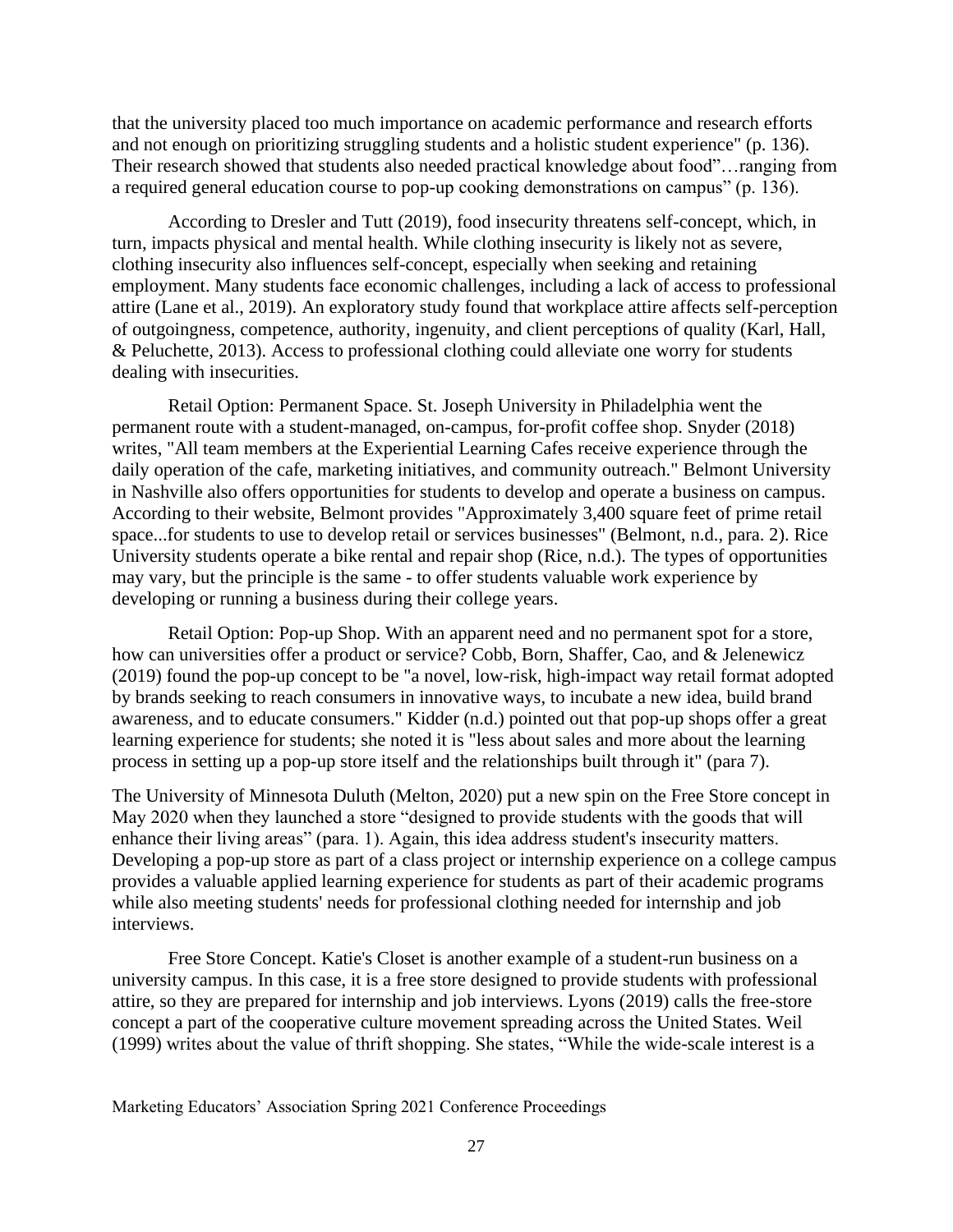that the university placed too much importance on academic performance and research efforts and not enough on prioritizing struggling students and a holistic student experience" (p. 136). Their research showed that students also needed practical knowledge about food"…ranging from a required general education course to pop-up cooking demonstrations on campus" (p. 136).

According to Dresler and Tutt (2019), food insecurity threatens self-concept, which, in turn, impacts physical and mental health. While clothing insecurity is likely not as severe, clothing insecurity also influences self-concept, especially when seeking and retaining employment. Many students face economic challenges, including a lack of access to professional attire (Lane et al., 2019). An exploratory study found that workplace attire affects self-perception of outgoingness, competence, authority, ingenuity, and client perceptions of quality (Karl, Hall, & Peluchette, 2013). Access to professional clothing could alleviate one worry for students dealing with insecurities.

Retail Option: Permanent Space. St. Joseph University in Philadelphia went the permanent route with a student-managed, on-campus, for-profit coffee shop. Snyder (2018) writes, "All team members at the Experiential Learning Cafes receive experience through the daily operation of the cafe, marketing initiatives, and community outreach." Belmont University in Nashville also offers opportunities for students to develop and operate a business on campus. According to their website, Belmont provides "Approximately 3,400 square feet of prime retail space...for students to use to develop retail or services businesses" (Belmont, n.d., para. 2). Rice University students operate a bike rental and repair shop (Rice, n.d.). The types of opportunities may vary, but the principle is the same - to offer students valuable work experience by developing or running a business during their college years.

Retail Option: Pop-up Shop. With an apparent need and no permanent spot for a store, how can universities offer a product or service? Cobb, Born, Shaffer, Cao, and & Jelenewicz (2019) found the pop-up concept to be "a novel, low-risk, high-impact way retail format adopted by brands seeking to reach consumers in innovative ways, to incubate a new idea, build brand awareness, and to educate consumers." Kidder (n.d.) pointed out that pop-up shops offer a great learning experience for students; she noted it is "less about sales and more about the learning process in setting up a pop-up store itself and the relationships built through it" (para 7).

The University of Minnesota Duluth (Melton, 2020) put a new spin on the Free Store concept in May 2020 when they launched a store "designed to provide students with the goods that will enhance their living areas" (para. 1). Again, this idea address student's insecurity matters. Developing a pop-up store as part of a class project or internship experience on a college campus provides a valuable applied learning experience for students as part of their academic programs while also meeting students' needs for professional clothing needed for internship and job interviews.

Free Store Concept. Katie's Closet is another example of a student-run business on a university campus. In this case, it is a free store designed to provide students with professional attire, so they are prepared for internship and job interviews. Lyons (2019) calls the free-store concept a part of the cooperative culture movement spreading across the United States. Weil (1999) writes about the value of thrift shopping. She states, "While the wide-scale interest is a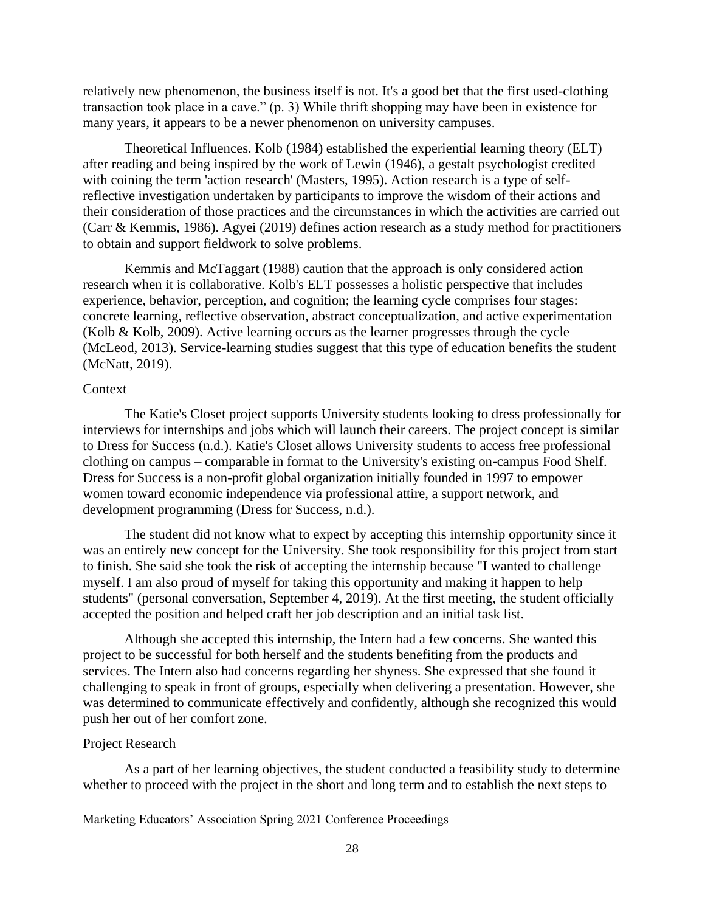relatively new phenomenon, the business itself is not. It's a good bet that the first used-clothing transaction took place in a cave." (p. 3) While thrift shopping may have been in existence for many years, it appears to be a newer phenomenon on university campuses.

Theoretical Influences. Kolb (1984) established the experiential learning theory (ELT) after reading and being inspired by the work of Lewin (1946), a gestalt psychologist credited with coining the term 'action research' (Masters, 1995). Action research is a type of self-reflective investigation undertaken by participants to improve the wisdom of their actions and their consideration of those practices and the circumstances in which the activities are carried out (Carr & Kemmis, 1986). Agyei (2019) defines action research as a study method for practitioners to obtain and support fieldwork to solve problems.

Kemmis and McTaggart (1988) caution that the approach is only considered action research when it is collaborative. Kolb's ELT possesses a holistic perspective that includes experience, behavior, perception, and cognition; the learning cycle comprises four stages: concrete learning, reflective observation, abstract conceptualization, and active experimentation (Kolb & Kolb, 2009). Active learning occurs as the learner progresses through the cycle (McLeod, 2013). Service-learning studies suggest that this type of education benefits the student (McNatt, 2019).

### Context

The Katie's Closet project supports University students looking to dress professionally for interviews for internships and jobs which will launch their careers. The project concept is similar to Dress for Success (n.d.). Katie's Closet allows University students to access free professional clothing on campus – comparable in format to the University's existing on-campus Food Shelf. Dress for Success is a non-profit global organization initially founded in 1997 to empower women toward economic independence via professional attire, a support network, and development programming (Dress for Success, n.d.).

The student did not know what to expect by accepting this internship opportunity since it was an entirely new concept for the University. She took responsibility for this project from start to finish. She said she took the risk of accepting the internship because "I wanted to challenge myself. I am also proud of myself for taking this opportunity and making it happen to help students" (personal conversation, September 4, 2019). At the first meeting, the student officially accepted the position and helped craft her job description and an initial task list.

Although she accepted this internship, the Intern had a few concerns. She wanted this project to be successful for both herself and the students benefiting from the products and services. The Intern also had concerns regarding her shyness. She expressed that she found it challenging to speak in front of groups, especially when delivering a presentation. However, she was determined to communicate effectively and confidently, although she recognized this would push her out of her comfort zone.

### Project Research

As a part of her learning objectives, the student conducted a feasibility study to determine whether to proceed with the project in the short and long term and to establish the next steps to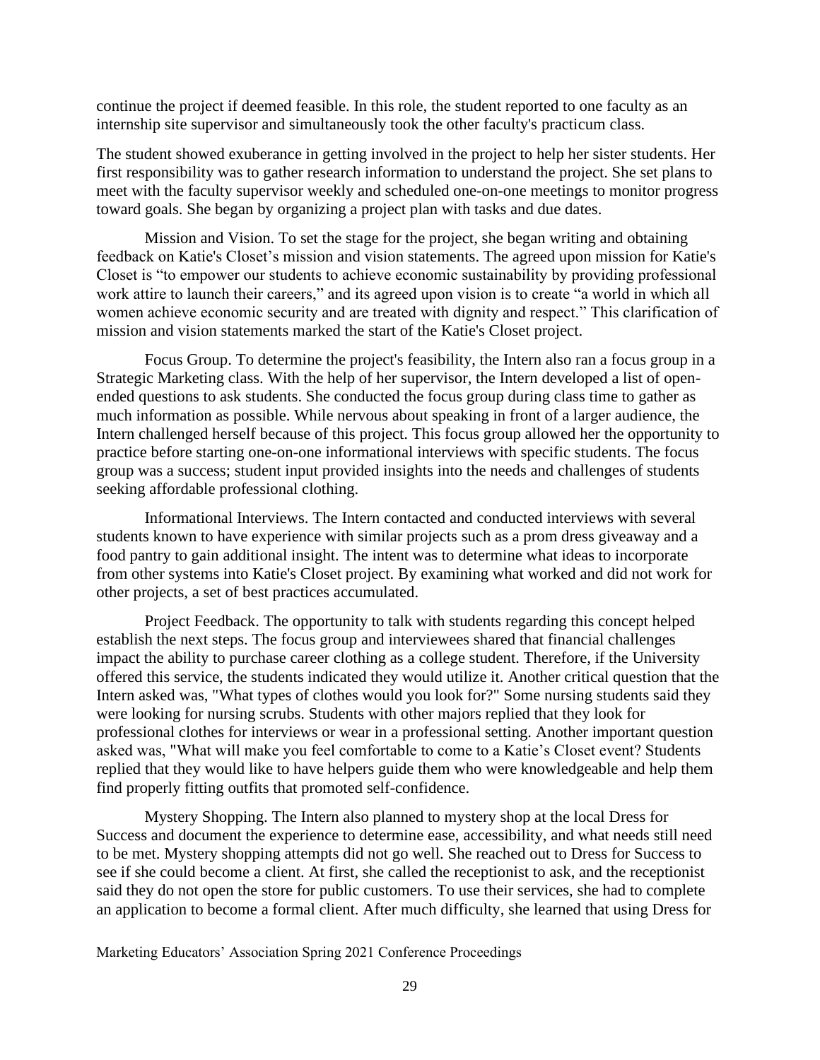continue the project if deemed feasible. In this role, the student reported to one faculty as an internship site supervisor and simultaneously took the other faculty's practicum class.

The student showed exuberance in getting involved in the project to help her sister students. Her first responsibility was to gather research information to understand the project. She set plans to meet with the faculty supervisor weekly and scheduled one-on-one meetings to monitor progress toward goals. She began by organizing a project plan with tasks and due dates.

Mission and Vision. To set the stage for the project, she began writing and obtaining feedback on Katie's Closet's mission and vision statements. The agreed upon mission for Katie's Closet is "to empower our students to achieve economic sustainability by providing professional work attire to launch their careers," and its agreed upon vision is to create "a world in which all women achieve economic security and are treated with dignity and respect." This clarification of mission and vision statements marked the start of the Katie's Closet project.

Focus Group. To determine the project's feasibility, the Intern also ran a focus group in a Strategic Marketing class. With the help of her supervisor, the Intern developed a list of open-ended questions to ask students. She conducted the focus group during class time to gather as much information as possible. While nervous about speaking in front of a larger audience, the Intern challenged herself because of this project. This focus group allowed her the opportunity to practice before starting one-on-one informational interviews with specific students. The focus group was a success; student input provided insights into the needs and challenges of students seeking affordable professional clothing.

Informational Interviews. The Intern contacted and conducted interviews with several students known to have experience with similar projects such as a prom dress giveaway and a food pantry to gain additional insight. The intent was to determine what ideas to incorporate from other systems into Katie's Closet project. By examining what worked and did not work for other projects, a set of best practices accumulated.

Project Feedback. The opportunity to talk with students regarding this concept helped establish the next steps. The focus group and interviewees shared that financial challenges impact the ability to purchase career clothing as a college student. Therefore, if the University offered this service, the students indicated they would utilize it. Another critical question that the Intern asked was, "What types of clothes would you look for?" Some nursing students said they were looking for nursing scrubs. Students with other majors replied that they look for professional clothes for interviews or wear in a professional setting. Another important question asked was, "What will make you feel comfortable to come to a Katie's Closet event? Students replied that they would like to have helpers guide them who were knowledgeable and help them find properly fitting outfits that promoted self-confidence.

Mystery Shopping. The Intern also planned to mystery shop at the local Dress for Success and document the experience to determine ease, accessibility, and what needs still need to be met. Mystery shopping attempts did not go well. She reached out to Dress for Success to see if she could become a client. At first, she called the receptionist to ask, and the receptionist said they do not open the store for public customers. To use their services, she had to complete an application to become a formal client. After much difficulty, she learned that using Dress for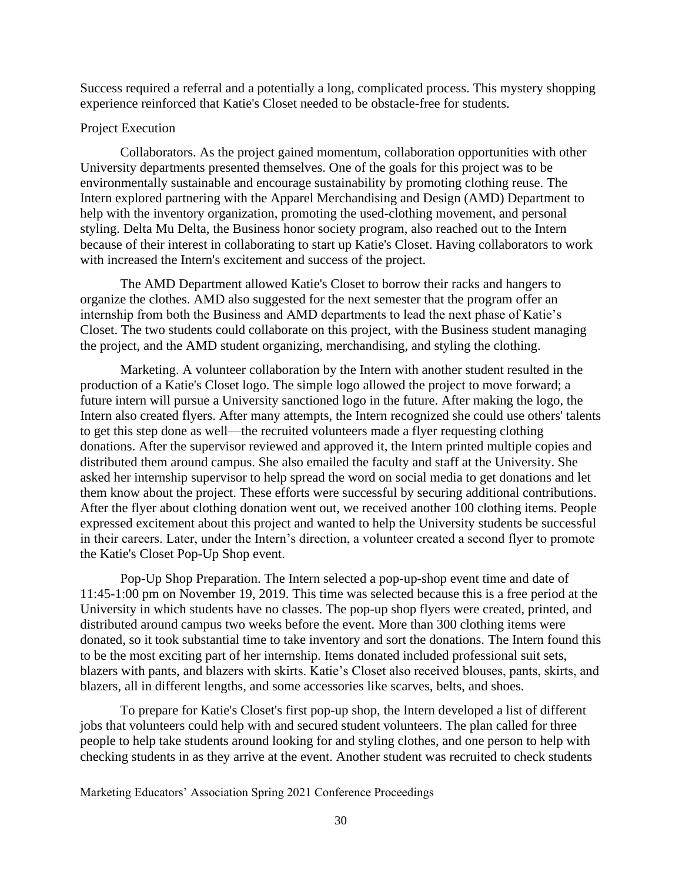Success required a referral and a potentially a long, complicated process. This mystery shopping experience reinforced that Katie's Closet needed to be obstacle-free for students.

Project Execution

Collaborators. As the project gained momentum, collaboration opportunities with other University departments presented themselves. One of the goals for this project was to be environmentally sustainable and encourage sustainability by promoting clothing reuse. The Intern explored partnering with the Apparel Merchandising and Design (AMD) Department to help with the inventory organization, promoting the used-clothing movement, and personal styling. Delta Mu Delta, the Business honor society program, also reached out to the Intern because of their interest in collaborating to start up Katie's Closet. Having collaborators to work with increased the Intern's excitement and success of the project.

The AMD Department allowed Katie's Closet to borrow their racks and hangers to organize the clothes. AMD also suggested for the next semester that the program offer an internship from both the Business and AMD departments to lead the next phase of Katie's Closet. The two students could collaborate on this project, with the Business student managing the project, and the AMD student organizing, merchandising, and styling the clothing.

Marketing. A volunteer collaboration by the Intern with another student resulted in the production of a Katie's Closet logo. The simple logo allowed the project to move forward; a future intern will pursue a University sanctioned logo in the future. After making the logo, the Intern also created flyers. After many attempts, the Intern recognized she could use others' talents to get this step done as well—the recruited volunteers made a flyer requesting clothing donations. After the supervisor reviewed and approved it, the Intern printed multiple copies and distributed them around campus. She also emailed the faculty and staff at the University. She asked her internship supervisor to help spread the word on social media to get donations and let them know about the project. These efforts were successful by securing additional contributions. After the flyer about clothing donation went out, we received another 100 clothing items. People expressed excitement about this project and wanted to help the University students be successful in their careers. Later, under the Intern's direction, a volunteer created a second flyer to promote the Katie's Closet Pop-Up Shop event.

Pop-Up Shop Preparation. The Intern selected a pop-up-shop event time and date of 11:45-1:00 pm on November 19, 2019. This time was selected because this is a free period at the University in which students have no classes. The pop-up shop flyers were created, printed, and distributed around campus two weeks before the event. More than 300 clothing items were donated, so it took substantial time to take inventory and sort the donations. The Intern found this to be the most exciting part of her internship. Items donated included professional suit sets, blazers with pants, and blazers with skirts. Katie's Closet also received blouses, pants, skirts, and blazers, all in different lengths, and some accessories like scarves, belts, and shoes.

To prepare for Katie's Closet's first pop-up shop, the Intern developed a list of different jobs that volunteers could help with and secured student volunteers. The plan called for three people to help take students around looking for and styling clothes, and one person to help with checking students in as they arrive at the event. Another student was recruited to check students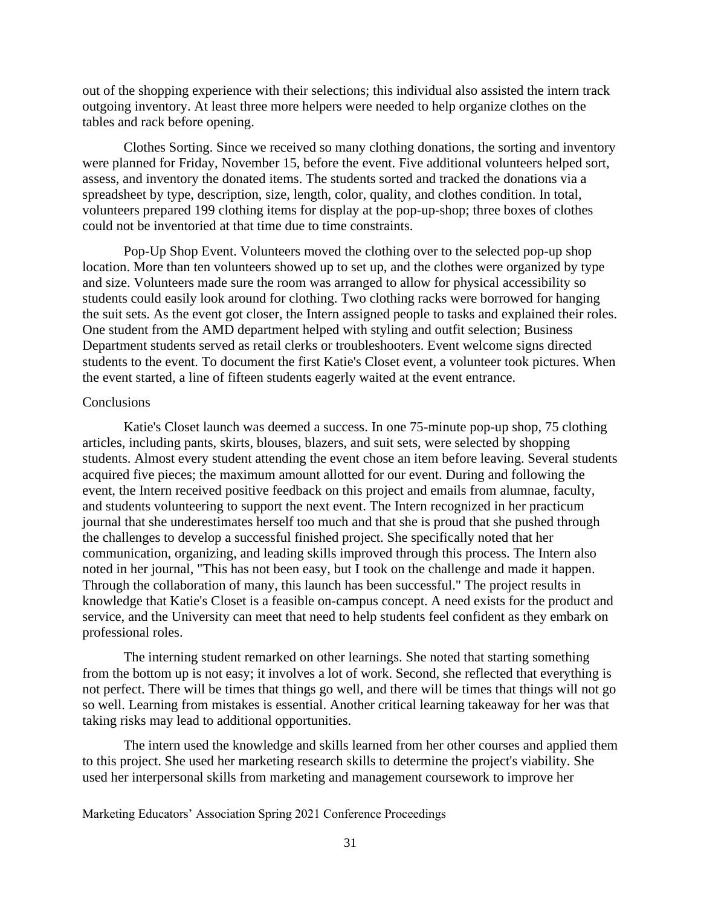out of the shopping experience with their selections; this individual also assisted the intern track outgoing inventory. At least three more helpers were needed to help organize clothes on the tables and rack before opening.

Clothes Sorting. Since we received so many clothing donations, the sorting and inventory were planned for Friday, November 15, before the event. Five additional volunteers helped sort, assess, and inventory the donated items. The students sorted and tracked the donations via a spreadsheet by type, description, size, length, color, quality, and clothes condition. In total, volunteers prepared 199 clothing items for display at the pop-up-shop; three boxes of clothes could not be inventoried at that time due to time constraints.

Pop-Up Shop Event. Volunteers moved the clothing over to the selected pop-up shop location. More than ten volunteers showed up to set up, and the clothes were organized by type and size. Volunteers made sure the room was arranged to allow for physical accessibility so students could easily look around for clothing. Two clothing racks were borrowed for hanging the suit sets. As the event got closer, the Intern assigned people to tasks and explained their roles. One student from the AMD department helped with styling and outfit selection; Business Department students served as retail clerks or troubleshooters. Event welcome signs directed students to the event. To document the first Katie's Closet event, a volunteer took pictures. When the event started, a line of fifteen students eagerly waited at the event entrance.

## Conclusions

Katie's Closet launch was deemed a success. In one 75-minute pop-up shop, 75 clothing articles, including pants, skirts, blouses, blazers, and suit sets, were selected by shopping students. Almost every student attending the event chose an item before leaving. Several students acquired five pieces; the maximum amount allotted for our event. During and following the event, the Intern received positive feedback on this project and emails from alumnae, faculty, and students volunteering to support the next event. The Intern recognized in her practicum journal that she underestimates herself too much and that she is proud that she pushed through the challenges to develop a successful finished project. She specifically noted that her communication, organizing, and leading skills improved through this process. The Intern also noted in her journal, "This has not been easy, but I took on the challenge and made it happen. Through the collaboration of many, this launch has been successful." The project results in knowledge that Katie's Closet is a feasible on-campus concept. A need exists for the product and service, and the University can meet that need to help students feel confident as they embark on professional roles.

The interning student remarked on other learnings. She noted that starting something from the bottom up is not easy; it involves a lot of work. Second, she reflected that everything is not perfect. There will be times that things go well, and there will be times that things will not go so well. Learning from mistakes is essential. Another critical learning takeaway for her was that taking risks may lead to additional opportunities.

The intern used the knowledge and skills learned from her other courses and applied them to this project. She used her marketing research skills to determine the project's viability. She used her interpersonal skills from marketing and management coursework to improve her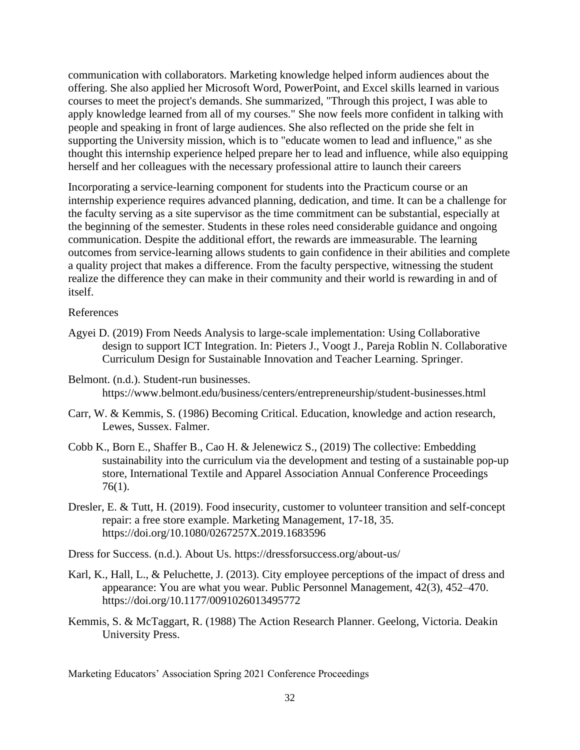communication with collaborators. Marketing knowledge helped inform audiences about the offering. She also applied her Microsoft Word, PowerPoint, and Excel skills learned in various courses to meet the project's demands. She summarized, "Through this project, I was able to apply knowledge learned from all of my courses." She now feels more confident in talking with people and speaking in front of large audiences. She also reflected on the pride she felt in supporting the University mission, which is to "educate women to lead and influence," as she thought this internship experience helped prepare her to lead and influence, while also equipping herself and her colleagues with the necessary professional attire to launch their careers

Incorporating a service-learning component for students into the Practicum course or an internship experience requires advanced planning, dedication, and time. It can be a challenge for the faculty serving as a site supervisor as the time commitment can be substantial, especially at the beginning of the semester. Students in these roles need considerable guidance and ongoing communication. Despite the additional effort, the rewards are immeasurable. The learning outcomes from service-learning allows students to gain confidence in their abilities and complete a quality project that makes a difference. From the faculty perspective, witnessing the student realize the difference they can make in their community and their world is rewarding in and of itself.

References

Agyei D. (2019) From Needs Analysis to large-scale implementation: Using Collaborative design to support ICT Integration. In: Pieters J., Voogt J., Pareja Roblin N. Collaborative Curriculum Design for Sustainable Innovation and Teacher Learning. Springer.

Belmont. (n.d.). Student-run businesses. https://www.belmont.edu/business/centers/entrepreneurship/student-businesses.html

Carr, W. & Kemmis, S. (1986) Becoming Critical. Education, knowledge and action research, Lewes, Sussex. Falmer.

Cobb K., Born E., Shaffer B., Cao H. & Jelenewicz S., (2019) The collective: Embedding sustainability into the curriculum via the development and testing of a sustainable pop-up store, International Textile and Apparel Association Annual Conference Proceedings 76(1).

Dresler, E. & Tutt, H. (2019). Food insecurity, customer to volunteer transition and self-concept repair: a free store example. Marketing Management, 17-18, 35. https://doi.org/10.1080/0267257X.2019.1683596

Dress for Success. (n.d.). About Us. https://dressforsuccess.org/about-us/

Karl, K., Hall, L., & Peluchette, J. (2013). City employee perceptions of the impact of dress and appearance: You are what you wear. Public Personnel Management, 42(3), 452–470. https://doi.org/10.1177/0091026013495772

Kemmis, S. & McTaggart, R. (1988) The Action Research Planner. Geelong, Victoria. Deakin University Press.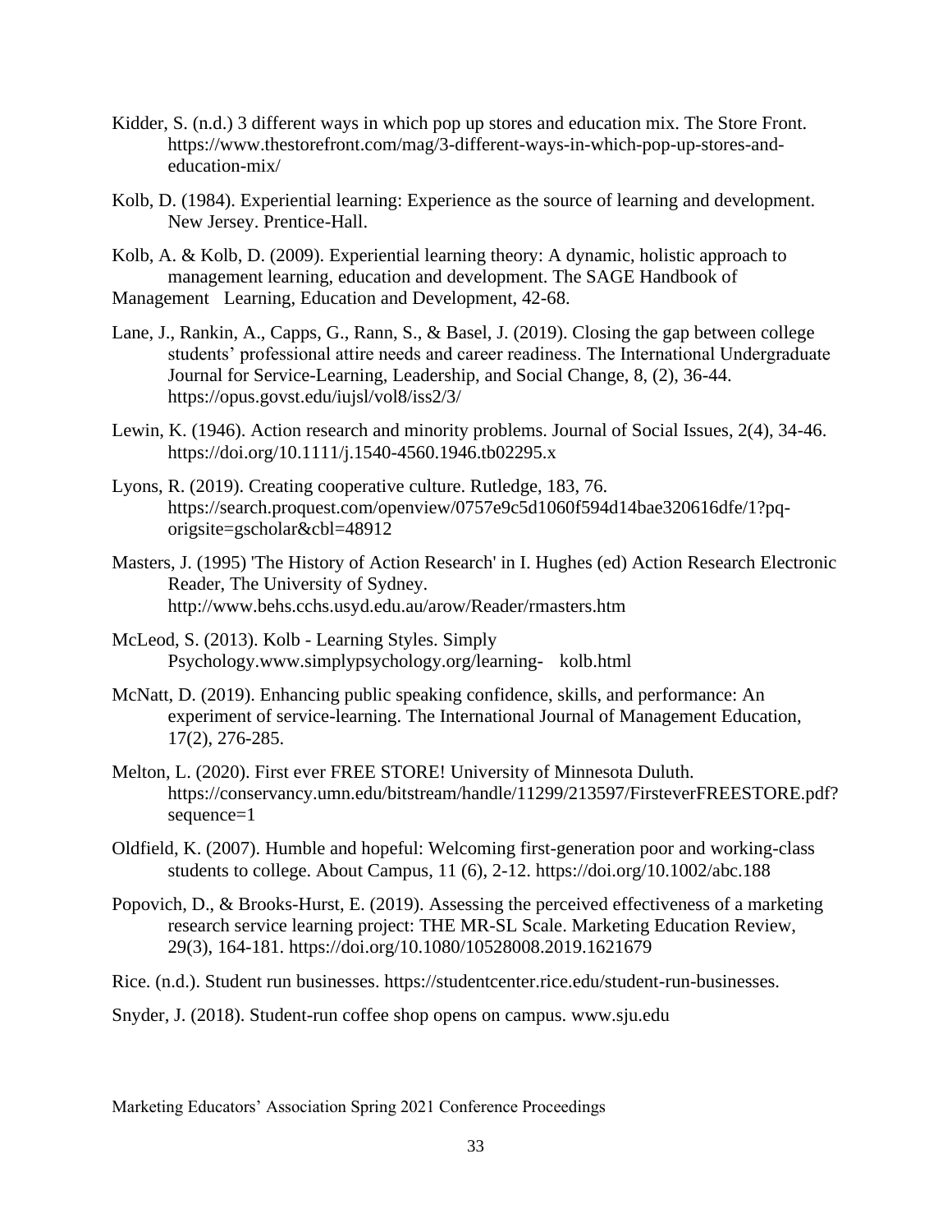Kidder, S. (n.d.) 3 different ways in which pop up stores and education mix. The Store Front. https://www.thestorefront.com/mag/3-different-ways-in-which-pop-up-stores-and-education-mix/

Kolb, D. (1984). Experiential learning: Experience as the source of learning and development. New Jersey. Prentice-Hall.

Kolb, A. & Kolb, D. (2009). Experiential learning theory: A dynamic, holistic approach to management learning, education and development. The SAGE Handbook of Management Learning, Education and Development, 42-68.

Lane, J., Rankin, A., Capps, G., Rann, S., & Basel, J. (2019). Closing the gap between college students' professional attire needs and career readiness. The International Undergraduate Journal for Service-Learning, Leadership, and Social Change, 8, (2), 36-44. https://opus.govst.edu/iujsl/vol8/iss2/3/

Lewin, K. (1946). Action research and minority problems. Journal of Social Issues, 2(4), 34-46. https://doi.org/10.1111/j.1540-4560.1946.tb02295.x

Lyons, R. (2019). Creating cooperative culture. Rutledge, 183, 76. https://search.proquest.com/openview/0757e9c5d1060f594d14bae320616dfe/1?pq-origsite=gscholar&cbl=48912

Masters, J. (1995) 'The History of Action Research' in I. Hughes (ed) Action Research Electronic Reader, The University of Sydney. http://www.behs.cchs.usyd.edu.au/arow/Reader/rmasters.htm

McLeod, S. (2013). Kolb - Learning Styles. Simply Psychology.www.simplypsychology.org/learning- kolb.html

McNatt, D. (2019). Enhancing public speaking confidence, skills, and performance: An experiment of service-learning. The International Journal of Management Education, 17(2), 276-285.

Melton, L. (2020). First ever FREE STORE! University of Minnesota Duluth. https://conservancy.umn.edu/bitstream/handle/11299/213597/FirsteverFREESTORE.pdf?sequence=1

Oldfield, K. (2007). Humble and hopeful: Welcoming first-generation poor and working-class students to college. About Campus, 11 (6), 2-12. https://doi.org/10.1002/abc.188

Popovich, D., & Brooks-Hurst, E. (2019). Assessing the perceived effectiveness of a marketing research service learning project: THE MR-SL Scale. Marketing Education Review, 29(3), 164-181. https://doi.org/10.1080/10528008.2019.1621679

Rice. (n.d.). Student run businesses. https://studentcenter.rice.edu/student-run-businesses.

Snyder, J. (2018). Student-run coffee shop opens on campus. www.sju.edu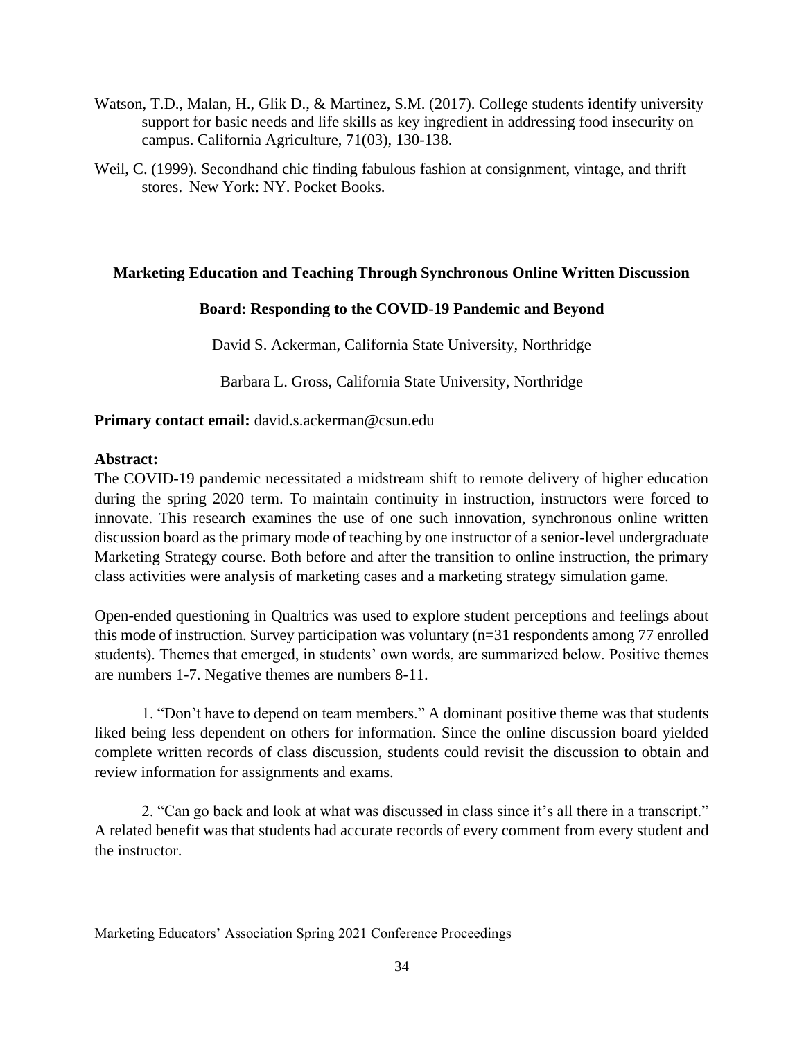Watson, T.D., Malan, H., Glik D., & Martinez, S.M. (2017). College students identify university support for basic needs and life skills as key ingredient in addressing food insecurity on campus. California Agriculture, 71(03), 130-138.

Weil, C. (1999). Secondhand chic finding fabulous fashion at consignment, vintage, and thrift stores. New York: NY. Pocket Books.

## Marketing Education and Teaching Through Synchronous Online Written Discussion Board: Responding to the COVID-19 Pandemic and Beyond

David S. Ackerman, California State University, Northridge

Barbara L. Gross, California State University, Northridge

**Primary contact email:** david.s.ackerman@csun.edu

**Abstract:**

The COVID-19 pandemic necessitated a midstream shift to remote delivery of higher education during the spring 2020 term. To maintain continuity in instruction, instructors were forced to innovate. This research examines the use of one such innovation, synchronous online written discussion board as the primary mode of teaching by one instructor of a senior-level undergraduate Marketing Strategy course. Both before and after the transition to online instruction, the primary class activities were analysis of marketing cases and a marketing strategy simulation game.

Open-ended questioning in Qualtrics was used to explore student perceptions and feelings about this mode of instruction. Survey participation was voluntary (n=31 respondents among 77 enrolled students). Themes that emerged, in students' own words, are summarized below. Positive themes are numbers 1-7. Negative themes are numbers 8-11.

1. "Don't have to depend on team members." A dominant positive theme was that students liked being less dependent on others for information. Since the online discussion board yielded complete written records of class discussion, students could revisit the discussion to obtain and review information for assignments and exams.

2. "Can go back and look at what was discussed in class since it's all there in a transcript." A related benefit was that students had accurate records of every comment from every student and the instructor.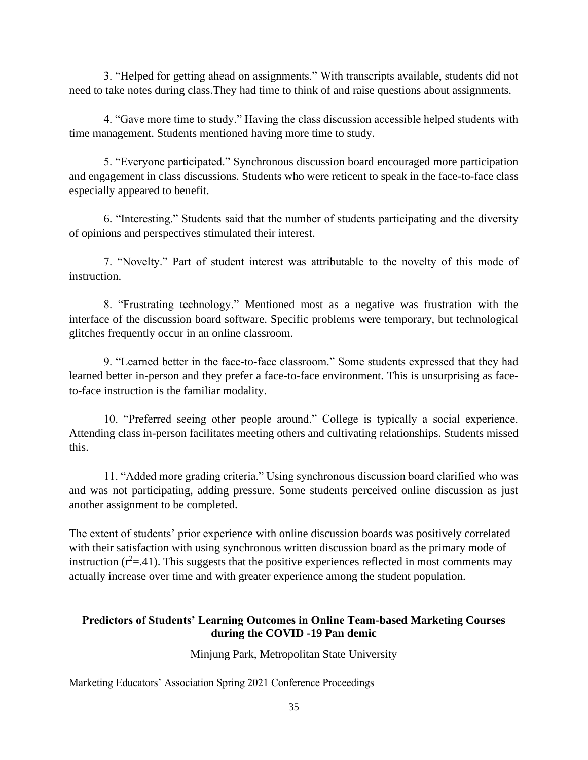3. “Helped for getting ahead on assignments.” With transcripts available, students did not need to take notes during class.They had time to think of and raise questions about assignments.

4. “Gave more time to study.” Having the class discussion accessible helped students with time management. Students mentioned having more time to study.

5. “Everyone participated.” Synchronous discussion board encouraged more participation and engagement in class discussions. Students who were reticent to speak in the face-to-face class especially appeared to benefit.

6. “Interesting.” Students said that the number of students participating and the diversity of opinions and perspectives stimulated their interest.

7. “Novelty.” Part of student interest was attributable to the novelty of this mode of instruction.

8. “Frustrating technology.” Mentioned most as a negative was frustration with the interface of the discussion board software. Specific problems were temporary, but technological glitches frequently occur in an online classroom.

9. “Learned better in the face-to-face classroom.” Some students expressed that they had learned better in-person and they prefer a face-to-face environment. This is unsurprising as face-to-face instruction is the familiar modality.

10. “Preferred seeing other people around.” College is typically a social experience. Attending class in-person facilitates meeting others and cultivating relationships. Students missed this.

11. “Added more grading criteria.” Using synchronous discussion board clarified who was and was not participating, adding pressure. Some students perceived online discussion as just another assignment to be completed.

The extent of students’ prior experience with online discussion boards was positively correlated with their satisfaction with using synchronous written discussion board as the primary mode of instruction ($r^2$=.41). This suggests that the positive experiences reflected in most comments may actually increase over time and with greater experience among the student population.

## Predictors of Students’ Learning Outcomes in Online Team-based Marketing Courses during the COVID -19 Pan demic

Minjung Park, Metropolitan State University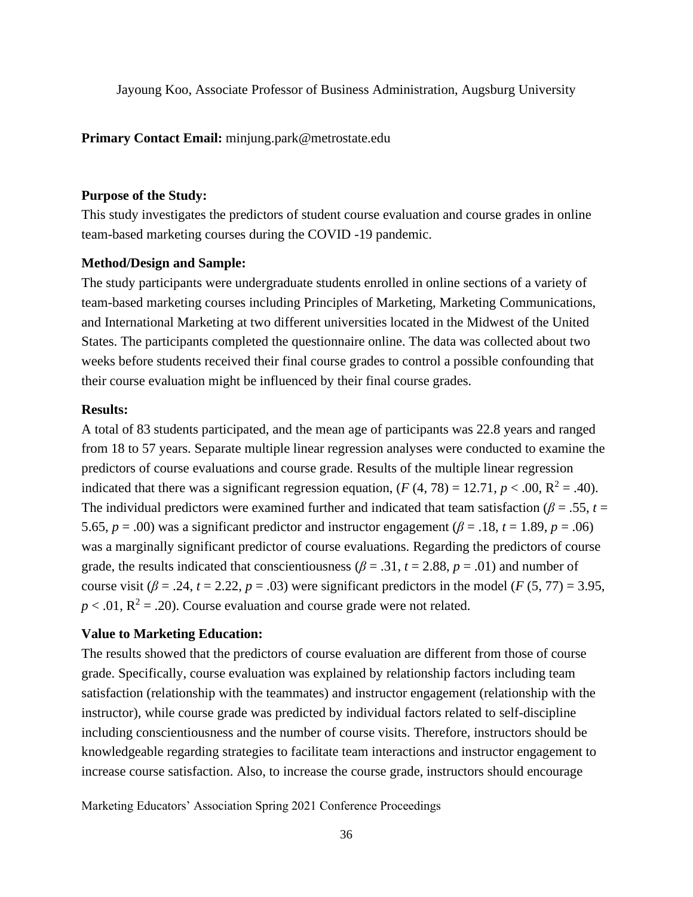Jayoung Koo, Associate Professor of Business Administration, Augsburg University

**Primary Contact Email:** minjung.park@metrostate.edu

**Purpose of the Study:**
This study investigates the predictors of student course evaluation and course grades in online team-based marketing courses during the COVID -19 pandemic.

**Method/Design and Sample:**
The study participants were undergraduate students enrolled in online sections of a variety of team-based marketing courses including Principles of Marketing, Marketing Communications, and International Marketing at two different universities located in the Midwest of the United States. The participants completed the questionnaire online. The data was collected about two weeks before students received their final course grades to control a possible confounding that their course evaluation might be influenced by their final course grades.

**Results:**
A total of 83 students participated, and the mean age of participants was 22.8 years and ranged from 18 to 57 years. Separate multiple linear regression analyses were conducted to examine the predictors of course evaluations and course grade. Results of the multiple linear regression indicated that there was a significant regression equation, ($F$ (4, 78) = 12.71, $p$ < .00, $R^2$ = .40). The individual predictors were examined further and indicated that team satisfaction ($\beta$ = .55, $t$ = 5.65, $p$ = .00) was a significant predictor and instructor engagement ($\beta$ = .18, $t$ = 1.89, $p$ = .06) was a marginally significant predictor of course evaluations. Regarding the predictors of course grade, the results indicated that conscientiousness ($\beta$ = .31, $t$ = 2.88, $p$ = .01) and number of course visit ($\beta$ = .24, $t$ = 2.22, $p$ = .03) were significant predictors in the model ($F$ (5, 77) = 3.95, $p$ < .01, $R^2$ = .20). Course evaluation and course grade were not related.

**Value to Marketing Education:**
The results showed that the predictors of course evaluation are different from those of course grade. Specifically, course evaluation was explained by relationship factors including team satisfaction (relationship with the teammates) and instructor engagement (relationship with the instructor), while course grade was predicted by individual factors related to self-discipline including conscientiousness and the number of course visits. Therefore, instructors should be knowledgeable regarding strategies to facilitate team interactions and instructor engagement to increase course satisfaction. Also, to increase the course grade, instructors should encourage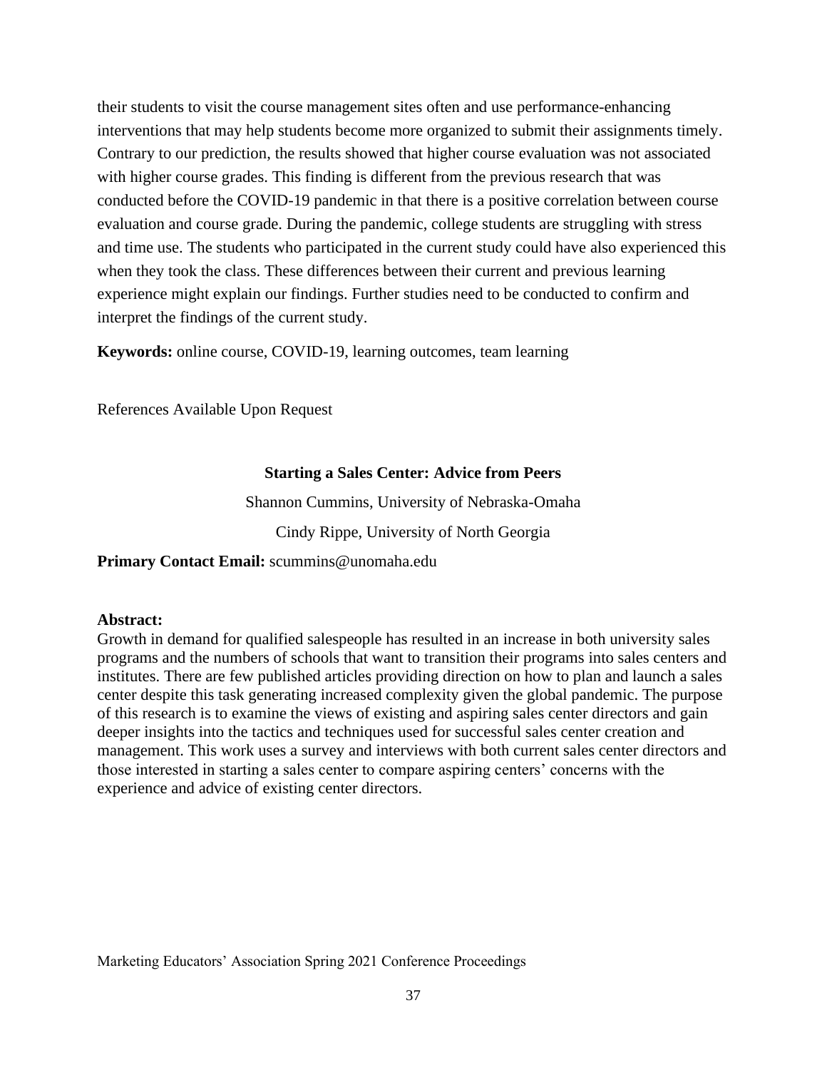their students to visit the course management sites often and use performance-enhancing interventions that may help students become more organized to submit their assignments timely. Contrary to our prediction, the results showed that higher course evaluation was not associated with higher course grades. This finding is different from the previous research that was conducted before the COVID-19 pandemic in that there is a positive correlation between course evaluation and course grade. During the pandemic, college students are struggling with stress and time use. The students who participated in the current study could have also experienced this when they took the class. These differences between their current and previous learning experience might explain our findings. Further studies need to be conducted to confirm and interpret the findings of the current study.

**Keywords:** online course, COVID-19, learning outcomes, team learning

References Available Upon Request

## Starting a Sales Center: Advice from Peers

Shannon Cummins, University of Nebraska-Omaha

Cindy Rippe, University of North Georgia

**Primary Contact Email:** scummins@unomaha.edu

**Abstract:**

Growth in demand for qualified salespeople has resulted in an increase in both university sales programs and the numbers of schools that want to transition their programs into sales centers and institutes. There are few published articles providing direction on how to plan and launch a sales center despite this task generating increased complexity given the global pandemic. The purpose of this research is to examine the views of existing and aspiring sales center directors and gain deeper insights into the tactics and techniques used for successful sales center creation and management. This work uses a survey and interviews with both current sales center directors and those interested in starting a sales center to compare aspiring centers' concerns with the experience and advice of existing center directors.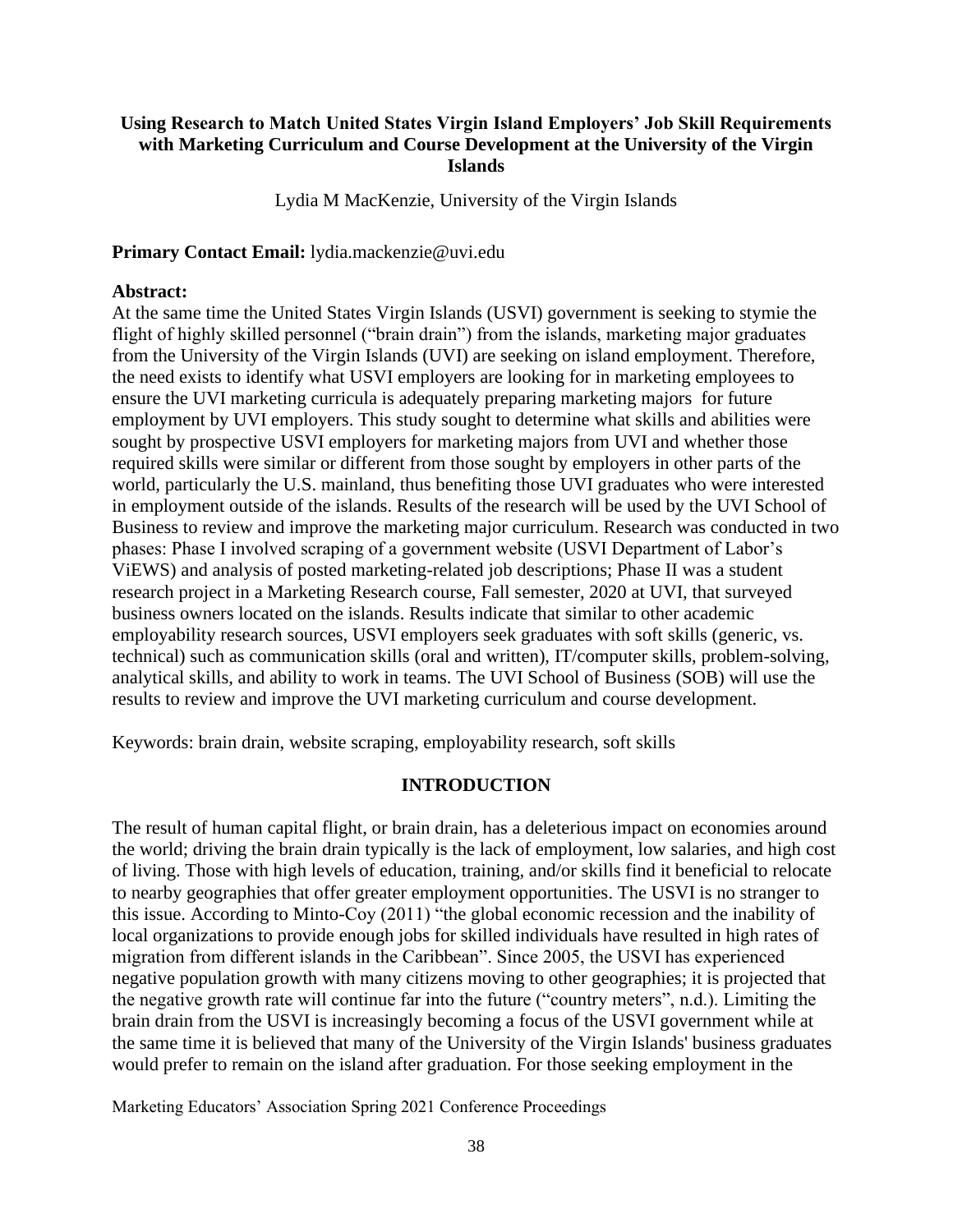**Using Research to Match United States Virgin Island Employers' Job Skill Requirements with Marketing Curriculum and Course Development at the University of the Virgin Islands**

Lydia M MacKenzie, University of the Virgin Islands

**Primary Contact Email:** lydia.mackenzie@uvi.edu

**Abstract:**

At the same time the United States Virgin Islands (USVI) government is seeking to stymie the flight of highly skilled personnel ("brain drain") from the islands, marketing major graduates from the University of the Virgin Islands (UVI) are seeking on island employment. Therefore, the need exists to identify what USVI employers are looking for in marketing employees to ensure the UVI marketing curricula is adequately preparing marketing majors for future employment by UVI employers. This study sought to determine what skills and abilities were sought by prospective USVI employers for marketing majors from UVI and whether those required skills were similar or different from those sought by employers in other parts of the world, particularly the U.S. mainland, thus benefiting those UVI graduates who were interested in employment outside of the islands. Results of the research will be used by the UVI School of Business to review and improve the marketing major curriculum. Research was conducted in two phases: Phase I involved scraping of a government website (USVI Department of Labor's ViEWS) and analysis of posted marketing-related job descriptions; Phase II was a student research project in a Marketing Research course, Fall semester, 2020 at UVI, that surveyed business owners located on the islands. Results indicate that similar to other academic employability research sources, USVI employers seek graduates with soft skills (generic, vs. technical) such as communication skills (oral and written), IT/computer skills, problem-solving, analytical skills, and ability to work in teams. The UVI School of Business (SOB) will use the results to review and improve the UVI marketing curriculum and course development.

Keywords: brain drain, website scraping, employability research, soft skills

## INTRODUCTION

The result of human capital flight, or brain drain, has a deleterious impact on economies around the world; driving the brain drain typically is the lack of employment, low salaries, and high cost of living. Those with high levels of education, training, and/or skills find it beneficial to relocate to nearby geographies that offer greater employment opportunities. The USVI is no stranger to this issue. According to Minto-Coy (2011) "the global economic recession and the inability of local organizations to provide enough jobs for skilled individuals have resulted in high rates of migration from different islands in the Caribbean". Since 2005, the USVI has experienced negative population growth with many citizens moving to other geographies; it is projected that the negative growth rate will continue far into the future ("country meters", n.d.). Limiting the brain drain from the USVI is increasingly becoming a focus of the USVI government while at the same time it is believed that many of the University of the Virgin Islands' business graduates would prefer to remain on the island after graduation. For those seeking employment in the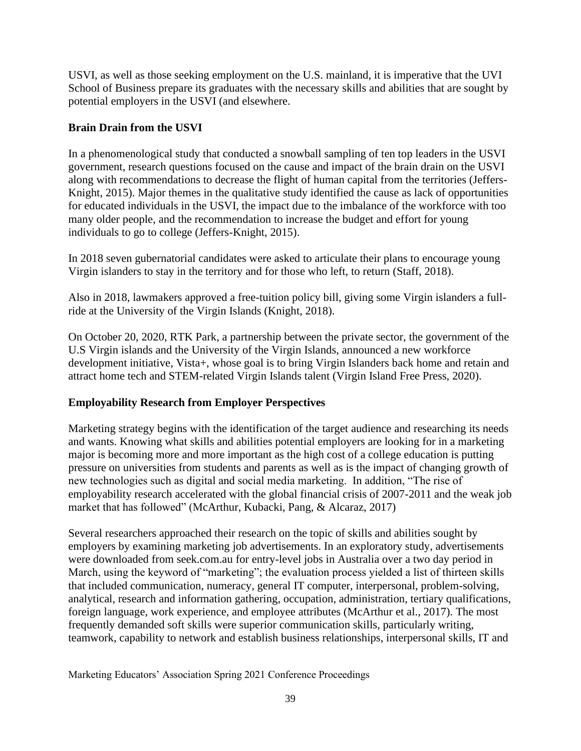USVI, as well as those seeking employment on the U.S. mainland, it is imperative that the UVI School of Business prepare its graduates with the necessary skills and abilities that are sought by potential employers in the USVI (and elsewhere.

**Brain Drain from the USVI**

In a phenomenological study that conducted a snowball sampling of ten top leaders in the USVI government, research questions focused on the cause and impact of the brain drain on the USVI along with recommendations to decrease the flight of human capital from the territories (Jeffers-Knight, 2015). Major themes in the qualitative study identified the cause as lack of opportunities for educated individuals in the USVI, the impact due to the imbalance of the workforce with too many older people, and the recommendation to increase the budget and effort for young individuals to go to college (Jeffers-Knight, 2015).

In 2018 seven gubernatorial candidates were asked to articulate their plans to encourage young Virgin islanders to stay in the territory and for those who left, to return (Staff, 2018).

Also in 2018, lawmakers approved a free-tuition policy bill, giving some Virgin islanders a full-ride at the University of the Virgin Islands (Knight, 2018).

On October 20, 2020, RTK Park, a partnership between the private sector, the government of the U.S Virgin islands and the University of the Virgin Islands, announced a new workforce development initiative, Vista+, whose goal is to bring Virgin Islanders back home and retain and attract home tech and STEM-related Virgin Islands talent (Virgin Island Free Press, 2020).

**Employability Research from Employer Perspectives**

Marketing strategy begins with the identification of the target audience and researching its needs and wants. Knowing what skills and abilities potential employers are looking for in a marketing major is becoming more and more important as the high cost of a college education is putting pressure on universities from students and parents as well as is the impact of changing growth of new technologies such as digital and social media marketing. In addition, "The rise of employability research accelerated with the global financial crisis of 2007-2011 and the weak job market that has followed" (McArthur, Kubacki, Pang, & Alcaraz, 2017)

Several researchers approached their research on the topic of skills and abilities sought by employers by examining marketing job advertisements. In an exploratory study, advertisements were downloaded from seek.com.au for entry-level jobs in Australia over a two day period in March, using the keyword of "marketing"; the evaluation process yielded a list of thirteen skills that included communication, numeracy, general IT computer, interpersonal, problem-solving, analytical, research and information gathering, occupation, administration, tertiary qualifications, foreign language, work experience, and employee attributes (McArthur et al., 2017). The most frequently demanded soft skills were superior communication skills, particularly writing, teamwork, capability to network and establish business relationships, interpersonal skills, IT and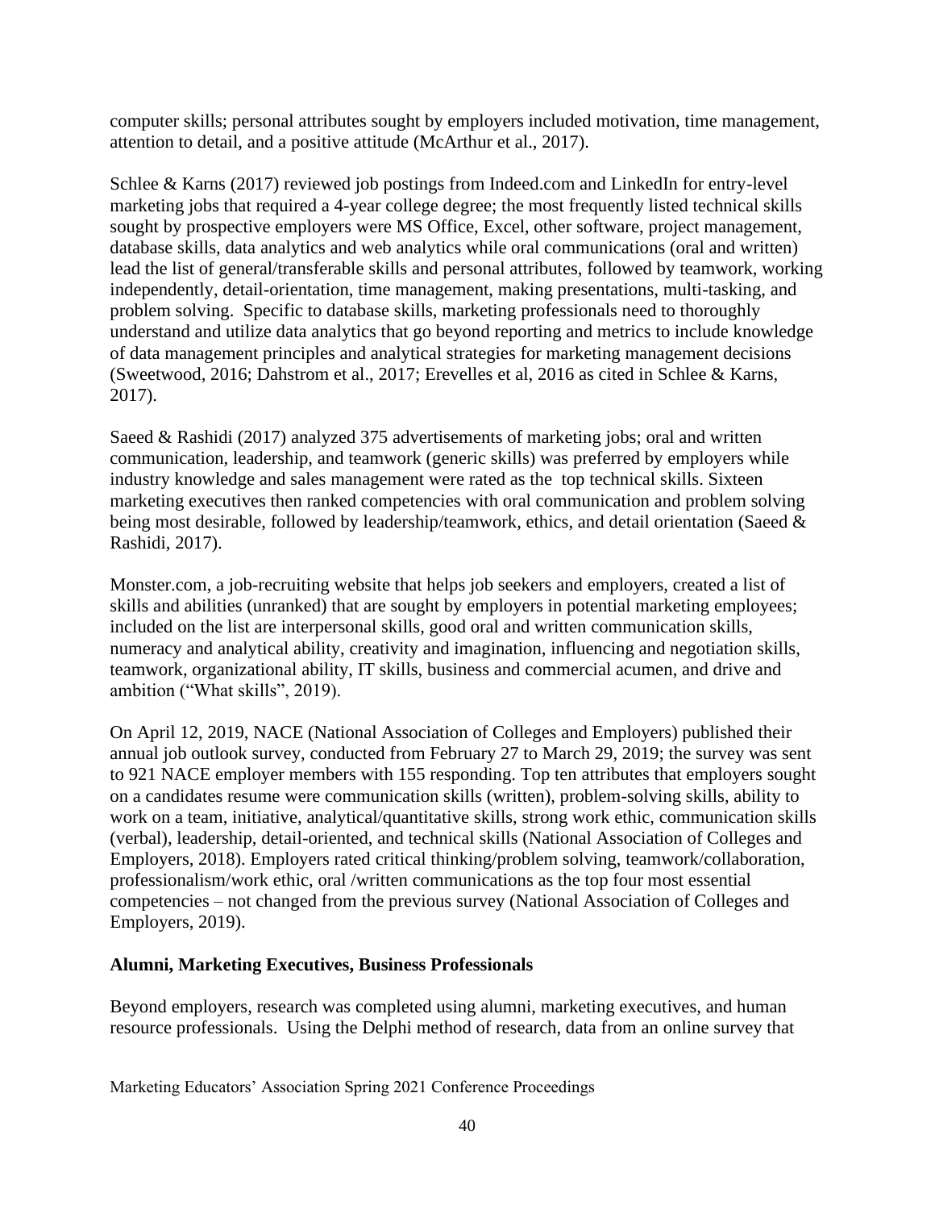computer skills; personal attributes sought by employers included motivation, time management, attention to detail, and a positive attitude (McArthur et al., 2017).

Schlee & Karns (2017) reviewed job postings from Indeed.com and LinkedIn for entry-level marketing jobs that required a 4-year college degree; the most frequently listed technical skills sought by prospective employers were MS Office, Excel, other software, project management, database skills, data analytics and web analytics while oral communications (oral and written) lead the list of general/transferable skills and personal attributes, followed by teamwork, working independently, detail-orientation, time management, making presentations, multi-tasking, and problem solving. Specific to database skills, marketing professionals need to thoroughly understand and utilize data analytics that go beyond reporting and metrics to include knowledge of data management principles and analytical strategies for marketing management decisions (Sweetwood, 2016; Dahstrom et al., 2017; Erevelles et al, 2016 as cited in Schlee & Karns, 2017).

Saeed & Rashidi (2017) analyzed 375 advertisements of marketing jobs; oral and written communication, leadership, and teamwork (generic skills) was preferred by employers while industry knowledge and sales management were rated as the top technical skills. Sixteen marketing executives then ranked competencies with oral communication and problem solving being most desirable, followed by leadership/teamwork, ethics, and detail orientation (Saeed & Rashidi, 2017).

Monster.com, a job-recruiting website that helps job seekers and employers, created a list of skills and abilities (unranked) that are sought by employers in potential marketing employees; included on the list are interpersonal skills, good oral and written communication skills, numeracy and analytical ability, creativity and imagination, influencing and negotiation skills, teamwork, organizational ability, IT skills, business and commercial acumen, and drive and ambition ("What skills", 2019).

On April 12, 2019, NACE (National Association of Colleges and Employers) published their annual job outlook survey, conducted from February 27 to March 29, 2019; the survey was sent to 921 NACE employer members with 155 responding. Top ten attributes that employers sought on a candidates resume were communication skills (written), problem-solving skills, ability to work on a team, initiative, analytical/quantitative skills, strong work ethic, communication skills (verbal), leadership, detail-oriented, and technical skills (National Association of Colleges and Employers, 2018). Employers rated critical thinking/problem solving, teamwork/collaboration, professionalism/work ethic, oral /written communications as the top four most essential competencies – not changed from the previous survey (National Association of Colleges and Employers, 2019).

**Alumni, Marketing Executives, Business Professionals**

Beyond employers, research was completed using alumni, marketing executives, and human resource professionals. Using the Delphi method of research, data from an online survey that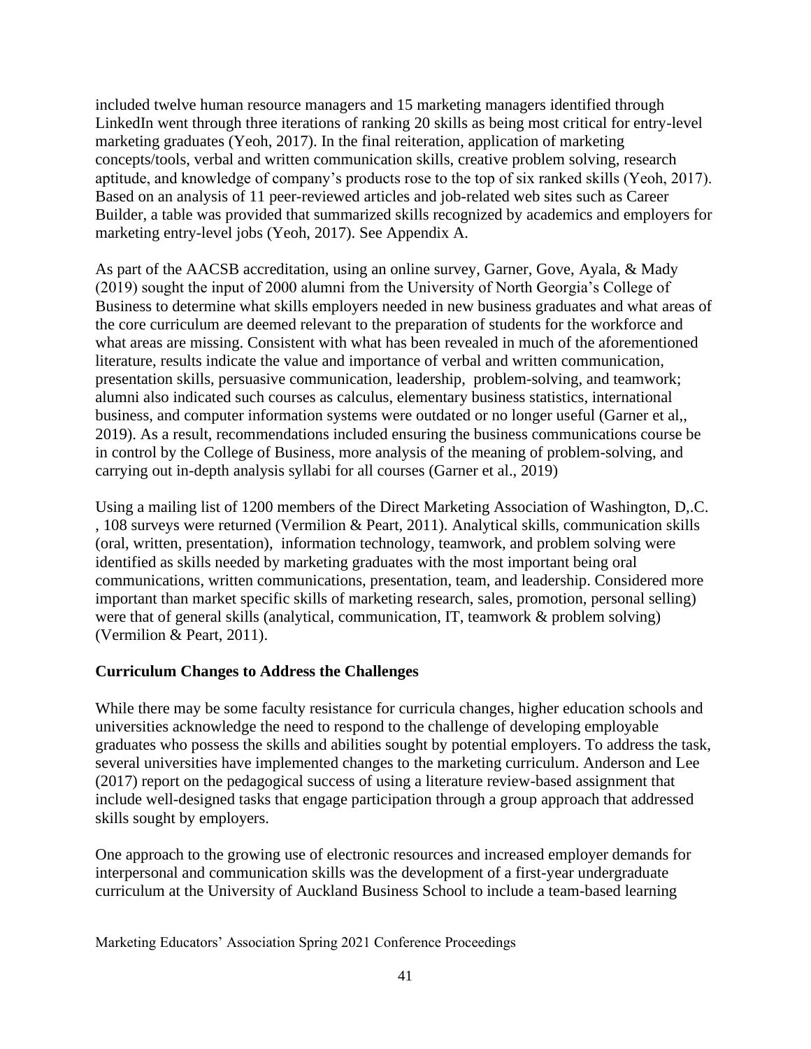included twelve human resource managers and 15 marketing managers identified through LinkedIn went through three iterations of ranking 20 skills as being most critical for entry-level marketing graduates (Yeoh, 2017). In the final reiteration, application of marketing concepts/tools, verbal and written communication skills, creative problem solving, research aptitude, and knowledge of company's products rose to the top of six ranked skills (Yeoh, 2017). Based on an analysis of 11 peer-reviewed articles and job-related web sites such as Career Builder, a table was provided that summarized skills recognized by academics and employers for marketing entry-level jobs (Yeoh, 2017). See Appendix A.

As part of the AACSB accreditation, using an online survey, Garner, Gove, Ayala, & Mady (2019) sought the input of 2000 alumni from the University of North Georgia's College of Business to determine what skills employers needed in new business graduates and what areas of the core curriculum are deemed relevant to the preparation of students for the workforce and what areas are missing. Consistent with what has been revealed in much of the aforementioned literature, results indicate the value and importance of verbal and written communication, presentation skills, persuasive communication, leadership, problem-solving, and teamwork; alumni also indicated such courses as calculus, elementary business statistics, international business, and computer information systems were outdated or no longer useful (Garner et al,, 2019). As a result, recommendations included ensuring the business communications course be in control by the College of Business, more analysis of the meaning of problem-solving, and carrying out in-depth analysis syllabi for all courses (Garner et al., 2019)

Using a mailing list of 1200 members of the Direct Marketing Association of Washington, D,.C. , 108 surveys were returned (Vermilion & Peart, 2011). Analytical skills, communication skills (oral, written, presentation), information technology, teamwork, and problem solving were identified as skills needed by marketing graduates with the most important being oral communications, written communications, presentation, team, and leadership. Considered more important than market specific skills of marketing research, sales, promotion, personal selling) were that of general skills (analytical, communication, IT, teamwork & problem solving) (Vermilion & Peart, 2011).

**Curriculum Changes to Address the Challenges**

While there may be some faculty resistance for curricula changes, higher education schools and universities acknowledge the need to respond to the challenge of developing employable graduates who possess the skills and abilities sought by potential employers. To address the task, several universities have implemented changes to the marketing curriculum. Anderson and Lee (2017) report on the pedagogical success of using a literature review-based assignment that include well-designed tasks that engage participation through a group approach that addressed skills sought by employers.

One approach to the growing use of electronic resources and increased employer demands for interpersonal and communication skills was the development of a first-year undergraduate curriculum at the University of Auckland Business School to include a team-based learning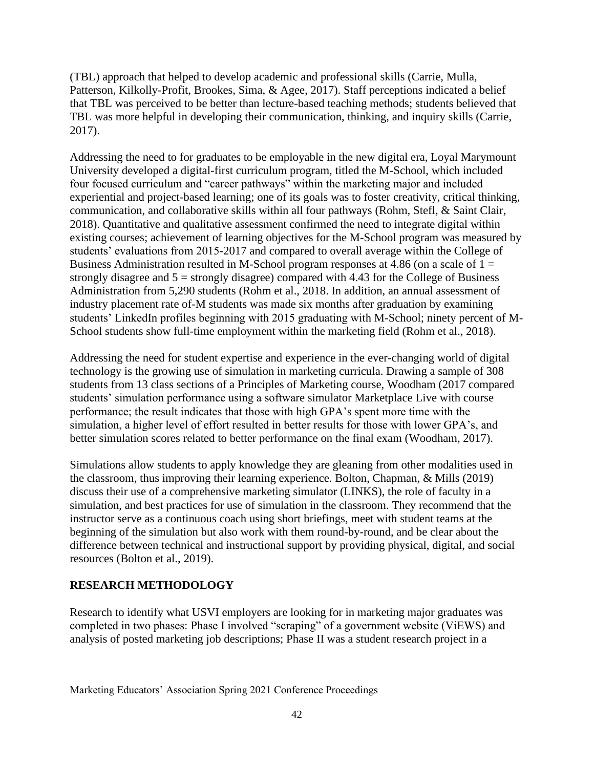(TBL) approach that helped to develop academic and professional skills (Carrie, Mulla, Patterson, Kilkolly-Profit, Brookes, Sima, & Agee, 2017). Staff perceptions indicated a belief that TBL was perceived to be better than lecture-based teaching methods; students believed that TBL was more helpful in developing their communication, thinking, and inquiry skills (Carrie, 2017).

Addressing the need to for graduates to be employable in the new digital era, Loyal Marymount University developed a digital-first curriculum program, titled the M-School, which included four focused curriculum and "career pathways" within the marketing major and included experiential and project-based learning; one of its goals was to foster creativity, critical thinking, communication, and collaborative skills within all four pathways (Rohm, Stefl, & Saint Clair, 2018). Quantitative and qualitative assessment confirmed the need to integrate digital within existing courses; achievement of learning objectives for the M-School program was measured by students' evaluations from 2015-2017 and compared to overall average within the College of Business Administration resulted in M-School program responses at 4.86 (on a scale of 1 = strongly disagree and 5 = strongly disagree) compared with 4.43 for the College of Business Administration from 5,290 students (Rohm et al., 2018. In addition, an annual assessment of industry placement rate of-M students was made six months after graduation by examining students' LinkedIn profiles beginning with 2015 graduating with M-School; ninety percent of M-School students show full-time employment within the marketing field (Rohm et al., 2018).

Addressing the need for student expertise and experience in the ever-changing world of digital technology is the growing use of simulation in marketing curricula. Drawing a sample of 308 students from 13 class sections of a Principles of Marketing course, Woodham (2017 compared students' simulation performance using a software simulator Marketplace Live with course performance; the result indicates that those with high GPA's spent more time with the simulation, a higher level of effort resulted in better results for those with lower GPA's, and better simulation scores related to better performance on the final exam (Woodham, 2017).

Simulations allow students to apply knowledge they are gleaning from other modalities used in the classroom, thus improving their learning experience. Bolton, Chapman, & Mills (2019) discuss their use of a comprehensive marketing simulator (LINKS), the role of faculty in a simulation, and best practices for use of simulation in the classroom. They recommend that the instructor serve as a continuous coach using short briefings, meet with student teams at the beginning of the simulation but also work with them round-by-round, and be clear about the difference between technical and instructional support by providing physical, digital, and social resources (Bolton et al., 2019).

## RESEARCH METHODOLOGY

Research to identify what USVI employers are looking for in marketing major graduates was completed in two phases: Phase I involved "scraping" of a government website (ViEWS) and analysis of posted marketing job descriptions; Phase II was a student research project in a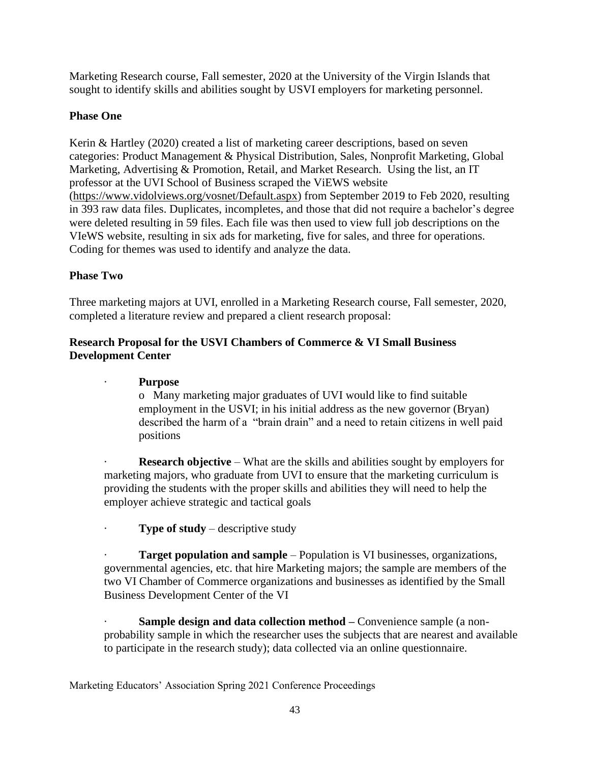Marketing Research course, Fall semester, 2020 at the University of the Virgin Islands that sought to identify skills and abilities sought by USVI employers for marketing personnel.

**Phase One**

Kerin & Hartley (2020) created a list of marketing career descriptions, based on seven categories: Product Management & Physical Distribution, Sales, Nonprofit Marketing, Global Marketing, Advertising & Promotion, Retail, and Market Research. Using the list, an IT professor at the UVI School of Business scraped the ViEWS website (https://www.vidolviews.org/vosnet/Default.aspx) from September 2019 to Feb 2020, resulting in 393 raw data files. Duplicates, incompletes, and those that did not require a bachelor's degree were deleted resulting in 59 files. Each file was then used to view full job descriptions on the VIeWS website, resulting in six ads for marketing, five for sales, and three for operations. Coding for themes was used to identify and analyze the data.

**Phase Two**

Three marketing majors at UVI, enrolled in a Marketing Research course, Fall semester, 2020, completed a literature review and prepared a client research proposal:

**Research Proposal for the USVI Chambers of Commerce & VI Small Business Development Center**

- **Purpose**
  - Many marketing major graduates of UVI would like to find suitable employment in the USVI; in his initial address as the new governor (Bryan) described the harm of a "brain drain" and a need to retain citizens in well paid positions

- **Research objective** – What are the skills and abilities sought by employers for marketing majors, who graduate from UVI to ensure that the marketing curriculum is providing the students with the proper skills and abilities they will need to help the employer achieve strategic and tactical goals

- **Type of study** – descriptive study

- **Target population and sample** – Population is VI businesses, organizations, governmental agencies, etc. that hire Marketing majors; the sample are members of the two VI Chamber of Commerce organizations and businesses as identified by the Small Business Development Center of the VI

- **Sample design and data collection method –** Convenience sample (a non-probability sample in which the researcher uses the subjects that are nearest and available to participate in the research study); data collected via an online questionnaire.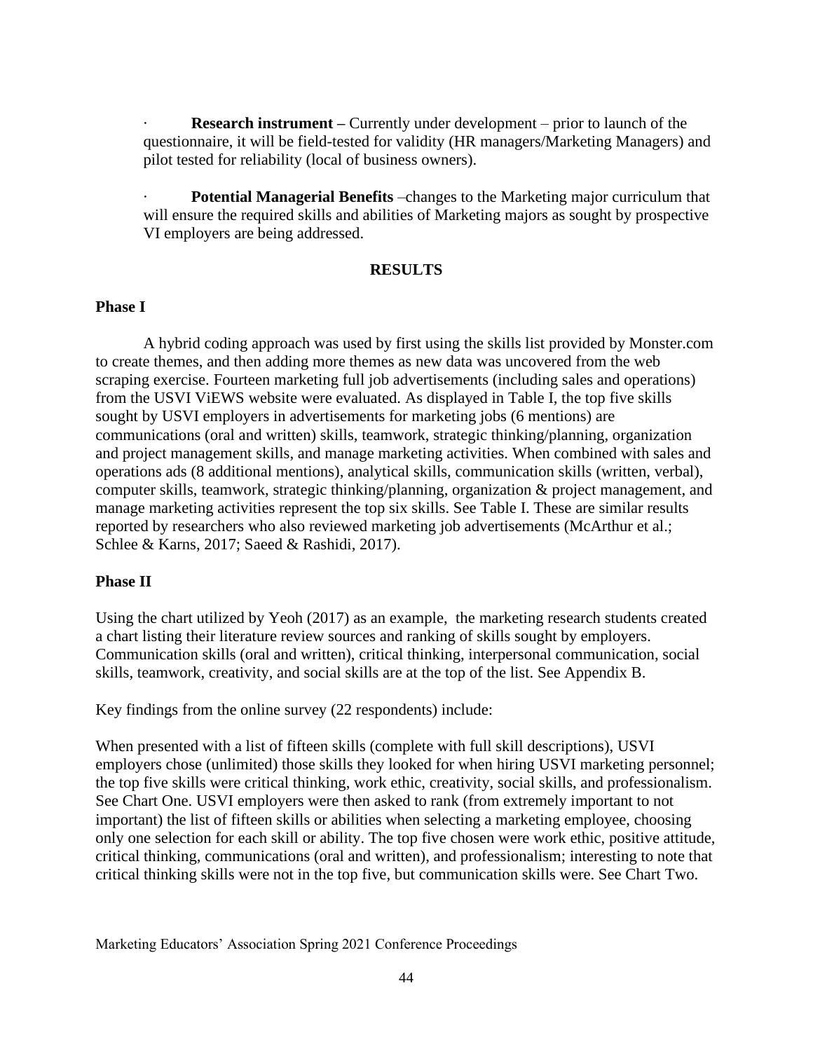· **Research instrument –** Currently under development – prior to launch of the questionnaire, it will be field-tested for validity (HR managers/Marketing Managers) and pilot tested for reliability (local of business owners).

· **Potential Managerial Benefits** –changes to the Marketing major curriculum that will ensure the required skills and abilities of Marketing majors as sought by prospective VI employers are being addressed.

## RESULTS

### Phase I

A hybrid coding approach was used by first using the skills list provided by Monster.com to create themes, and then adding more themes as new data was uncovered from the web scraping exercise. Fourteen marketing full job advertisements (including sales and operations) from the USVI ViEWS website were evaluated. As displayed in Table I, the top five skills sought by USVI employers in advertisements for marketing jobs (6 mentions) are communications (oral and written) skills, teamwork, strategic thinking/planning, organization and project management skills, and manage marketing activities. When combined with sales and operations ads (8 additional mentions), analytical skills, communication skills (written, verbal), computer skills, teamwork, strategic thinking/planning, organization & project management, and manage marketing activities represent the top six skills. See Table I. These are similar results reported by researchers who also reviewed marketing job advertisements (McArthur et al.; Schlee & Karns, 2017; Saeed & Rashidi, 2017).

### Phase II

Using the chart utilized by Yeoh (2017) as an example, the marketing research students created a chart listing their literature review sources and ranking of skills sought by employers. Communication skills (oral and written), critical thinking, interpersonal communication, social skills, teamwork, creativity, and social skills are at the top of the list. See Appendix B.

Key findings from the online survey (22 respondents) include:

When presented with a list of fifteen skills (complete with full skill descriptions), USVI employers chose (unlimited) those skills they looked for when hiring USVI marketing personnel; the top five skills were critical thinking, work ethic, creativity, social skills, and professionalism. See Chart One. USVI employers were then asked to rank (from extremely important to not important) the list of fifteen skills or abilities when selecting a marketing employee, choosing only one selection for each skill or ability. The top five chosen were work ethic, positive attitude, critical thinking, communications (oral and written), and professionalism; interesting to note that critical thinking skills were not in the top five, but communication skills were. See Chart Two.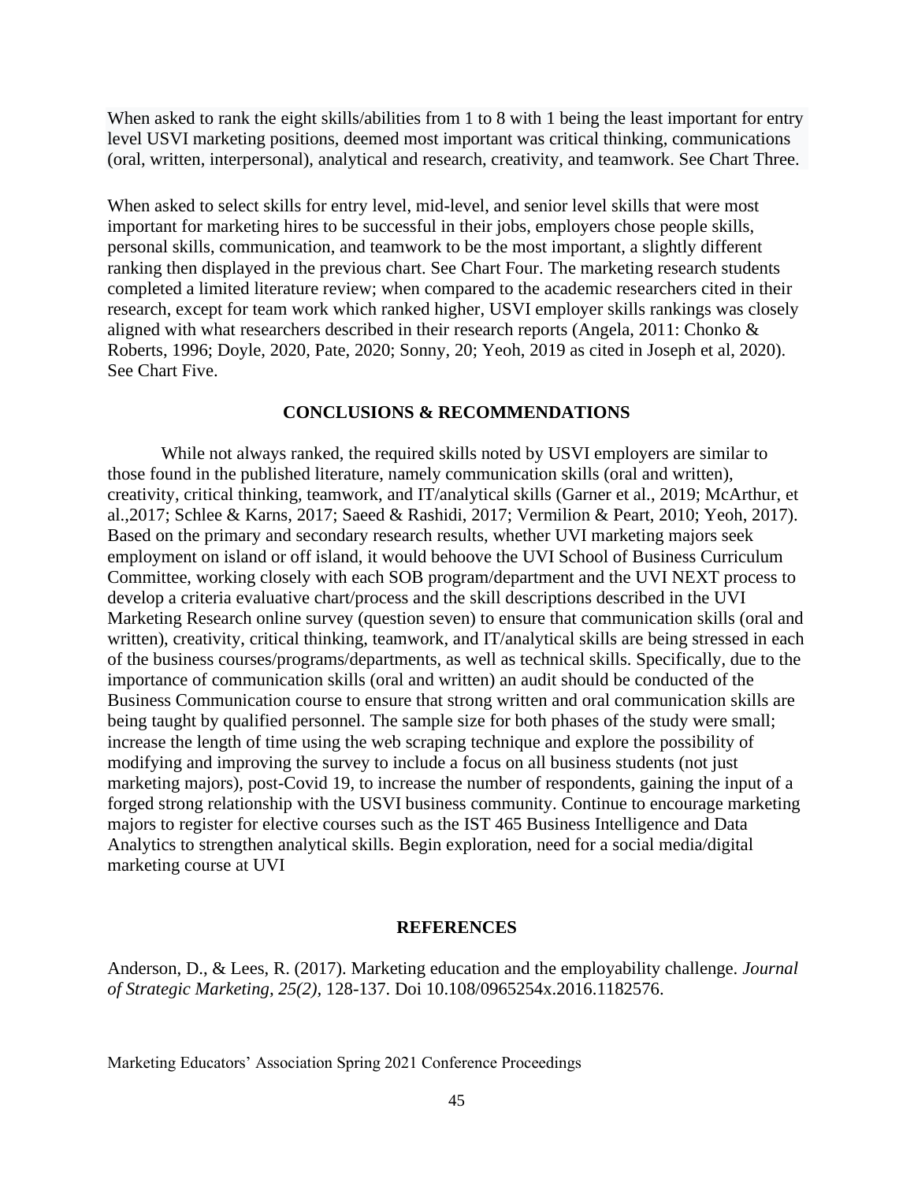When asked to rank the eight skills/abilities from 1 to 8 with 1 being the least important for entry level USVI marketing positions, deemed most important was critical thinking, communications (oral, written, interpersonal), analytical and research, creativity, and teamwork. See Chart Three.

When asked to select skills for entry level, mid-level, and senior level skills that were most important for marketing hires to be successful in their jobs, employers chose people skills, personal skills, communication, and teamwork to be the most important, a slightly different ranking then displayed in the previous chart. See Chart Four. The marketing research students completed a limited literature review; when compared to the academic researchers cited in their research, except for team work which ranked higher, USVI employer skills rankings was closely aligned with what researchers described in their research reports (Angela, 2011: Chonko & Roberts, 1996; Doyle, 2020, Pate, 2020; Sonny, 20; Yeoh, 2019 as cited in Joseph et al, 2020). See Chart Five.

## CONCLUSIONS & RECOMMENDATIONS

While not always ranked, the required skills noted by USVI employers are similar to those found in the published literature, namely communication skills (oral and written), creativity, critical thinking, teamwork, and IT/analytical skills (Garner et al., 2019; McArthur, et al.,2017; Schlee & Karns, 2017; Saeed & Rashidi, 2017; Vermilion & Peart, 2010; Yeoh, 2017). Based on the primary and secondary research results, whether UVI marketing majors seek employment on island or off island, it would behoove the UVI School of Business Curriculum Committee, working closely with each SOB program/department and the UVI NEXT process to develop a criteria evaluative chart/process and the skill descriptions described in the UVI Marketing Research online survey (question seven) to ensure that communication skills (oral and written), creativity, critical thinking, teamwork, and IT/analytical skills are being stressed in each of the business courses/programs/departments, as well as technical skills. Specifically, due to the importance of communication skills (oral and written) an audit should be conducted of the Business Communication course to ensure that strong written and oral communication skills are being taught by qualified personnel. The sample size for both phases of the study were small; increase the length of time using the web scraping technique and explore the possibility of modifying and improving the survey to include a focus on all business students (not just marketing majors), post-Covid 19, to increase the number of respondents, gaining the input of a forged strong relationship with the USVI business community. Continue to encourage marketing majors to register for elective courses such as the IST 465 Business Intelligence and Data Analytics to strengthen analytical skills. Begin exploration, need for a social media/digital marketing course at UVI

## REFERENCES

Anderson, D., & Lees, R. (2017). Marketing education and the employability challenge. *Journal of Strategic Marketing, 25(2),* 128-137. Doi 10.108/0965254x.2016.1182576.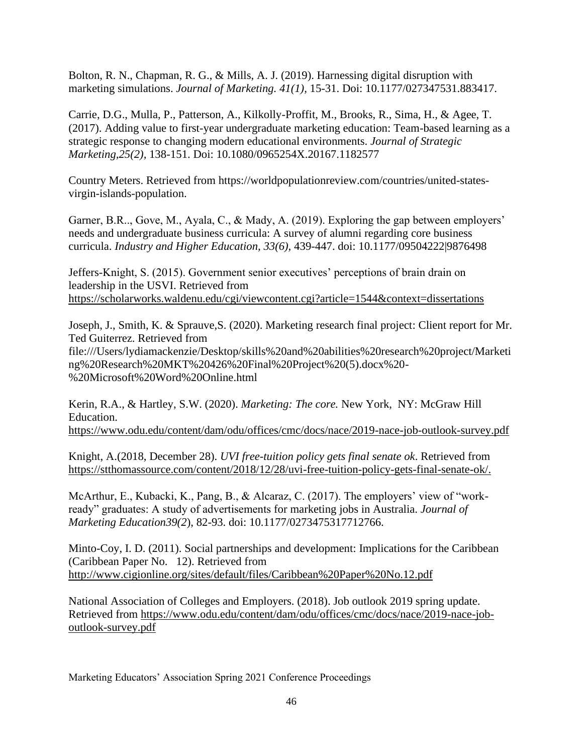Bolton, R. N., Chapman, R. G., & Mills, A. J. (2019). Harnessing digital disruption with marketing simulations. *Journal of Marketing. 41(1),* 15-31. Doi: 10.1177/027347531.883417.

Carrie, D.G., Mulla, P., Patterson, A., Kilkolly-Proffit, M., Brooks, R., Sima, H., & Agee, T. (2017). Adding value to first-year undergraduate marketing education: Team-based learning as a strategic response to changing modern educational environments. *Journal of Strategic Marketing,25(2),* 138-151. Doi: 10.1080/0965254X.20167.1182577

Country Meters. Retrieved from https://worldpopulationreview.com/countries/united-states-virgin-islands-population.

Garner, B.R.., Gove, M., Ayala, C., & Mady, A. (2019). Exploring the gap between employers' needs and undergraduate business curricula: A survey of alumni regarding core business curricula. *Industry and Higher Education, 33(6),* 439-447. doi: 10.1177/09504222|9876498

Jeffers-Knight, S. (2015). Government senior executives' perceptions of brain drain on leadership in the USVI. Retrieved from https://scholarworks.waldenu.edu/cgi/viewcontent.cgi?article=1544&context=dissertations

Joseph, J., Smith, K. & Sprauve,S. (2020). Marketing research final project: Client report for Mr. Ted Guiterrez. Retrieved from file:///Users/lydiamackenzie/Desktop/skills%20and%20abilities%20research%20project/Marketing%20Research%20MKT%20426%20Final%20Project%20(5).docx%20-%20Microsoft%20Word%20Online.html

Kerin, R.A., & Hartley, S.W. (2020). *Marketing: The core.* New York, NY: McGraw Hill Education. https://www.odu.edu/content/dam/odu/offices/cmc/docs/nace/2019-nace-job-outlook-survey.pdf

Knight, A.(2018, December 28). *UVI free-tuition policy gets final senate ok*. Retrieved from https://stthomassource.com/content/2018/12/28/uvi-free-tuition-policy-gets-final-senate-ok/.

McArthur, E., Kubacki, K., Pang, B., & Alcaraz, C. (2017). The employers' view of "work-ready" graduates: A study of advertisements for marketing jobs in Australia. *Journal of Marketing Education39(2*), 82-93. doi: 10.1177/0273475317712766.

Minto-Coy, I. D. (2011). Social partnerships and development: Implications for the Caribbean (Caribbean Paper No. 12). Retrieved from http://www.cigionline.org/sites/default/files/Caribbean%20Paper%20No.12.pdf

National Association of Colleges and Employers. (2018). Job outlook 2019 spring update. Retrieved from https://www.odu.edu/content/dam/odu/offices/cmc/docs/nace/2019-nace-job-outlook-survey.pdf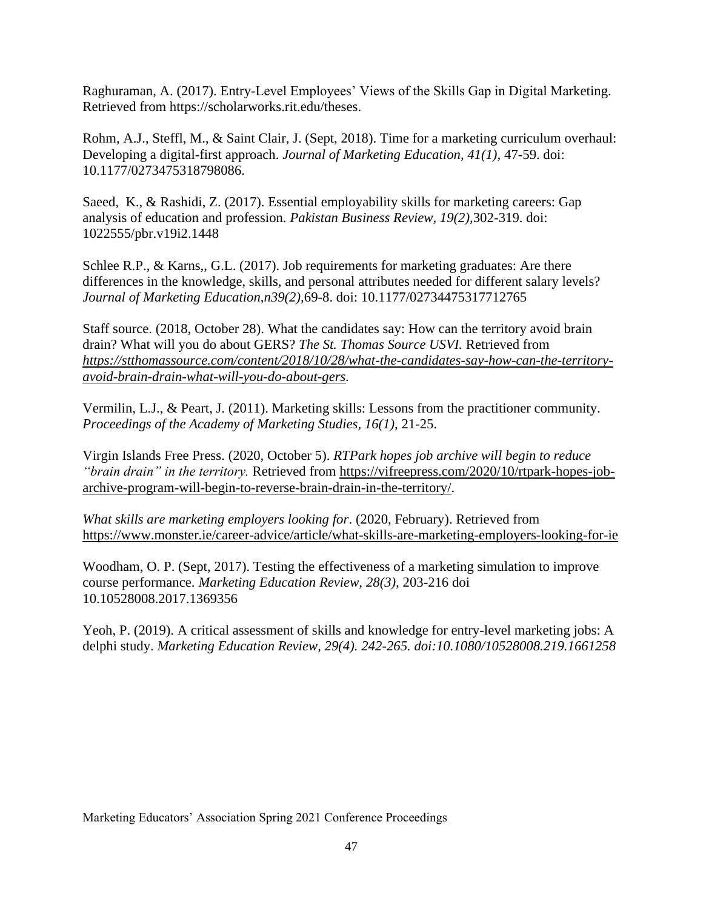Raghuraman, A. (2017). Entry-Level Employees' Views of the Skills Gap in Digital Marketing. Retrieved from https://scholarworks.rit.edu/theses.

Rohm, A.J., Steffl, M., & Saint Clair, J. (Sept, 2018). Time for a marketing curriculum overhaul: Developing a digital-first approach. *Journal of Marketing Education, 41(1),* 47-59. doi: 10.1177/0273475318798086.

Saeed, K., & Rashidi, Z. (2017). Essential employability skills for marketing careers: Gap analysis of education and profession. *Pakistan Business Review, 19(2),*302-319. doi: 1022555/pbr.v19i2.1448

Schlee R.P., & Karns,, G.L. (2017). Job requirements for marketing graduates: Are there differences in the knowledge, skills, and personal attributes needed for different salary levels? *Journal of Marketing Education,n39(2),*69-8. doi: 10.1177/02734475317712765

Staff source. (2018, October 28). What the candidates say: How can the territory avoid brain drain? What will you do about GERS? *The St. Thomas Source USVI.* Retrieved from *https://stthomassource.com/content/2018/10/28/what-the-candidates-say-how-can-the-territory-avoid-brain-drain-what-will-you-do-about-gers.*

Vermilin, L.J., & Peart, J. (2011). Marketing skills: Lessons from the practitioner community. *Proceedings of the Academy of Marketing Studies, 16(1),* 21-25.

Virgin Islands Free Press. (2020, October 5). *RTPark hopes job archive will begin to reduce "brain drain" in the territory.* Retrieved from https://vifreepress.com/2020/10/rtpark-hopes-job-archive-program-will-begin-to-reverse-brain-drain-in-the-territory/.

*What skills are marketing employers looking for*. (2020, February). Retrieved from https://www.monster.ie/career-advice/article/what-skills-are-marketing-employers-looking-for-ie

Woodham, O. P. (Sept, 2017). Testing the effectiveness of a marketing simulation to improve course performance. *Marketing Education Review, 28(3),* 203-216 doi 10.10528008.2017.1369356

Yeoh, P. (2019). A critical assessment of skills and knowledge for entry-level marketing jobs: A delphi study. *Marketing Education Review, 29(4). 242-265. doi:10.1080/10528008.219.1661258*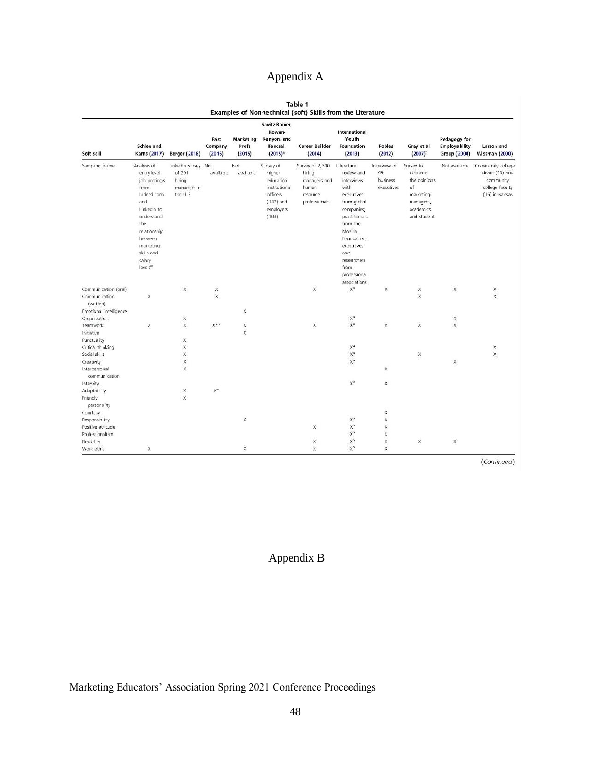# Appendix A

**Table 1**
**Examples of Non-technical (soft) Skills from the Literature**

| Soft skill | Schlee and Karns (2017) | Berger (2016) | Fast Company (2016) | Marketing Profs (2015) | Savitz-Romer, Rowan-Kenyon, and Fancsali (2015)* | Career Builder (2014) | International Youth Foundation (2013) | Robles (2012) | Gray et al. (2007)' | Pedagogy for Employability Group (2004) | Larson and Wissman (2000) |
|---|---|---|---|---|---|---|---|---|---|---|---|
| Sampling frame | Analysis of entry-level job postings from Indeed.com and LinkedIn to understand the relationship between marketing skills and salary levels@ | LinkedIn survey of 291 hiring managers in the U.S | Not available | Not available | Survey of higher education institutional officers (147) and employers (103) | Survey of 2,300 hiring managers and human resource professionals | Literature review and interviews with executives from global companies; practitioners from the Mozilla Foundation; executives and researchers from professional associations | Interview of 49 business executives | Survey to compare the opinions of marketing managers, academics and student | Not available | Community college deans (15) and community college faculty (15) in Kansas |
| Communication (oral) | | X | X | | | X | X[a] | X | X | X | X |
| Communication (written) | X | | X | | | | | | X | | X |
| Emotional intelligence | | | | X | | | | | | | |
| Organization | | X | | | | | X[a] | | | X | |
| Teamwork | X | X | X** | X | | X | X[a] | X | X | X | |
| Initiative | | | | X | | | | | | | |
| Punctuality | | X | | | | | | | | | |
| Critical thinking | | X | | | | | X[a] | | | | X |
| Social skills | | X | | | | | X[a] | | X | | X |
| Creativity | | X | | | | | X[a] | | | X | |
| Interpersonal communication | | X | | | | | | X | | | |
| Integrity | | | | | | | X[b] | X | | | |
| Adaptability | | X | X* | | | | | | | | |
| Friendly personality | | X | | | | | | | | | |
| Courtesy | | | | | | | | X | | | |
| Responsibility | | | | X | | | X[b] | X | | | |
| Positive attitude | | | | | | X | X[b] | X | | | |
| Professionalism | | | | | | | X[b] | X | | | |
| Flexibility | | | | | | X | X[b] | X | X | X | |
| Work ethic | X | | | X | | X | X[b] | X | | | |

(*Continued*)

# Appendix B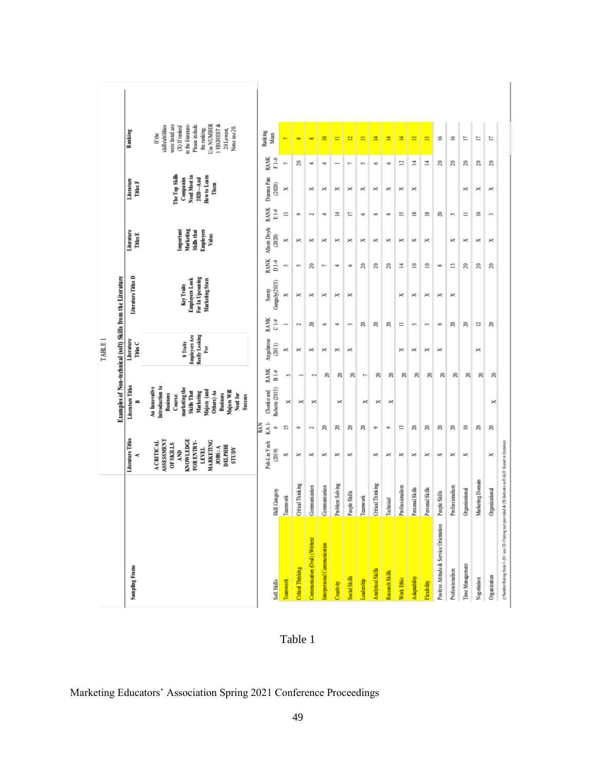TABLE 1

**Examples of Non-technical (soft) Skills from the Literature**

| Sampling Frame | | Literature Titles A | | Literature Titles B | | Literature Titles C | | Literature Titles D | | Literature Titles E | | Literature Titles F | | Ranking |
|---|---|---|---|---|---|---|---|---|---|---|---|---|---|---|
| | | A CRITICAL ASSESSMENT OF SKILLS AND KNOWLEDGE FOR ENTRY-LEVEL MARKETING JOBS: A DELPHI STUDY | | An Innovative Introduction to Business Course: marketing the Skills That Marketing Majors (and Others) As Business Majors Will Need for Success | | 8 Traits Employers Are Really Looking For | | Key Traits Employers Look For In Upcoming Marketing Stars | | Important Marketing Skills that Employers Value | | The Top Skills Companies Need Most in 2020—And How to Learn Them | | If the skills/abilities were listed use (X) If ranked in the literature- Please include the ranking. Use NUMBER 1 HIGHEST & 20 Lowest, None use 20. |
| Soft Skills | Skill Category | Poh-Lin Yeoh (2019) | RANK A 1-# | Chonko and Roberts (2015) | RANK B 1-# | Angelarose (2011) | RANK C 1-# | Sonny Ganguly(2015) | RANK D 1-# | Alison Doyle (2020) | RANK E 1-# | Deanna Pate (2020) | RANK F 1-# | Ranking Mean |
| Teamwork | Teamwork | X | 15 | X | 5 | X | 1 | X | 3 | X | 13 | X | 7 | 7 |
| Critical Thinking | Critical Thinking | X | 9 | X | 1 | X | 2 | X | 5 | X | 9 | | 20 | 8 |
| Communication (Oral) (Written) | Communication | X | 2 | X | 2 | X | 20 | X | 20 | X | 2 | X | 4 | 8 |
| Interpersonal Communication | Communication | X | 20 | | 20 | X | 6 | X | 7 | X | 4 | X | 4 | 10 |
| Creativity | Problem Solving | X | 20 | X | 20 | X | 4 | X | 4 | X | 14 | X | 1 | 11 |
| Social Skills | People Skills | X | 20 | | 20 | X | 3 | X | 6 | X | 17 | X | 7 | 12 |
| Leadership | Teamwork | | 20 | X | 7 | | 20 | | 20 | X | 6 | X | 5 | 13 |
| Analytical Skills | Critical Thinking | X | 9 | X | 20 | | 20 | | 20 | X | 8 | X | 6 | 14 |
| Research Skills | Technical | X | 9 | X | 20 | | 20 | | 20 | X | 8 | X | 6 | 14 |
| Work Ethic | Professionalism | X | 13 | | 20 | X | 11 | X | 14 | X | 15 | X | 12 | 14 |
| Adaptability | Personal Skills | X | 20 | | 20 | X | 5 | X | 10 | X | 18 | X | 14 | 15 |
| Flexibility | Personal Skills | X | 20 | | 20 | X | 5 | X | 10 | X | 18 | | 14 | 15 |
| Positive Attitude & Service Orientation | People Skills | X | 20 | | 20 | X | 8 | X | 8 | | 20 | | 20 | 16 |
| Professionalism | Professionalism | X | 20 | | 20 | | 20 | X | 13 | X | 5 | | 20 | 16 |
| Time Management | Organizational | X | 10 | | 20 | | 20 | | 20 | X | 11 | X | 20 | 17 |
| Negotiation | Marketing Domain | | 20 | | 20 | X | 12 | | 20 | X | 10 | X | 20 | 17 |
| Organization | Organizational | X | 20 | X | 20 | | 20 | | 20 | X | 3 | X | 20 | 17 |

() Number Rating from 1-20 / use 20 if rating not provided & (X) Indicate soft skill found in literature

Table 1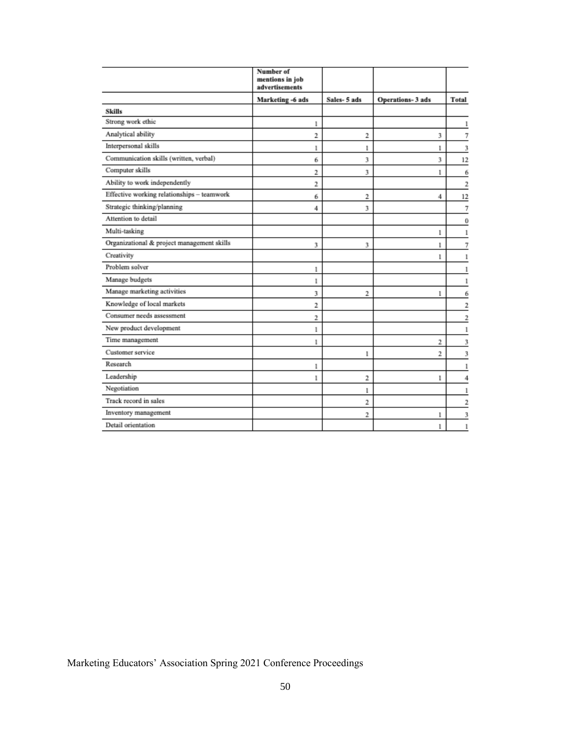| | Number of mentions in job advertisements | | | |
|---|---|---|---|---|
| | Marketing -6 ads | Sales- 5 ads | Operations- 3 ads | Total |
| **Skills** | | | | |
| Strong work ethic | 1 | | | 1 |
| Analytical ability | 2 | 2 | 3 | 7 |
| Interpersonal skills | 1 | 1 | 1 | 3 |
| Communication skills (written, verbal) | 6 | 3 | 3 | 12 |
| Computer skills | 2 | 3 | 1 | 6 |
| Ability to work independently | 2 | | | 2 |
| Effective working relationships – teamwork | 6 | 2 | 4 | 12 |
| Strategic thinking/planning | 4 | 3 | | 7 |
| Attention to detail | | | | 0 |
| Multi-tasking | | | 1 | 1 |
| Organizational & project management skills | 3 | 3 | 1 | 7 |
| Creativity | | | 1 | 1 |
| Problem solver | 1 | | | 1 |
| Manage budgets | 1 | | | 1 |
| Manage marketing activities | 3 | 2 | 1 | 6 |
| Knowledge of local markets | 2 | | | 2 |
| Consumer needs assessment | 2 | | | 2 |
| New product development | 1 | | | 1 |
| Time management | 1 | | 2 | 3 |
| Customer service | | 1 | 2 | 3 |
| Research | 1 | | | 1 |
| Leadership | 1 | 2 | 1 | 4 |
| Negotiation | | 1 | | 1 |
| Track record in sales | | 2 | | 2 |
| Inventory management | | 2 | 1 | 3 |
| Detail orientation | | | 1 | 1 |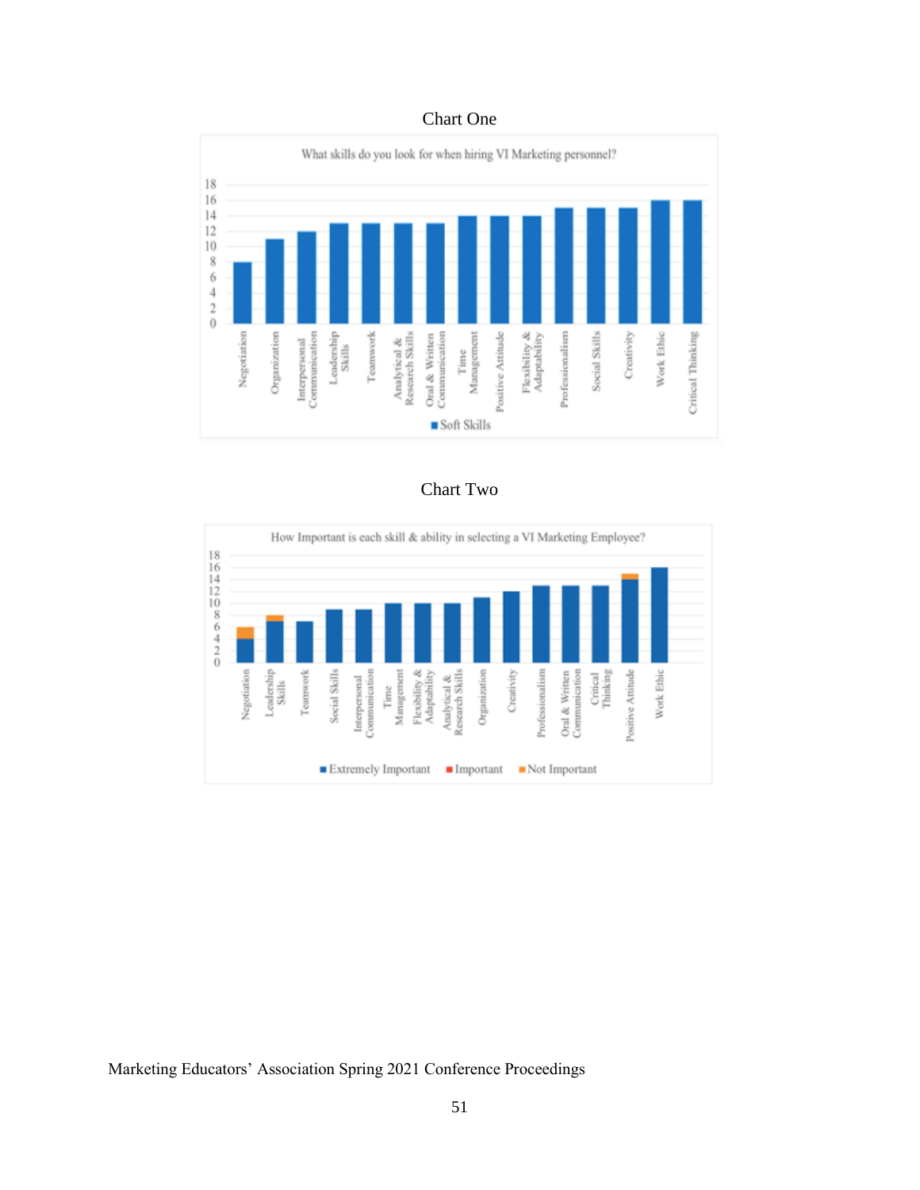## Chart One

What skills do you look for when hiring VI Marketing personnel?

| Skill | Soft Skills |
|---|---|
| Negotiation | 8 |
| Organization | 11 |
| Interpersonal Communication | 12 |
| Leadership Skills | 13 |
| Teamwork | 13 |
| Analytical & Research Skills | 13 |
| Oral & Written Communication | 13 |
| Time Management | 14 |
| Positive Attitude | 14 |
| Flexibility & Adaptability | 14 |
| Professionalism | 15 |
| Social Skills | 15 |
| Creativity | 15 |
| Work Ethic | 16 |
| Critical Thinking | 16 |

## Chart Two

How Important is each skill & ability in selecting a VI Marketing Employee?

| Skill | Extremely Important | Important | Not Important |
|---|---|---|---|
| Negotiation | 4 | | 2 |
| Leadership Skills | 7 | | 1 |
| Teamwork | 7 | | |
| Social Skills | 9 | | |
| Interpersonal Communication | 9 | | |
| Time Management | 10 | | |
| Flexibility & Adaptability | 10 | | |
| Analytical & Research Skills | 10 | | |
| Organization | 11 | | |
| Creativity | 12 | | |
| Professionalism | 13 | | |
| Oral & Written Communication | 13 | | |
| Critical Thinking | 13 | | |
| Positive Attitude | 14 | | 1 |
| Work Ethic | 16 | | |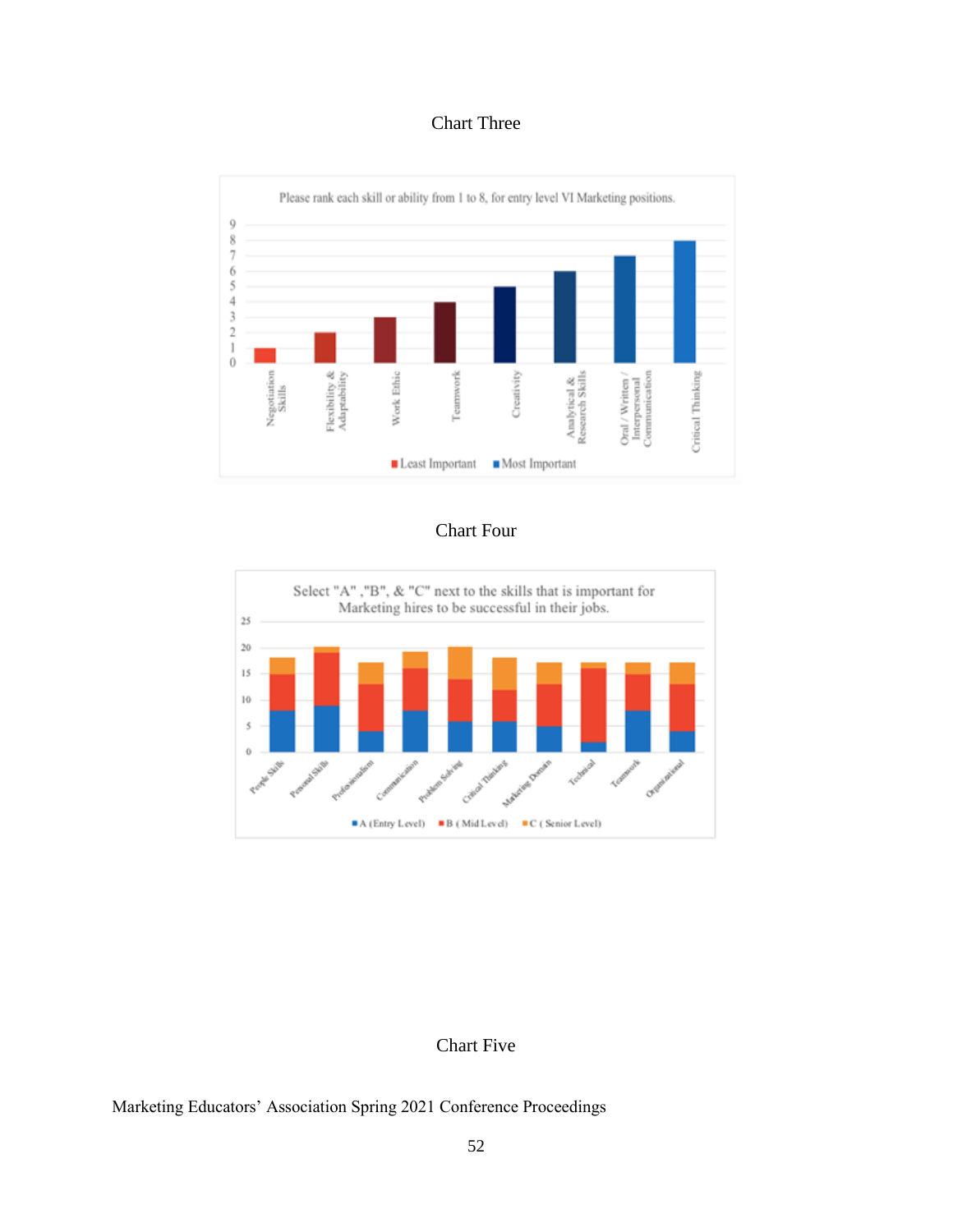Chart Three

Please rank each skill or ability from 1 to 8, for entry level VI Marketing positions.

| Skill | Rank |
|---|---|
| Negotiation Skills | 1 |
| Flexibility & Adaptability | 2 |
| Work Ethic | 3 |
| Teamwork | 4 |
| Creativity | 5 |
| Analytical & Research Skills | 6 |
| Oral / Written / Interpersonal Communication | 7 |
| Critical Thinking | 8 |

■ Least Important ■ Most Important

Chart Four

Select "A" ,"B", & "C" next to the skills that is important for Marketing hires to be successful in their jobs.

People Skills, Personal Skills, Professionalism, Communication, Problem Solving, Critical Thinking, Marketing Domain, Technical, Teamwork, Organizational

■ A (Entry Level) ■ B ( Mid Level) ■ C ( Senior Level)

Chart Five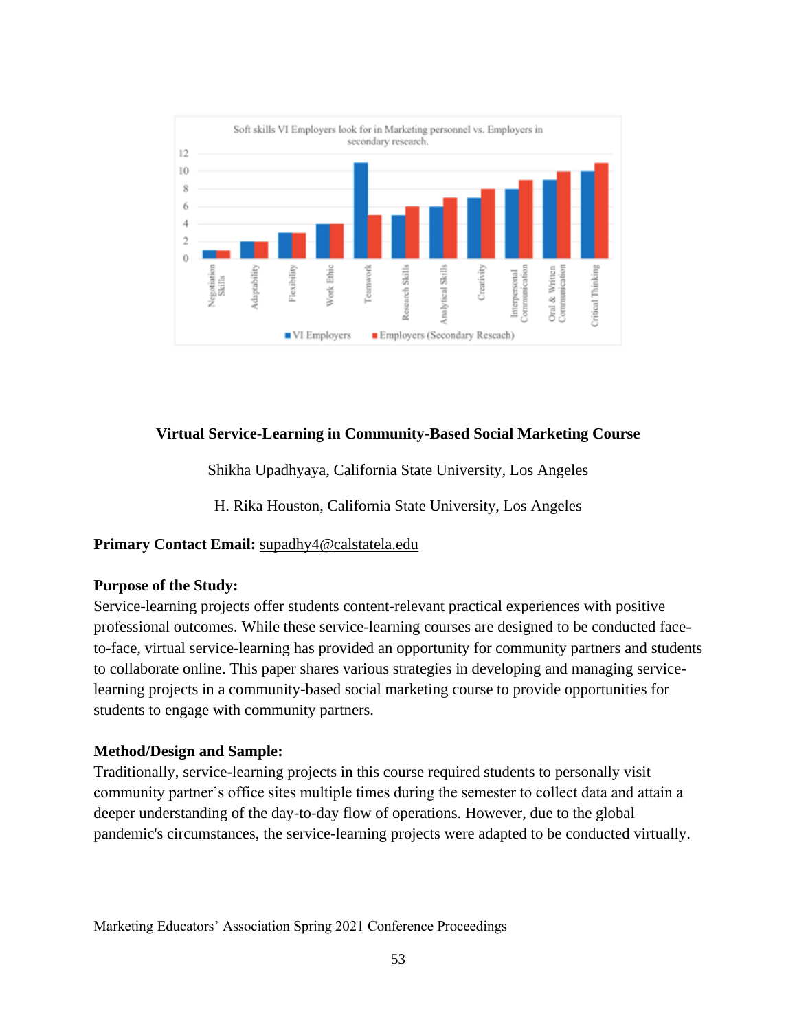Soft skills VI Employers look for in Marketing personnel vs. Employers in secondary research.

| Skill | VI Employers | Employers (Secondary Reseach) |
| --- | --- | --- |
| Negotiation Skills | 1 | 1 |
| Adaptability | 2 | 2 |
| Flexibility | 3 | 3 |
| Work Ethic | 4 | 4 |
| Teamwork | 11 | 5 |
| Research Skills | 5 | 6 |
| Analytical Skills | 6 | 7 |
| Creativity | 7 | 8 |
| Interpersonal Communication | 8 | 9 |
| Oral & Written Communication | 9 | 10 |
| Critical Thinking | 10 | 11 |

## Virtual Service-Learning in Community-Based Social Marketing Course

Shikha Upadhyaya, California State University, Los Angeles

H. Rika Houston, California State University, Los Angeles

**Primary Contact Email:** supadhy4@calstatela.edu

**Purpose of the Study:**
Service-learning projects offer students content-relevant practical experiences with positive professional outcomes. While these service-learning courses are designed to be conducted face-to-face, virtual service-learning has provided an opportunity for community partners and students to collaborate online. This paper shares various strategies in developing and managing service-learning projects in a community-based social marketing course to provide opportunities for students to engage with community partners.

**Method/Design and Sample:**
Traditionally, service-learning projects in this course required students to personally visit community partner's office sites multiple times during the semester to collect data and attain a deeper understanding of the day-to-day flow of operations. However, due to the global pandemic's circumstances, the service-learning projects were adapted to be conducted virtually.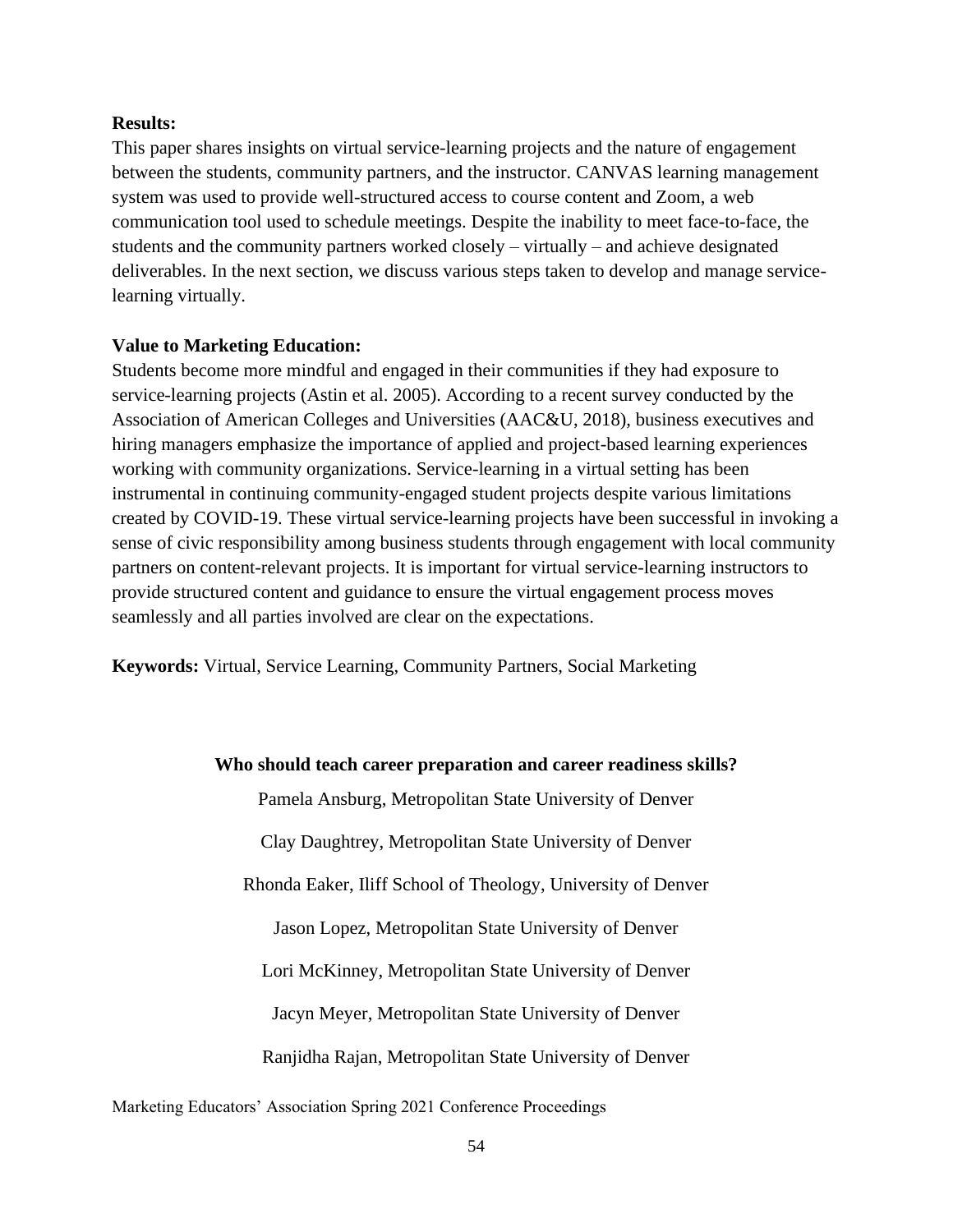**Results:**

This paper shares insights on virtual service-learning projects and the nature of engagement between the students, community partners, and the instructor. CANVAS learning management system was used to provide well-structured access to course content and Zoom, a web communication tool used to schedule meetings. Despite the inability to meet face-to-face, the students and the community partners worked closely – virtually – and achieve designated deliverables. In the next section, we discuss various steps taken to develop and manage service-learning virtually.

**Value to Marketing Education:**

Students become more mindful and engaged in their communities if they had exposure to service-learning projects (Astin et al. 2005). According to a recent survey conducted by the Association of American Colleges and Universities (AAC&U, 2018), business executives and hiring managers emphasize the importance of applied and project-based learning experiences working with community organizations. Service-learning in a virtual setting has been instrumental in continuing community-engaged student projects despite various limitations created by COVID-19. These virtual service-learning projects have been successful in invoking a sense of civic responsibility among business students through engagement with local community partners on content-relevant projects. It is important for virtual service-learning instructors to provide structured content and guidance to ensure the virtual engagement process moves seamlessly and all parties involved are clear on the expectations.

**Keywords:** Virtual, Service Learning, Community Partners, Social Marketing

## Who should teach career preparation and career readiness skills?

Pamela Ansburg, Metropolitan State University of Denver

Clay Daughtrey, Metropolitan State University of Denver

Rhonda Eaker, Iliff School of Theology, University of Denver

Jason Lopez, Metropolitan State University of Denver

Lori McKinney, Metropolitan State University of Denver

Jacyn Meyer, Metropolitan State University of Denver

Ranjidha Rajan, Metropolitan State University of Denver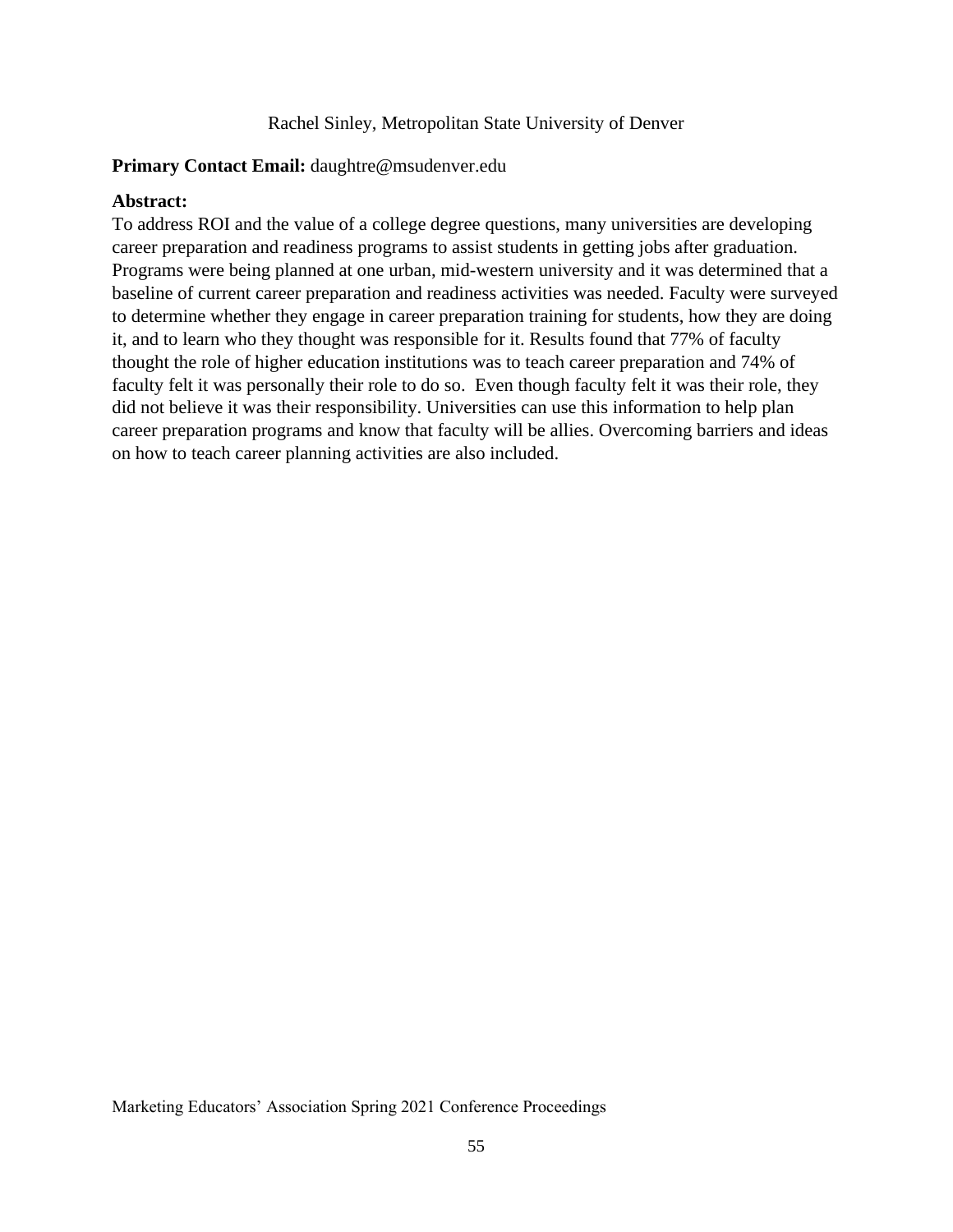Rachel Sinley, Metropolitan State University of Denver

**Primary Contact Email:** daughtre@msudenver.edu

**Abstract:**

To address ROI and the value of a college degree questions, many universities are developing career preparation and readiness programs to assist students in getting jobs after graduation. Programs were being planned at one urban, mid-western university and it was determined that a baseline of current career preparation and readiness activities was needed. Faculty were surveyed to determine whether they engage in career preparation training for students, how they are doing it, and to learn who they thought was responsible for it. Results found that 77% of faculty thought the role of higher education institutions was to teach career preparation and 74% of faculty felt it was personally their role to do so. Even though faculty felt it was their role, they did not believe it was their responsibility. Universities can use this information to help plan career preparation programs and know that faculty will be allies. Overcoming barriers and ideas on how to teach career planning activities are also included.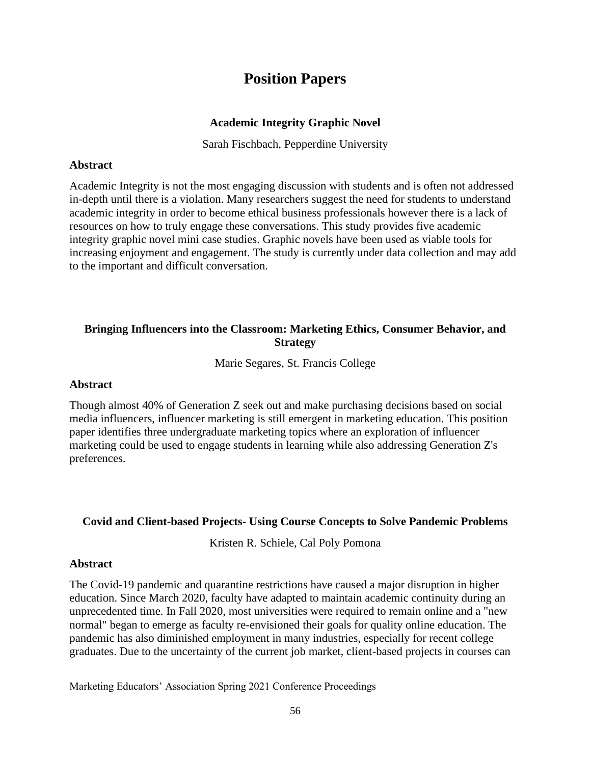# Position Papers

### Academic Integrity Graphic Novel

Sarah Fischbach, Pepperdine University

**Abstract**

Academic Integrity is not the most engaging discussion with students and is often not addressed in-depth until there is a violation. Many researchers suggest the need for students to understand academic integrity in order to become ethical business professionals however there is a lack of resources on how to truly engage these conversations. This study provides five academic integrity graphic novel mini case studies. Graphic novels have been used as viable tools for increasing enjoyment and engagement. The study is currently under data collection and may add to the important and difficult conversation.

### Bringing Influencers into the Classroom: Marketing Ethics, Consumer Behavior, and Strategy

Marie Segares, St. Francis College

**Abstract**

Though almost 40% of Generation Z seek out and make purchasing decisions based on social media influencers, influencer marketing is still emergent in marketing education. This position paper identifies three undergraduate marketing topics where an exploration of influencer marketing could be used to engage students in learning while also addressing Generation Z's preferences.

### Covid and Client-based Projects- Using Course Concepts to Solve Pandemic Problems

Kristen R. Schiele, Cal Poly Pomona

**Abstract**

The Covid-19 pandemic and quarantine restrictions have caused a major disruption in higher education. Since March 2020, faculty have adapted to maintain academic continuity during an unprecedented time. In Fall 2020, most universities were required to remain online and a "new normal" began to emerge as faculty re-envisioned their goals for quality online education. The pandemic has also diminished employment in many industries, especially for recent college graduates. Due to the uncertainty of the current job market, client-based projects in courses can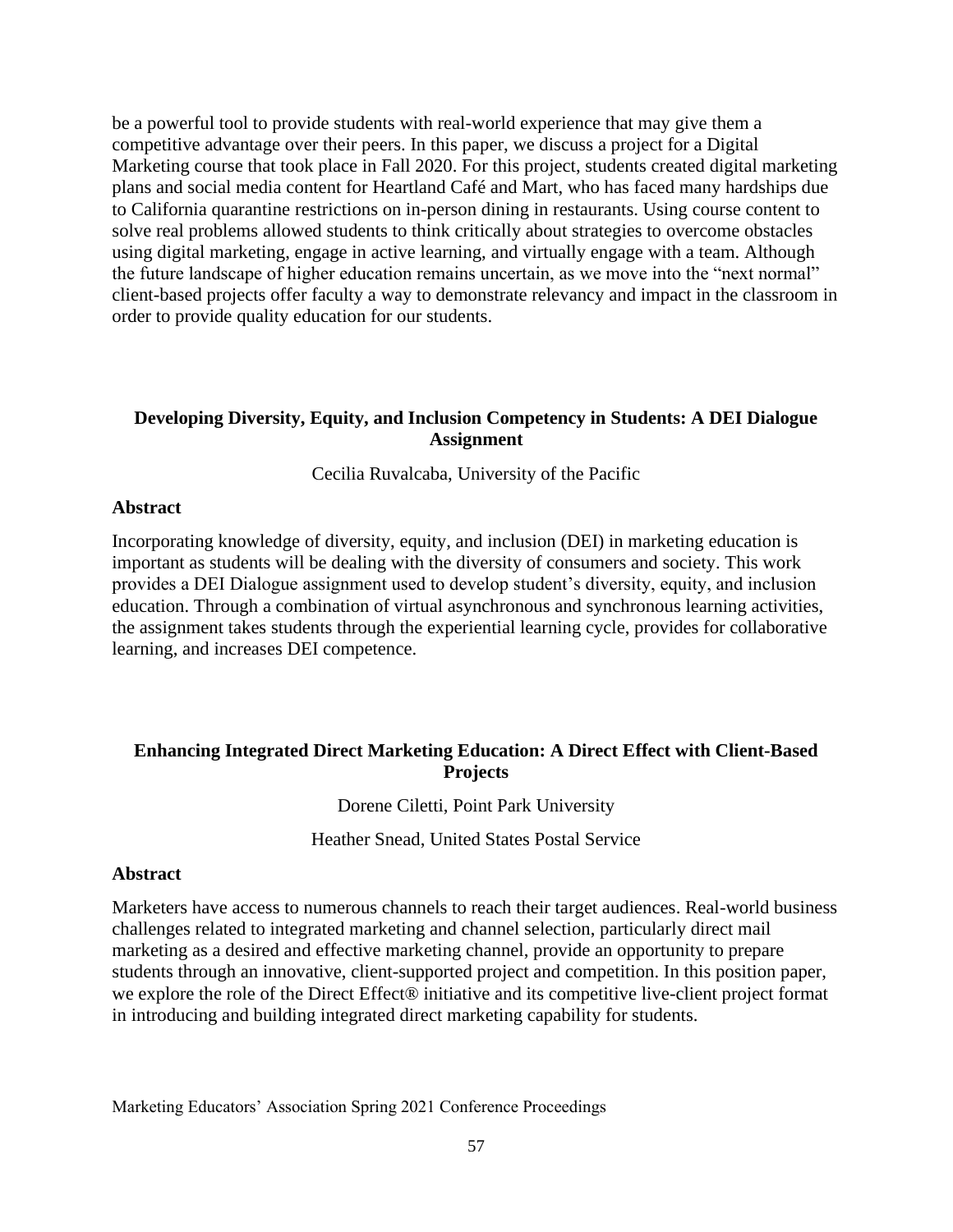be a powerful tool to provide students with real-world experience that may give them a competitive advantage over their peers. In this paper, we discuss a project for a Digital Marketing course that took place in Fall 2020. For this project, students created digital marketing plans and social media content for Heartland Café and Mart, who has faced many hardships due to California quarantine restrictions on in-person dining in restaurants. Using course content to solve real problems allowed students to think critically about strategies to overcome obstacles using digital marketing, engage in active learning, and virtually engage with a team. Although the future landscape of higher education remains uncertain, as we move into the "next normal" client-based projects offer faculty a way to demonstrate relevancy and impact in the classroom in order to provide quality education for our students.

## Developing Diversity, Equity, and Inclusion Competency in Students: A DEI Dialogue Assignment

Cecilia Ruvalcaba, University of the Pacific

### Abstract

Incorporating knowledge of diversity, equity, and inclusion (DEI) in marketing education is important as students will be dealing with the diversity of consumers and society. This work provides a DEI Dialogue assignment used to develop student's diversity, equity, and inclusion education. Through a combination of virtual asynchronous and synchronous learning activities, the assignment takes students through the experiential learning cycle, provides for collaborative learning, and increases DEI competence.

## Enhancing Integrated Direct Marketing Education: A Direct Effect with Client-Based Projects

Dorene Ciletti, Point Park University

Heather Snead, United States Postal Service

### Abstract

Marketers have access to numerous channels to reach their target audiences. Real-world business challenges related to integrated marketing and channel selection, particularly direct mail marketing as a desired and effective marketing channel, provide an opportunity to prepare students through an innovative, client-supported project and competition. In this position paper, we explore the role of the Direct Effect® initiative and its competitive live-client project format in introducing and building integrated direct marketing capability for students.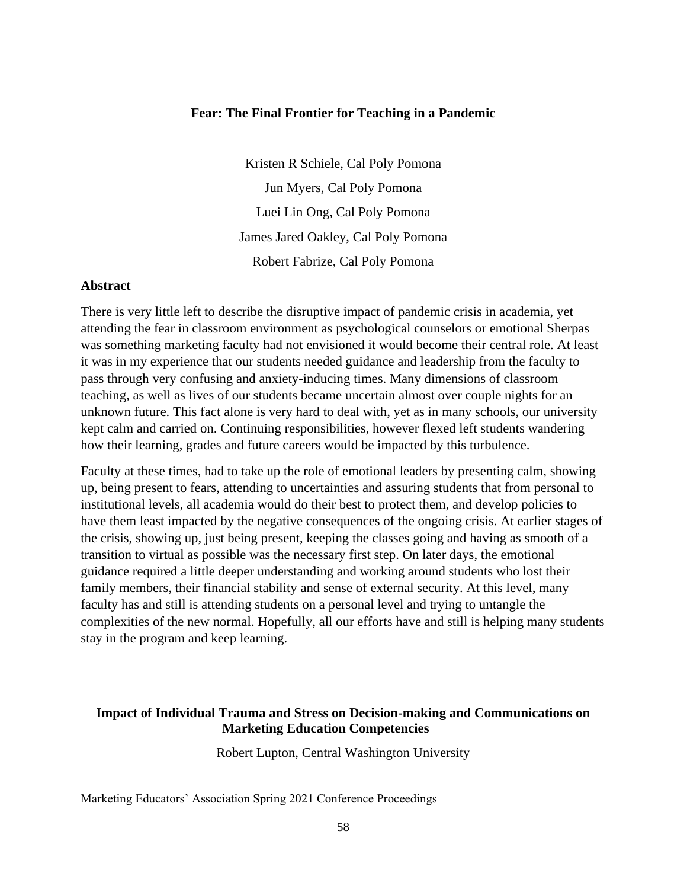### Fear: The Final Frontier for Teaching in a Pandemic

Kristen R Schiele, Cal Poly Pomona

Jun Myers, Cal Poly Pomona

Luei Lin Ong, Cal Poly Pomona

James Jared Oakley, Cal Poly Pomona

Robert Fabrize, Cal Poly Pomona

#### Abstract

There is very little left to describe the disruptive impact of pandemic crisis in academia, yet attending the fear in classroom environment as psychological counselors or emotional Sherpas was something marketing faculty had not envisioned it would become their central role. At least it was in my experience that our students needed guidance and leadership from the faculty to pass through very confusing and anxiety-inducing times. Many dimensions of classroom teaching, as well as lives of our students became uncertain almost over couple nights for an unknown future. This fact alone is very hard to deal with, yet as in many schools, our university kept calm and carried on. Continuing responsibilities, however flexed left students wandering how their learning, grades and future careers would be impacted by this turbulence.

Faculty at these times, had to take up the role of emotional leaders by presenting calm, showing up, being present to fears, attending to uncertainties and assuring students that from personal to institutional levels, all academia would do their best to protect them, and develop policies to have them least impacted by the negative consequences of the ongoing crisis. At earlier stages of the crisis, showing up, just being present, keeping the classes going and having as smooth of a transition to virtual as possible was the necessary first step. On later days, the emotional guidance required a little deeper understanding and working around students who lost their family members, their financial stability and sense of external security. At this level, many faculty has and still is attending students on a personal level and trying to untangle the complexities of the new normal. Hopefully, all our efforts have and still is helping many students stay in the program and keep learning.

### Impact of Individual Trauma and Stress on Decision-making and Communications on Marketing Education Competencies

Robert Lupton, Central Washington University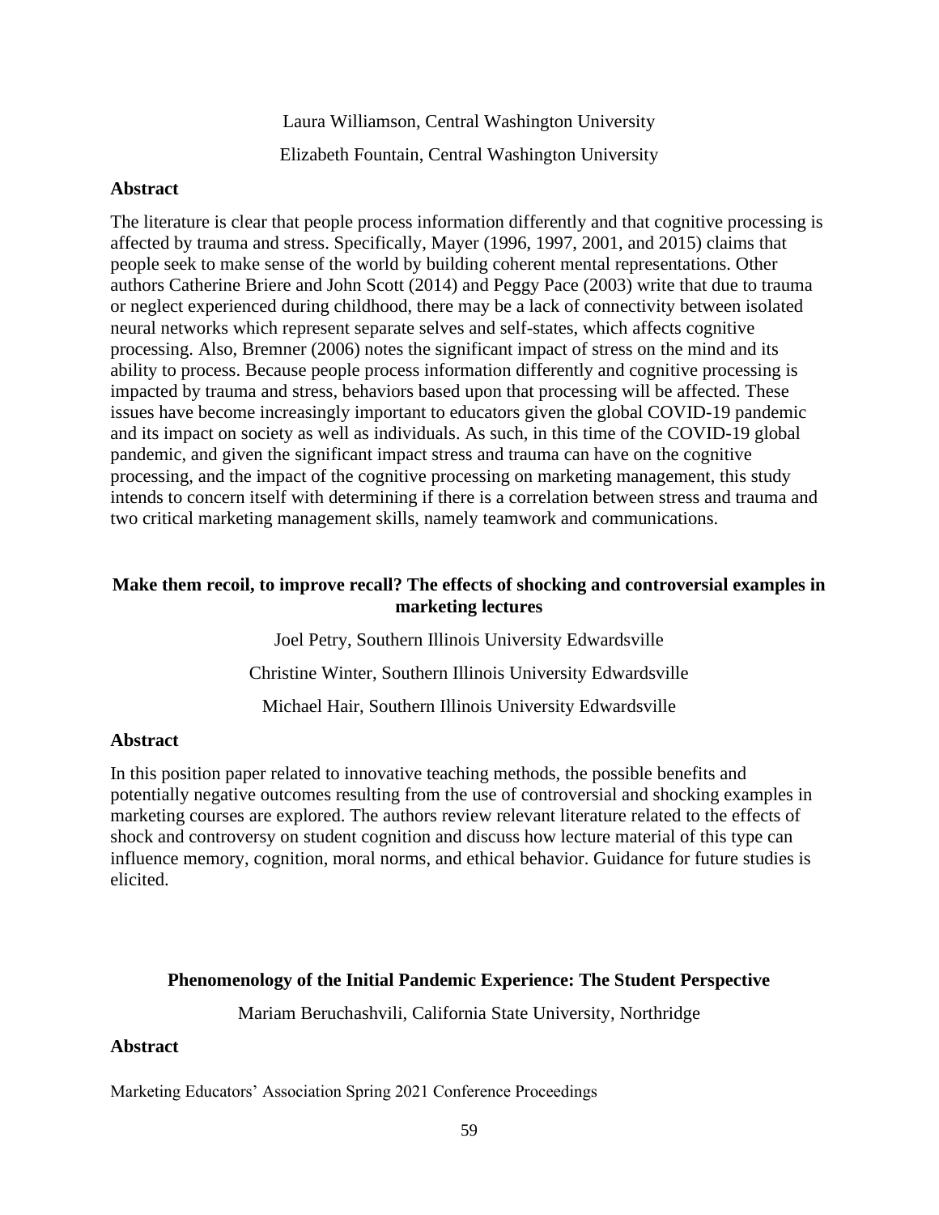Laura Williamson, Central Washington University

Elizabeth Fountain, Central Washington University

### Abstract

The literature is clear that people process information differently and that cognitive processing is affected by trauma and stress. Specifically, Mayer (1996, 1997, 2001, and 2015) claims that people seek to make sense of the world by building coherent mental representations. Other authors Catherine Briere and John Scott (2014) and Peggy Pace (2003) write that due to trauma or neglect experienced during childhood, there may be a lack of connectivity between isolated neural networks which represent separate selves and self-states, which affects cognitive processing. Also, Bremner (2006) notes the significant impact of stress on the mind and its ability to process. Because people process information differently and cognitive processing is impacted by trauma and stress, behaviors based upon that processing will be affected. These issues have become increasingly important to educators given the global COVID-19 pandemic and its impact on society as well as individuals. As such, in this time of the COVID-19 global pandemic, and given the significant impact stress and trauma can have on the cognitive processing, and the impact of the cognitive processing on marketing management, this study intends to concern itself with determining if there is a correlation between stress and trauma and two critical marketing management skills, namely teamwork and communications.

## Make them recoil, to improve recall? The effects of shocking and controversial examples in marketing lectures

Joel Petry, Southern Illinois University Edwardsville

Christine Winter, Southern Illinois University Edwardsville

Michael Hair, Southern Illinois University Edwardsville

### Abstract

In this position paper related to innovative teaching methods, the possible benefits and potentially negative outcomes resulting from the use of controversial and shocking examples in marketing courses are explored. The authors review relevant literature related to the effects of shock and controversy on student cognition and discuss how lecture material of this type can influence memory, cognition, moral norms, and ethical behavior. Guidance for future studies is elicited.

## Phenomenology of the Initial Pandemic Experience: The Student Perspective

Mariam Beruchashvili, California State University, Northridge

### Abstract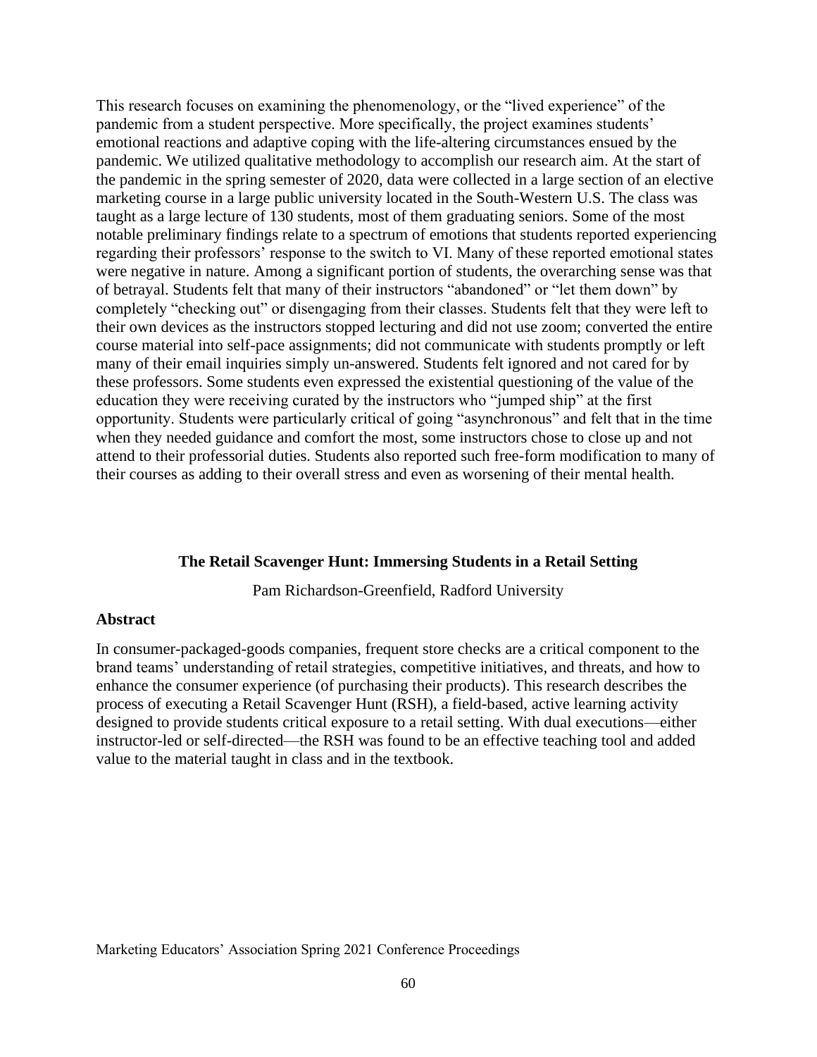This research focuses on examining the phenomenology, or the "lived experience" of the pandemic from a student perspective. More specifically, the project examines students' emotional reactions and adaptive coping with the life-altering circumstances ensued by the pandemic. We utilized qualitative methodology to accomplish our research aim. At the start of the pandemic in the spring semester of 2020, data were collected in a large section of an elective marketing course in a large public university located in the South-Western U.S. The class was taught as a large lecture of 130 students, most of them graduating seniors. Some of the most notable preliminary findings relate to a spectrum of emotions that students reported experiencing regarding their professors' response to the switch to VI. Many of these reported emotional states were negative in nature. Among a significant portion of students, the overarching sense was that of betrayal. Students felt that many of their instructors "abandoned" or "let them down" by completely "checking out" or disengaging from their classes. Students felt that they were left to their own devices as the instructors stopped lecturing and did not use zoom; converted the entire course material into self-pace assignments; did not communicate with students promptly or left many of their email inquiries simply un-answered. Students felt ignored and not cared for by these professors. Some students even expressed the existential questioning of the value of the education they were receiving curated by the instructors who "jumped ship" at the first opportunity. Students were particularly critical of going "asynchronous" and felt that in the time when they needed guidance and comfort the most, some instructors chose to close up and not attend to their professorial duties. Students also reported such free-form modification to many of their courses as adding to their overall stress and even as worsening of their mental health.

## The Retail Scavenger Hunt: Immersing Students in a Retail Setting

Pam Richardson-Greenfield, Radford University

### Abstract

In consumer-packaged-goods companies, frequent store checks are a critical component to the brand teams' understanding of retail strategies, competitive initiatives, and threats, and how to enhance the consumer experience (of purchasing their products). This research describes the process of executing a Retail Scavenger Hunt (RSH), a field-based, active learning activity designed to provide students critical exposure to a retail setting. With dual executions—either instructor-led or self-directed—the RSH was found to be an effective teaching tool and added value to the material taught in class and in the textbook.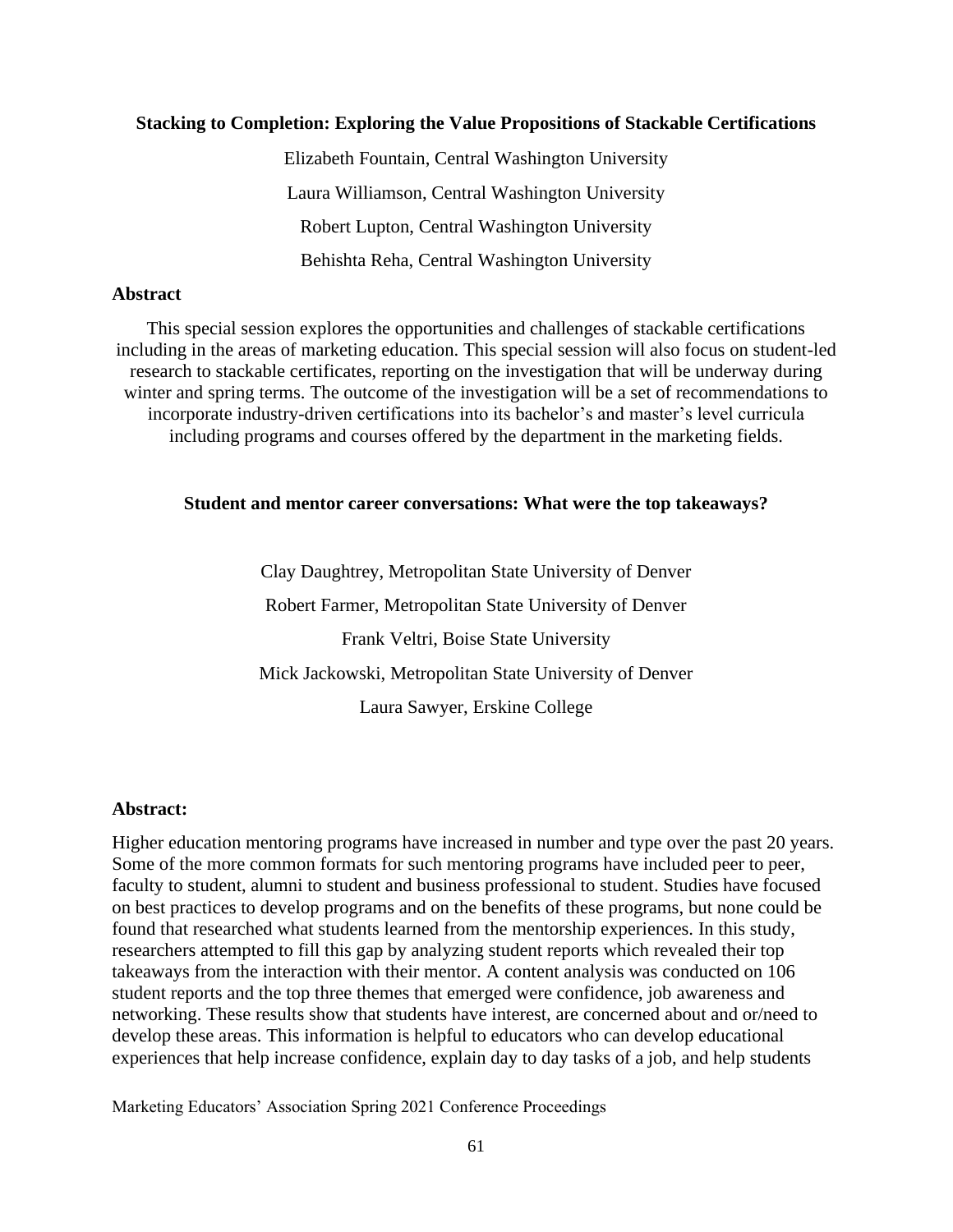### Stacking to Completion: Exploring the Value Propositions of Stackable Certifications

Elizabeth Fountain, Central Washington University

Laura Williamson, Central Washington University

Robert Lupton, Central Washington University

Behishta Reha, Central Washington University

#### Abstract

This special session explores the opportunities and challenges of stackable certifications including in the areas of marketing education. This special session will also focus on student-led research to stackable certificates, reporting on the investigation that will be underway during winter and spring terms. The outcome of the investigation will be a set of recommendations to incorporate industry-driven certifications into its bachelor's and master's level curricula including programs and courses offered by the department in the marketing fields.

### Student and mentor career conversations: What were the top takeaways?

Clay Daughtrey, Metropolitan State University of Denver

Robert Farmer, Metropolitan State University of Denver

Frank Veltri, Boise State University

Mick Jackowski, Metropolitan State University of Denver

Laura Sawyer, Erskine College

#### Abstract:

Higher education mentoring programs have increased in number and type over the past 20 years. Some of the more common formats for such mentoring programs have included peer to peer, faculty to student, alumni to student and business professional to student. Studies have focused on best practices to develop programs and on the benefits of these programs, but none could be found that researched what students learned from the mentorship experiences. In this study, researchers attempted to fill this gap by analyzing student reports which revealed their top takeaways from the interaction with their mentor. A content analysis was conducted on 106 student reports and the top three themes that emerged were confidence, job awareness and networking. These results show that students have interest, are concerned about and or/need to develop these areas. This information is helpful to educators who can develop educational experiences that help increase confidence, explain day to day tasks of a job, and help students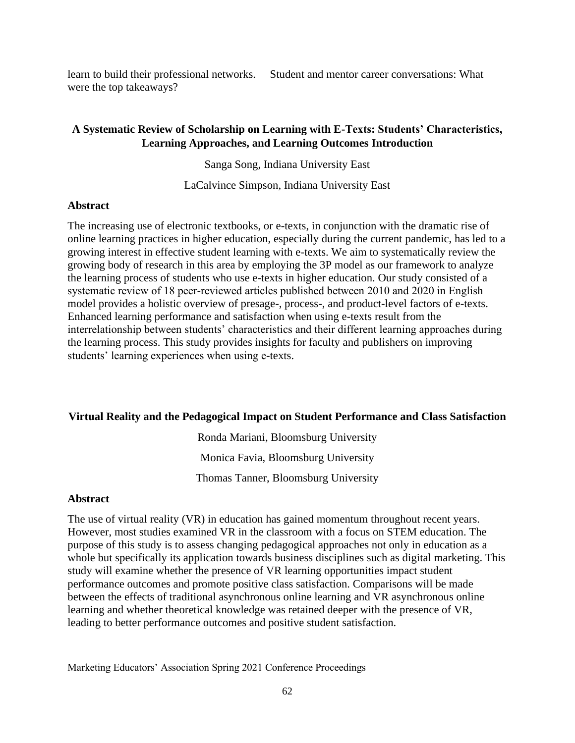learn to build their professional networks.     Student and mentor career conversations: What were the top takeaways?

### A Systematic Review of Scholarship on Learning with E-Texts: Students' Characteristics, Learning Approaches, and Learning Outcomes Introduction

Sanga Song, Indiana University East

LaCalvince Simpson, Indiana University East

#### Abstract

The increasing use of electronic textbooks, or e-texts, in conjunction with the dramatic rise of online learning practices in higher education, especially during the current pandemic, has led to a growing interest in effective student learning with e-texts. We aim to systematically review the growing body of research in this area by employing the 3P model as our framework to analyze the learning process of students who use e-texts in higher education. Our study consisted of a systematic review of 18 peer-reviewed articles published between 2010 and 2020 in English model provides a holistic overview of presage-, process-, and product-level factors of e-texts. Enhanced learning performance and satisfaction when using e-texts result from the interrelationship between students' characteristics and their different learning approaches during the learning process. This study provides insights for faculty and publishers on improving students' learning experiences when using e-texts.

### Virtual Reality and the Pedagogical Impact on Student Performance and Class Satisfaction

Ronda Mariani, Bloomsburg University

Monica Favia, Bloomsburg University

Thomas Tanner, Bloomsburg University

#### Abstract

The use of virtual reality (VR) in education has gained momentum throughout recent years. However, most studies examined VR in the classroom with a focus on STEM education. The purpose of this study is to assess changing pedagogical approaches not only in education as a whole but specifically its application towards business disciplines such as digital marketing. This study will examine whether the presence of VR learning opportunities impact student performance outcomes and promote positive class satisfaction. Comparisons will be made between the effects of traditional asynchronous online learning and VR asynchronous online learning and whether theoretical knowledge was retained deeper with the presence of VR, leading to better performance outcomes and positive student satisfaction.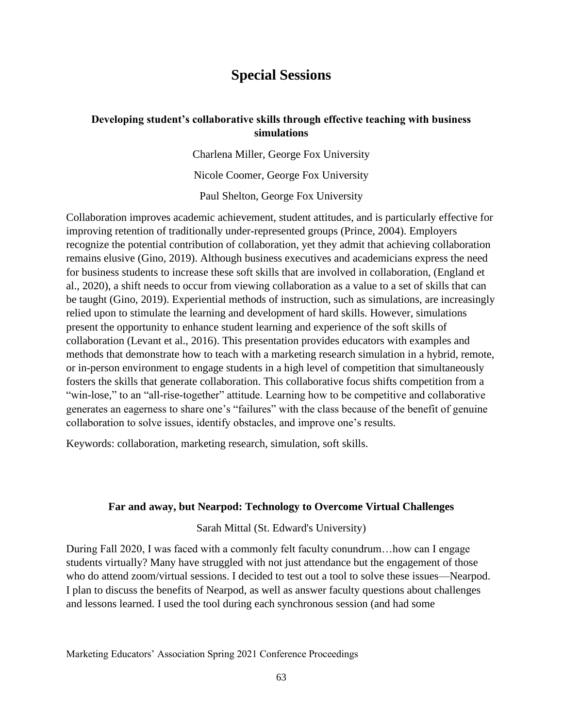# Special Sessions

### Developing student's collaborative skills through effective teaching with business simulations

Charlena Miller, George Fox University

Nicole Coomer, George Fox University

Paul Shelton, George Fox University

Collaboration improves academic achievement, student attitudes, and is particularly effective for improving retention of traditionally under-represented groups (Prince, 2004). Employers recognize the potential contribution of collaboration, yet they admit that achieving collaboration remains elusive (Gino, 2019). Although business executives and academicians express the need for business students to increase these soft skills that are involved in collaboration, (England et al., 2020), a shift needs to occur from viewing collaboration as a value to a set of skills that can be taught (Gino, 2019). Experiential methods of instruction, such as simulations, are increasingly relied upon to stimulate the learning and development of hard skills. However, simulations present the opportunity to enhance student learning and experience of the soft skills of collaboration (Levant et al., 2016). This presentation provides educators with examples and methods that demonstrate how to teach with a marketing research simulation in a hybrid, remote, or in-person environment to engage students in a high level of competition that simultaneously fosters the skills that generate collaboration. This collaborative focus shifts competition from a "win-lose," to an "all-rise-together" attitude. Learning how to be competitive and collaborative generates an eagerness to share one's "failures" with the class because of the benefit of genuine collaboration to solve issues, identify obstacles, and improve one's results.

Keywords: collaboration, marketing research, simulation, soft skills.

### Far and away, but Nearpod: Technology to Overcome Virtual Challenges

Sarah Mittal (St. Edward's University)

During Fall 2020, I was faced with a commonly felt faculty conundrum…how can I engage students virtually? Many have struggled with not just attendance but the engagement of those who do attend zoom/virtual sessions. I decided to test out a tool to solve these issues—Nearpod. I plan to discuss the benefits of Nearpod, as well as answer faculty questions about challenges and lessons learned. I used the tool during each synchronous session (and had some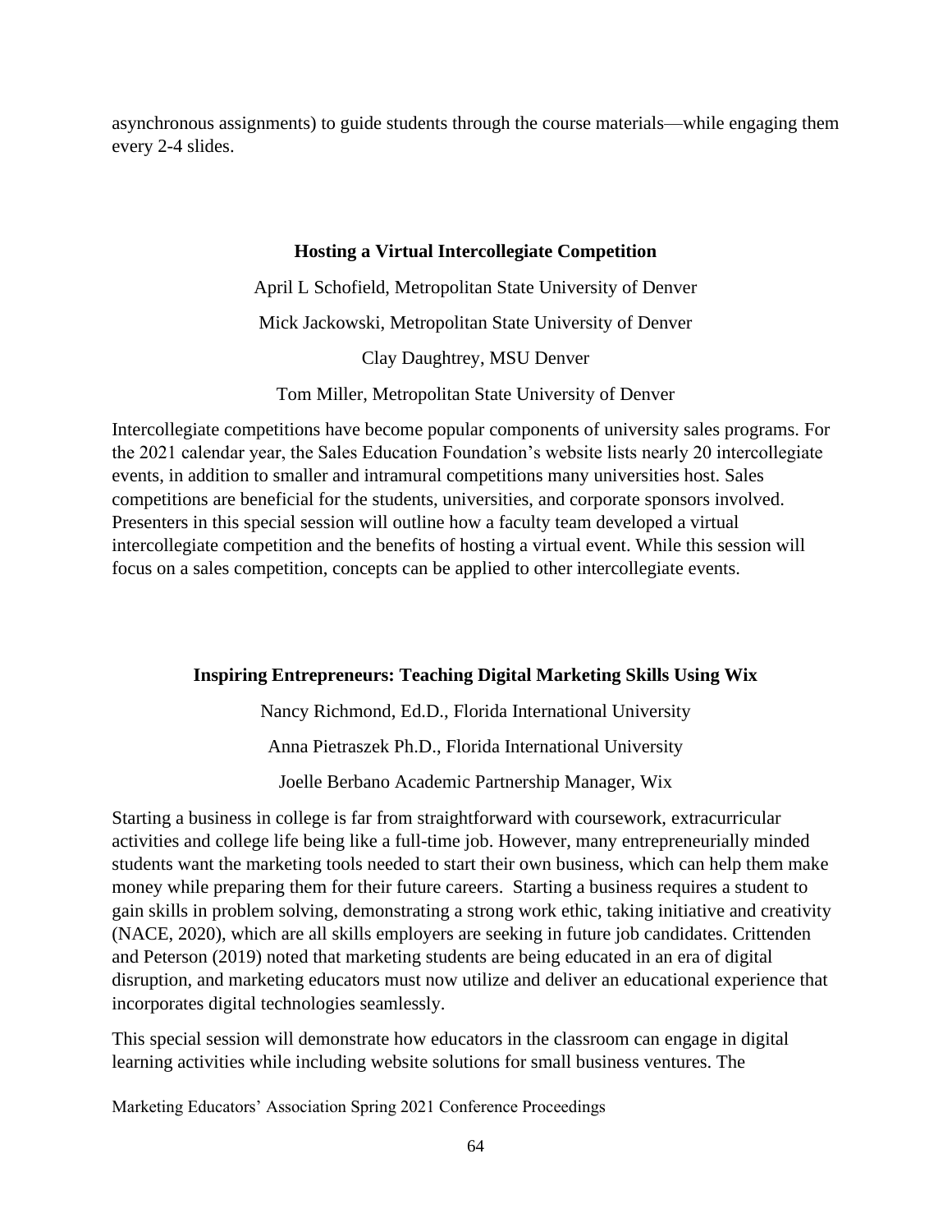asynchronous assignments) to guide students through the course materials—while engaging them every 2-4 slides.

### Hosting a Virtual Intercollegiate Competition

April L Schofield, Metropolitan State University of Denver

Mick Jackowski, Metropolitan State University of Denver

Clay Daughtrey, MSU Denver

Tom Miller, Metropolitan State University of Denver

Intercollegiate competitions have become popular components of university sales programs. For the 2021 calendar year, the Sales Education Foundation's website lists nearly 20 intercollegiate events, in addition to smaller and intramural competitions many universities host. Sales competitions are beneficial for the students, universities, and corporate sponsors involved. Presenters in this special session will outline how a faculty team developed a virtual intercollegiate competition and the benefits of hosting a virtual event. While this session will focus on a sales competition, concepts can be applied to other intercollegiate events.

### Inspiring Entrepreneurs: Teaching Digital Marketing Skills Using Wix

Nancy Richmond, Ed.D., Florida International University

Anna Pietraszek Ph.D., Florida International University

Joelle Berbano Academic Partnership Manager, Wix

Starting a business in college is far from straightforward with coursework, extracurricular activities and college life being like a full-time job. However, many entrepreneurially minded students want the marketing tools needed to start their own business, which can help them make money while preparing them for their future careers. Starting a business requires a student to gain skills in problem solving, demonstrating a strong work ethic, taking initiative and creativity (NACE, 2020), which are all skills employers are seeking in future job candidates. Crittenden and Peterson (2019) noted that marketing students are being educated in an era of digital disruption, and marketing educators must now utilize and deliver an educational experience that incorporates digital technologies seamlessly.

This special session will demonstrate how educators in the classroom can engage in digital learning activities while including website solutions for small business ventures. The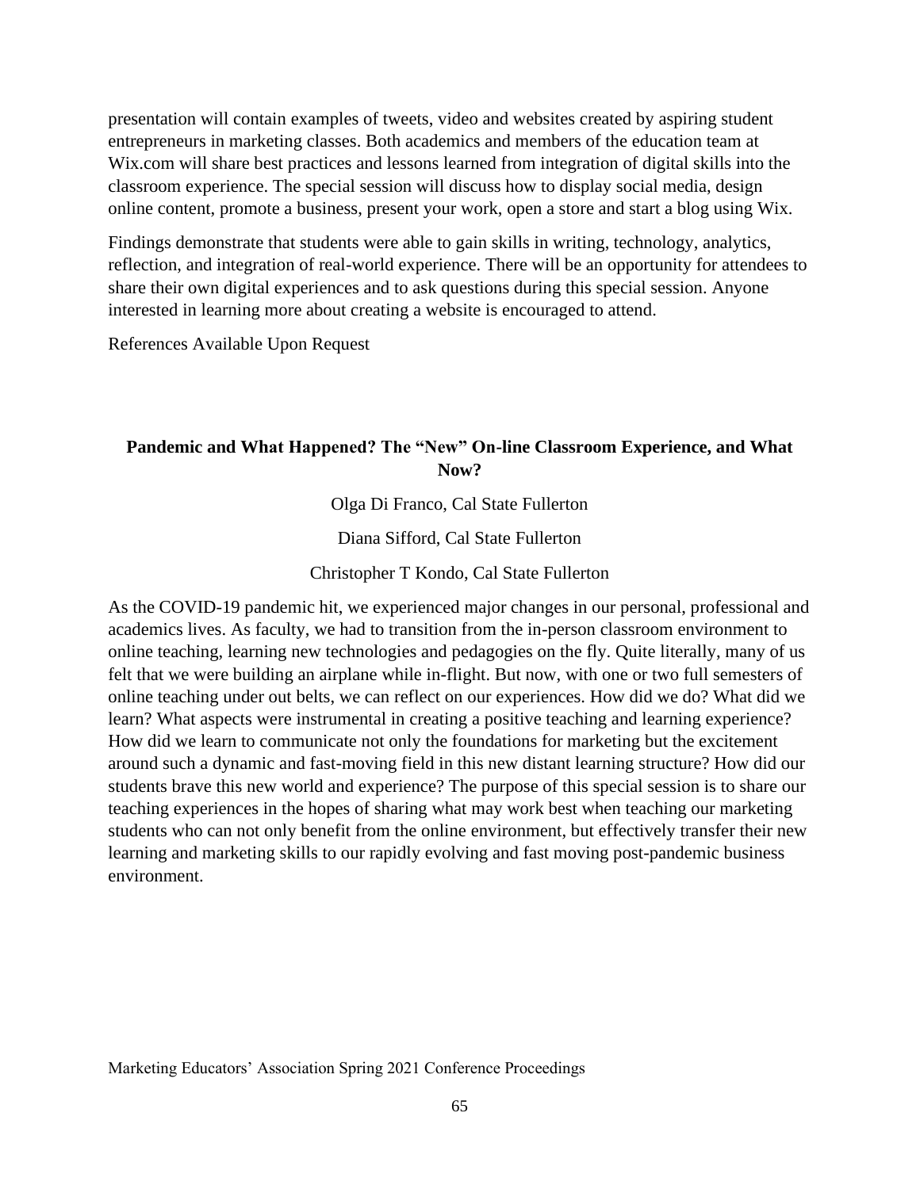presentation will contain examples of tweets, video and websites created by aspiring student entrepreneurs in marketing classes. Both academics and members of the education team at Wix.com will share best practices and lessons learned from integration of digital skills into the classroom experience. The special session will discuss how to display social media, design online content, promote a business, present your work, open a store and start a blog using Wix.

Findings demonstrate that students were able to gain skills in writing, technology, analytics, reflection, and integration of real-world experience. There will be an opportunity for attendees to share their own digital experiences and to ask questions during this special session. Anyone interested in learning more about creating a website is encouraged to attend.

References Available Upon Request

## Pandemic and What Happened? The "New" On-line Classroom Experience, and What Now?

Olga Di Franco, Cal State Fullerton

Diana Sifford, Cal State Fullerton

Christopher T Kondo, Cal State Fullerton

As the COVID-19 pandemic hit, we experienced major changes in our personal, professional and academics lives. As faculty, we had to transition from the in-person classroom environment to online teaching, learning new technologies and pedagogies on the fly. Quite literally, many of us felt that we were building an airplane while in-flight. But now, with one or two full semesters of online teaching under out belts, we can reflect on our experiences. How did we do? What did we learn? What aspects were instrumental in creating a positive teaching and learning experience? How did we learn to communicate not only the foundations for marketing but the excitement around such a dynamic and fast-moving field in this new distant learning structure? How did our students brave this new world and experience? The purpose of this special session is to share our teaching experiences in the hopes of sharing what may work best when teaching our marketing students who can not only benefit from the online environment, but effectively transfer their new learning and marketing skills to our rapidly evolving and fast moving post-pandemic business environment.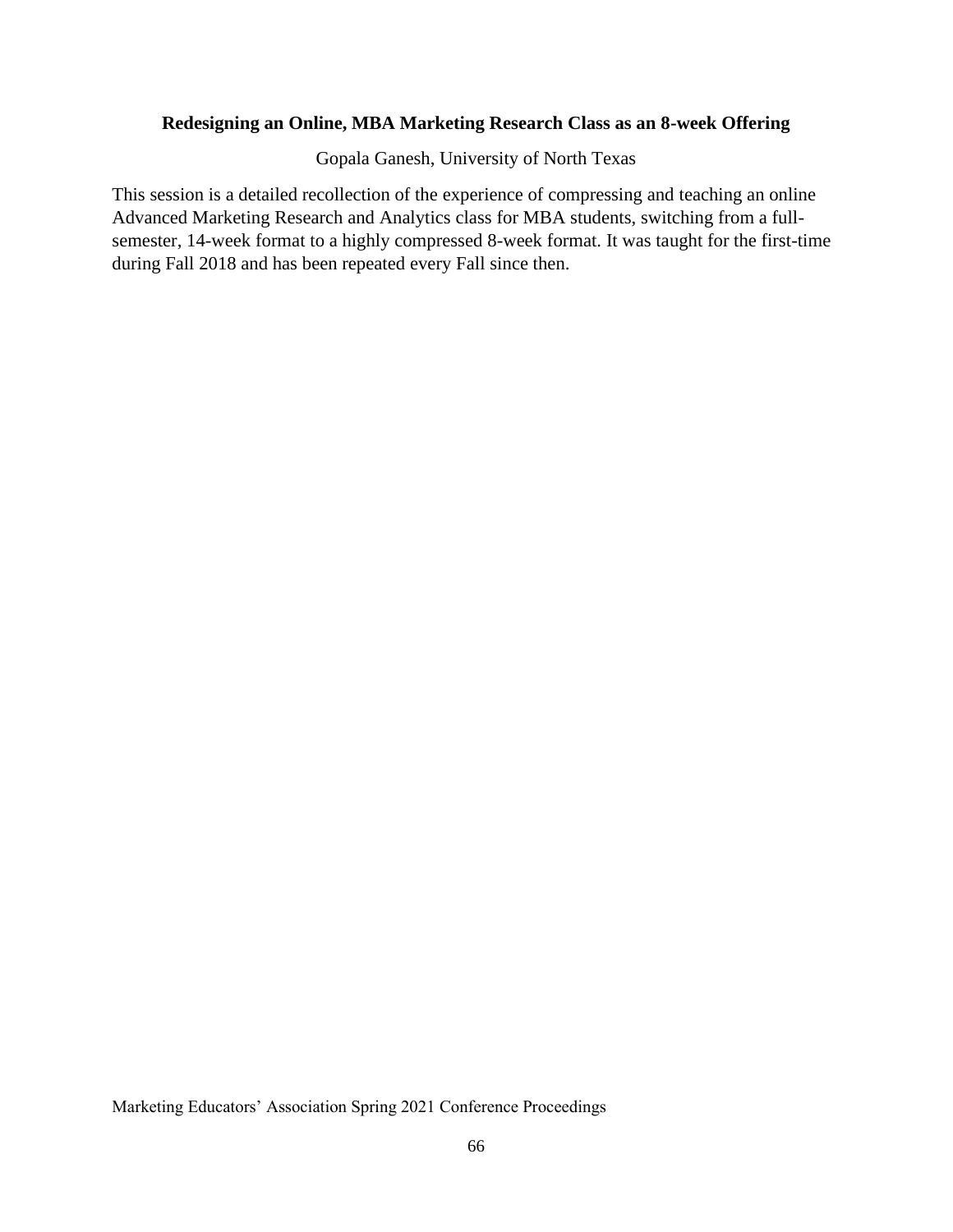## Redesigning an Online, MBA Marketing Research Class as an 8-week Offering

Gopala Ganesh, University of North Texas

This session is a detailed recollection of the experience of compressing and teaching an online Advanced Marketing Research and Analytics class for MBA students, switching from a full-semester, 14-week format to a highly compressed 8-week format. It was taught for the first-time during Fall 2018 and has been repeated every Fall since then.